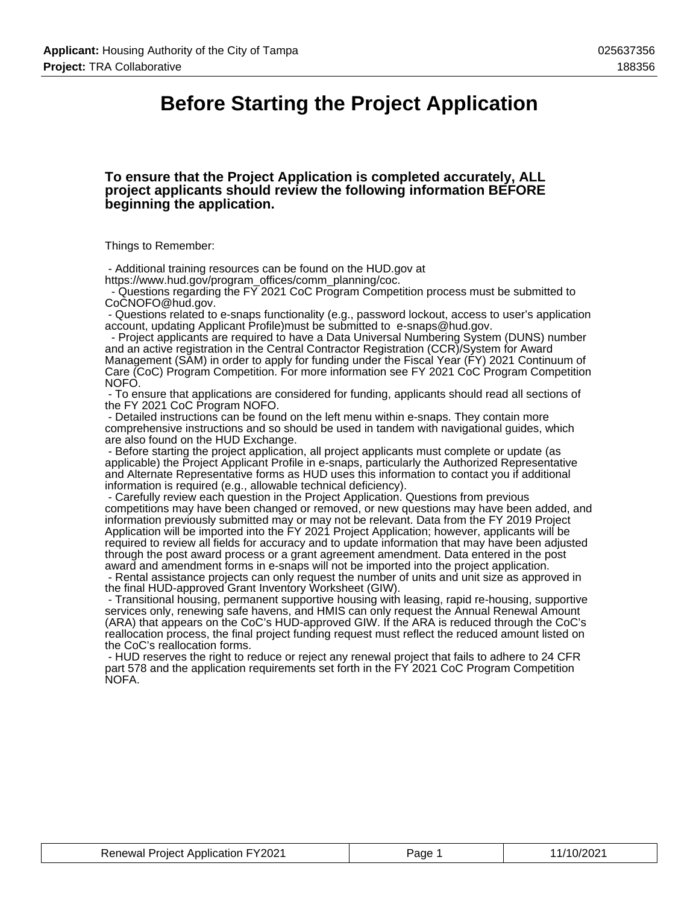# Before Starting the Project Application

### To ensure that the Project Application is completed accurately, ALL project applicants should review the following information BEFORE beginning the application.

Things to Remember:

- Additional training resources can be found on the HUD.gov at https://www.hud.gov/program_offices/comm_planning/coc.
- Questions regarding the FY 2021 CoC Program Competition process must be submitted to CoCNOFO@hud.gov.
- Questions related to e-snaps functionality (e.g., password lockout, access to user's application account, updating Applicant Profile)must be submitted to e-snaps@hud.gov.
- Project applicants are required to have a Data Universal Numbering System (DUNS) number and an active registration in the Central Contractor Registration (CCR)/System for Award Management (SAM) in order to apply for funding under the Fiscal Year (FY) 2021 Continuum of Care (CoC) Program Competition. For more information see FY 2021 CoC Program Competition NOFO.
- To ensure that applications are considered for funding, applicants should read all sections of the FY 2021 CoC Program NOFO.
- Detailed instructions can be found on the left menu within e-snaps. They contain more comprehensive instructions and so should be used in tandem with navigational guides, which are also found on the HUD Exchange.
- Before starting the project application, all project applicants must complete or update (as applicable) the Project Applicant Profile in e-snaps, particularly the Authorized Representative and Alternate Representative forms as HUD uses this information to contact you if additional information is required (e.g., allowable technical deficiency).
- Carefully review each question in the Project Application. Questions from previous competitions may have been changed or removed, or new questions may have been added, and information previously submitted may or may not be relevant. Data from the FY 2019 Project Application will be imported into the FY 2021 Project Application; however, applicants will be required to review all fields for accuracy and to update information that may have been adjusted through the post award process or a grant agreement amendment. Data entered in the post award and amendment forms in e-snaps will not be imported into the project application.
- Rental assistance projects can only request the number of units and unit size as approved in the final HUD-approved Grant Inventory Worksheet (GIW).
- Transitional housing, permanent supportive housing with leasing, rapid re-housing, supportive services only, renewing safe havens, and HMIS can only request the Annual Renewal Amount (ARA) that appears on the CoC's HUD-approved GIW. If the ARA is reduced through the CoC's reallocation process, the final project funding request must reflect the reduced amount listed on the CoC's reallocation forms.
- HUD reserves the right to reduce or reject any renewal project that fails to adhere to 24 CFR part 578 and the application requirements set forth in the FY 2021 CoC Program Competition NOFA.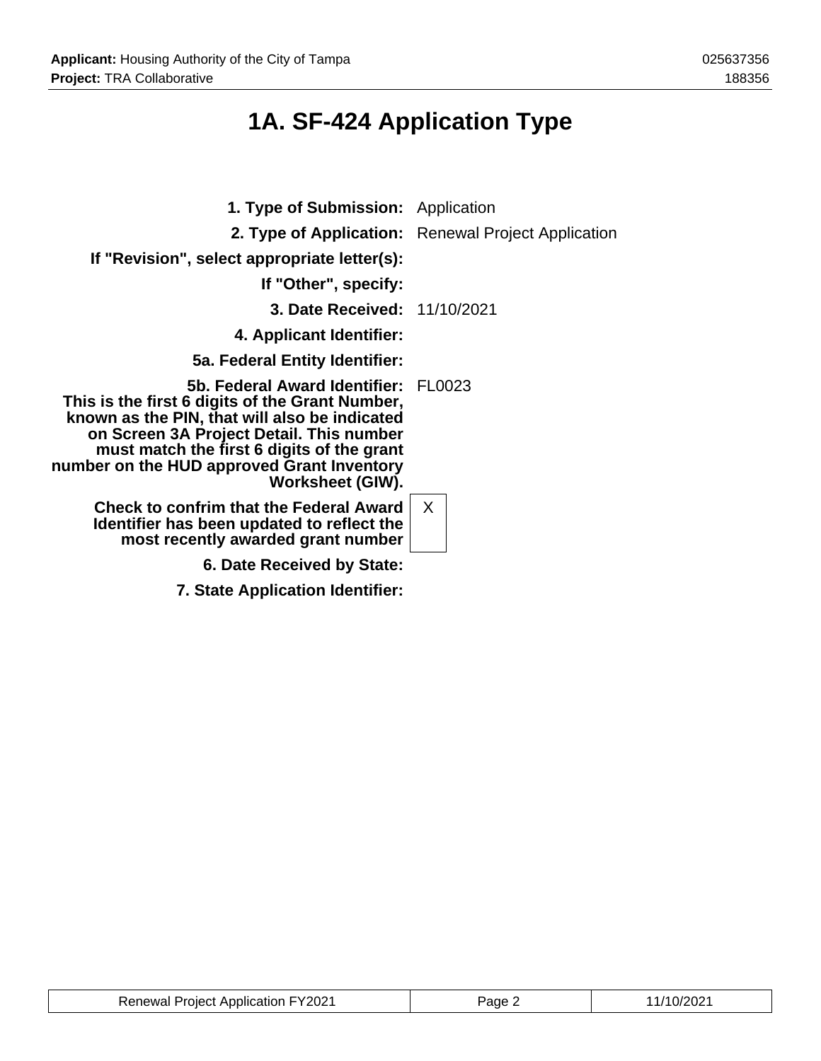# 1A. SF-424 Application Type

**1. Type of Submission:** Application

**2. Type of Application:** Renewal Project Application

**If "Revision", select appropriate letter(s):**

**If "Other", specify:**

**3. Date Received:** 11/10/2021

**4. Applicant Identifier:**

**5a. Federal Entity Identifier:**

**5b. Federal Award Identifier: This is the first 6 digits of the Grant Number, known as the PIN, that will also be indicated on Screen 3A Project Detail. This number must match the first 6 digits of the grant number on the HUD approved Grant Inventory Worksheet (GIW).** FL0023

**Check to confrim that the Federal Award Identifier has been updated to reflect the most recently awarded grant number** X

**6. Date Received by State:**

**7. State Application Identifier:**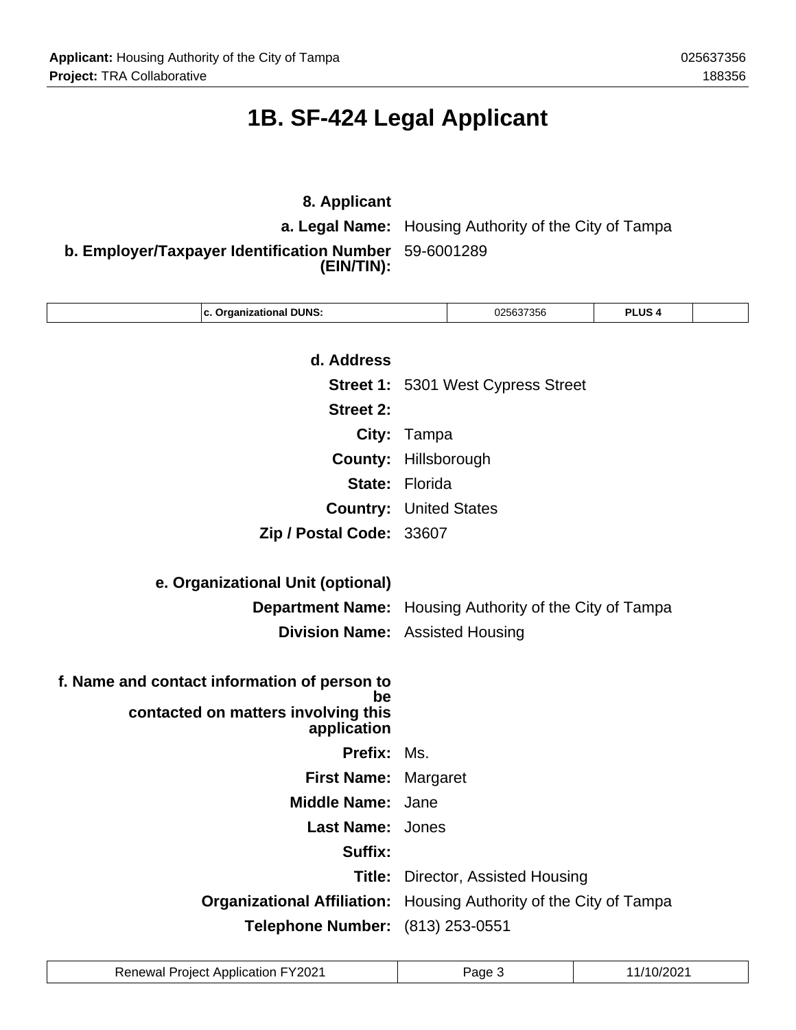# 1B. SF-424 Legal Applicant

**8. Applicant**

**a. Legal Name:** Housing Authority of the City of Tampa

**b. Employer/Taxpayer Identification Number (EIN/TIN):** 59-6001289

| | c. Organizational DUNS: | 025637356 | PLUS 4 | |
|---|---|---|---|---|

**d. Address**

**Street 1:** 5301 West Cypress Street

**Street 2:**

**City:** Tampa

**County:** Hillsborough

**State:** Florida

**Country:** United States

**Zip / Postal Code:** 33607

**e. Organizational Unit (optional)**

**Department Name:** Housing Authority of the City of Tampa

**Division Name:** Assisted Housing

**f. Name and contact information of person to be contacted on matters involving this application**

**Prefix:** Ms.

**First Name:** Margaret

**Middle Name:** Jane

**Last Name:** Jones

**Suffix:**

**Title:** Director, Assisted Housing

**Organizational Affiliation:** Housing Authority of the City of Tampa

**Telephone Number:** (813) 253-0551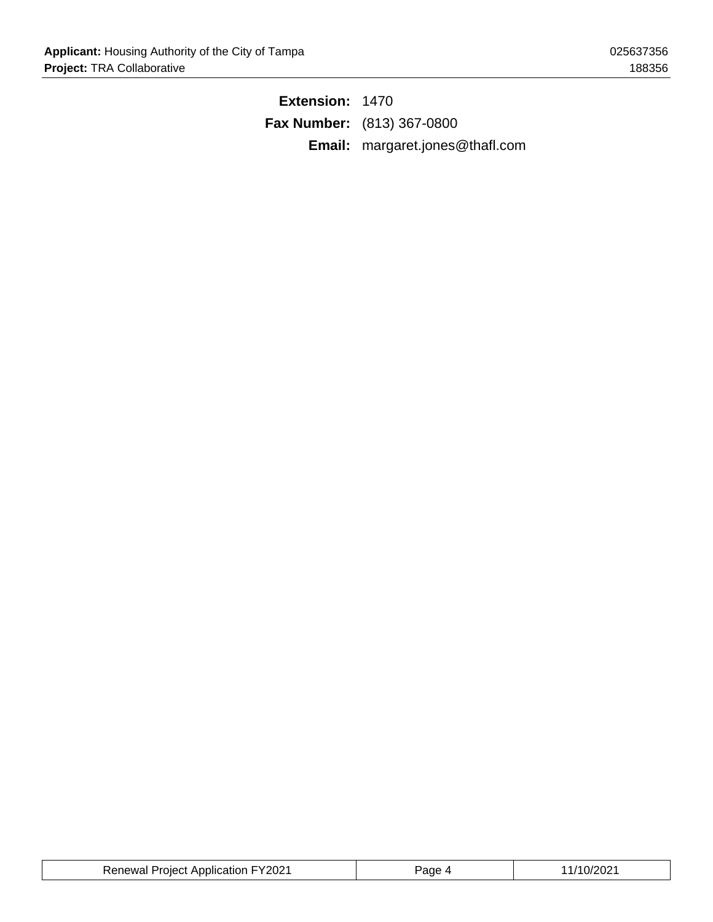**Extension:** 1470

**Fax Number:** (813) 367-0800

**Email:** margaret.jones@thafl.com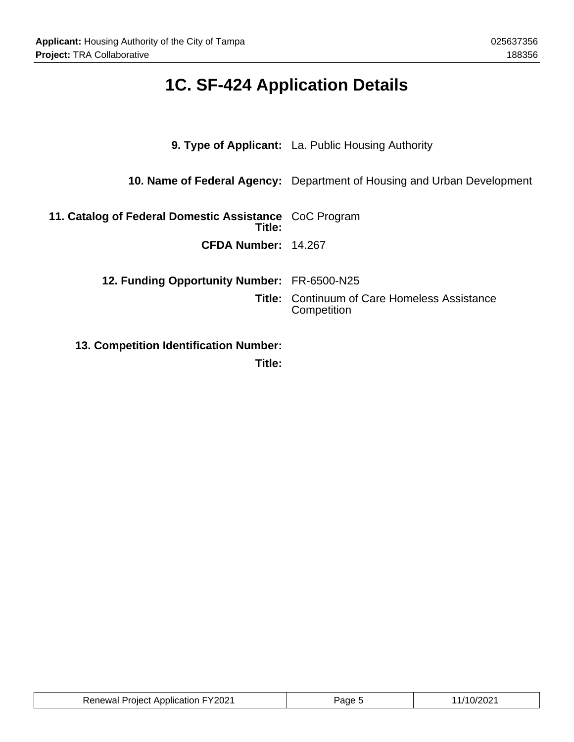# 1C. SF-424 Application Details

| | |
|---|---|
| **9. Type of Applicant:** | La. Public Housing Authority |
| **10. Name of Federal Agency:** | Department of Housing and Urban Development |
| **11. Catalog of Federal Domestic Assistance Title:** | CoC Program |
| **CFDA Number:** | 14.267 |
| **12. Funding Opportunity Number:** | FR-6500-N25 |
| **Title:** | Continuum of Care Homeless Assistance Competition |
| **13. Competition Identification Number:** | |
| **Title:** | |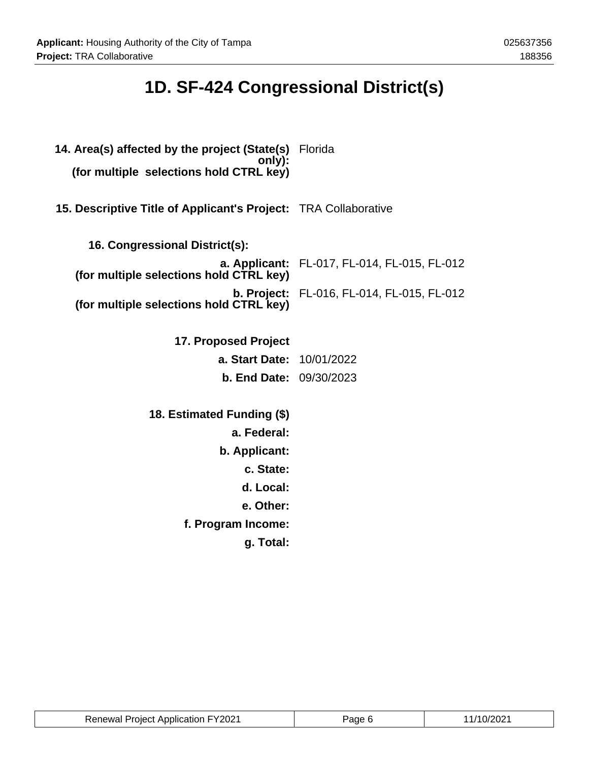# 1D. SF-424 Congressional District(s)

**14. Area(s) affected by the project (State(s) only):**
**(for multiple selections hold CTRL key)** Florida

**15. Descriptive Title of Applicant's Project:** TRA Collaborative

**16. Congressional District(s):**

**a. Applicant:**
**(for multiple selections hold CTRL key)** FL-017, FL-014, FL-015, FL-012

**b. Project:**
**(for multiple selections hold CTRL key)** FL-016, FL-014, FL-015, FL-012

**17. Proposed Project**

**a. Start Date:** 10/01/2022

**b. End Date:** 09/30/2023

**18. Estimated Funding ($)**

**a. Federal:**

**b. Applicant:**

**c. State:**

**d. Local:**

**e. Other:**

**f. Program Income:**

**g. Total:**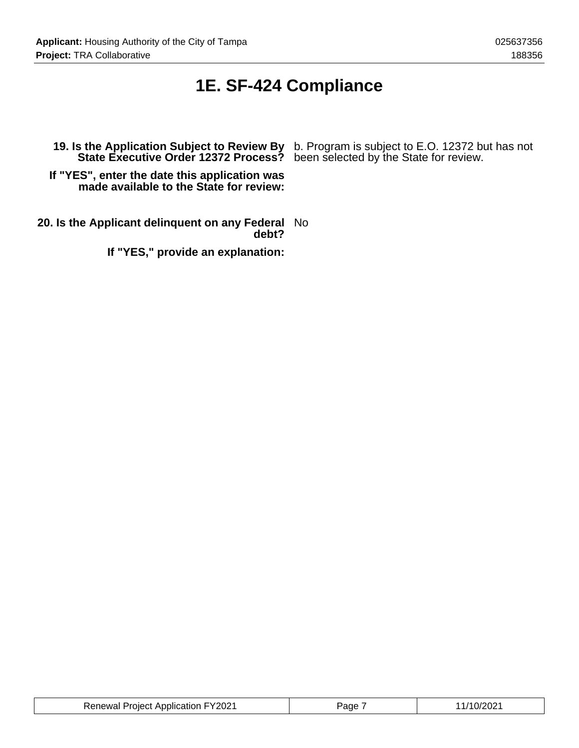# 1E. SF-424 Compliance

**19. Is the Application Subject to Review By State Executive Order 12372 Process?** b. Program is subject to E.O. 12372 but has not been selected by the State for review.

**If "YES", enter the date this application was made available to the State for review:**

**20. Is the Applicant delinquent on any Federal debt?** No

**If "YES," provide an explanation:**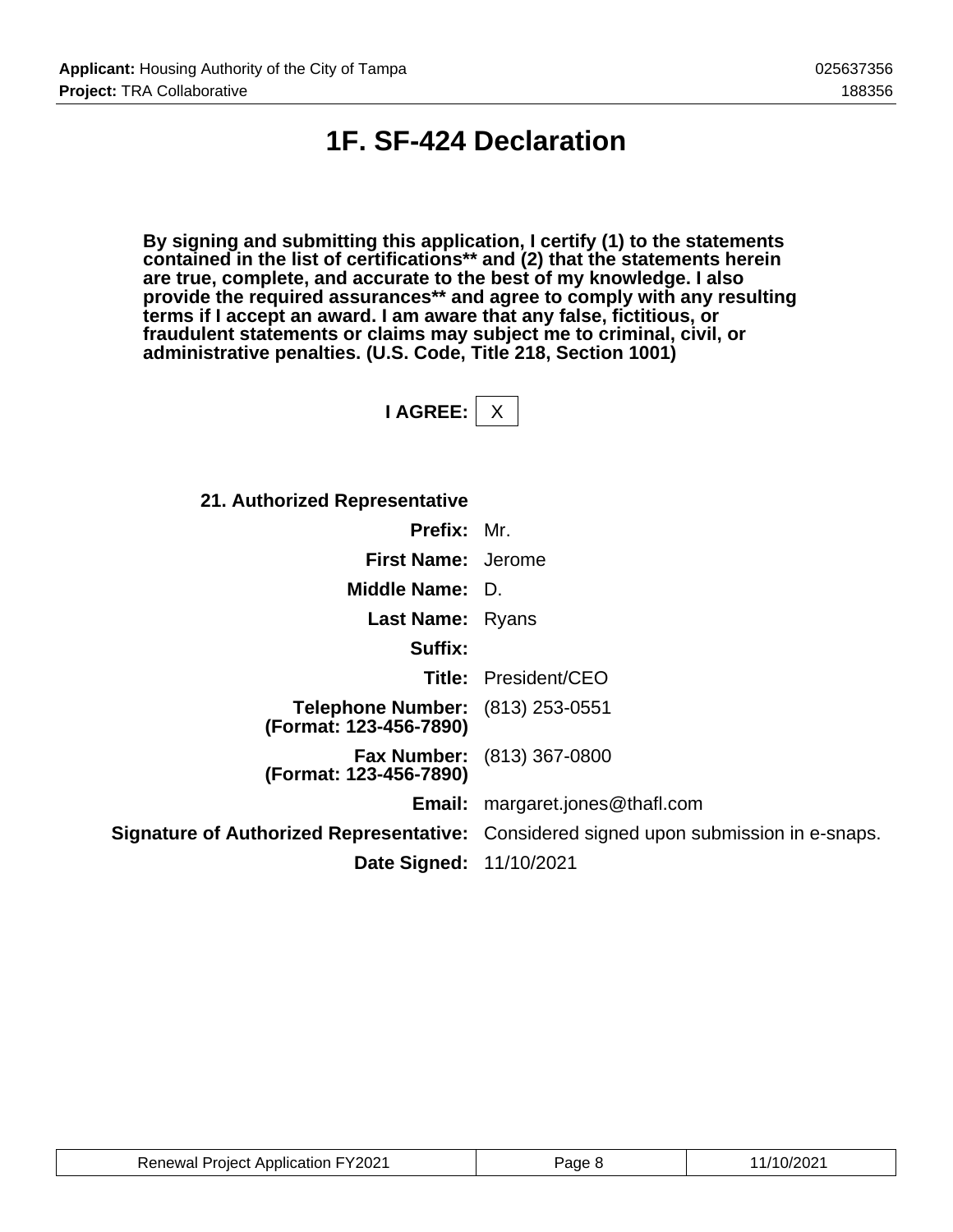# 1F. SF-424 Declaration

**By signing and submitting this application, I certify (1) to the statements contained in the list of certifications** and (2) that the statements herein are true, complete, and accurate to the best of my knowledge. I also provide the required assurances** and agree to comply with any resulting terms if I accept an award. I am aware that any false, fictitious, or fraudulent statements or claims may subject me to criminal, civil, or administrative penalties. (U.S. Code, Title 218, Section 1001)**

**I AGREE:** X

**21. Authorized Representative**

| | |
|---|---|
| **Prefix:** | Mr. |
| **First Name:** | Jerome |
| **Middle Name:** | D. |
| **Last Name:** | Ryans |
| **Suffix:** | |
| **Title:** | President/CEO |
| **Telephone Number: (Format: 123-456-7890)** | (813) 253-0551 |
| **Fax Number: (Format: 123-456-7890)** | (813) 367-0800 |
| **Email:** | margaret.jones@thafl.com |
| **Signature of Authorized Representative:** | Considered signed upon submission in e-snaps. |
| **Date Signed:** | 11/10/2021 |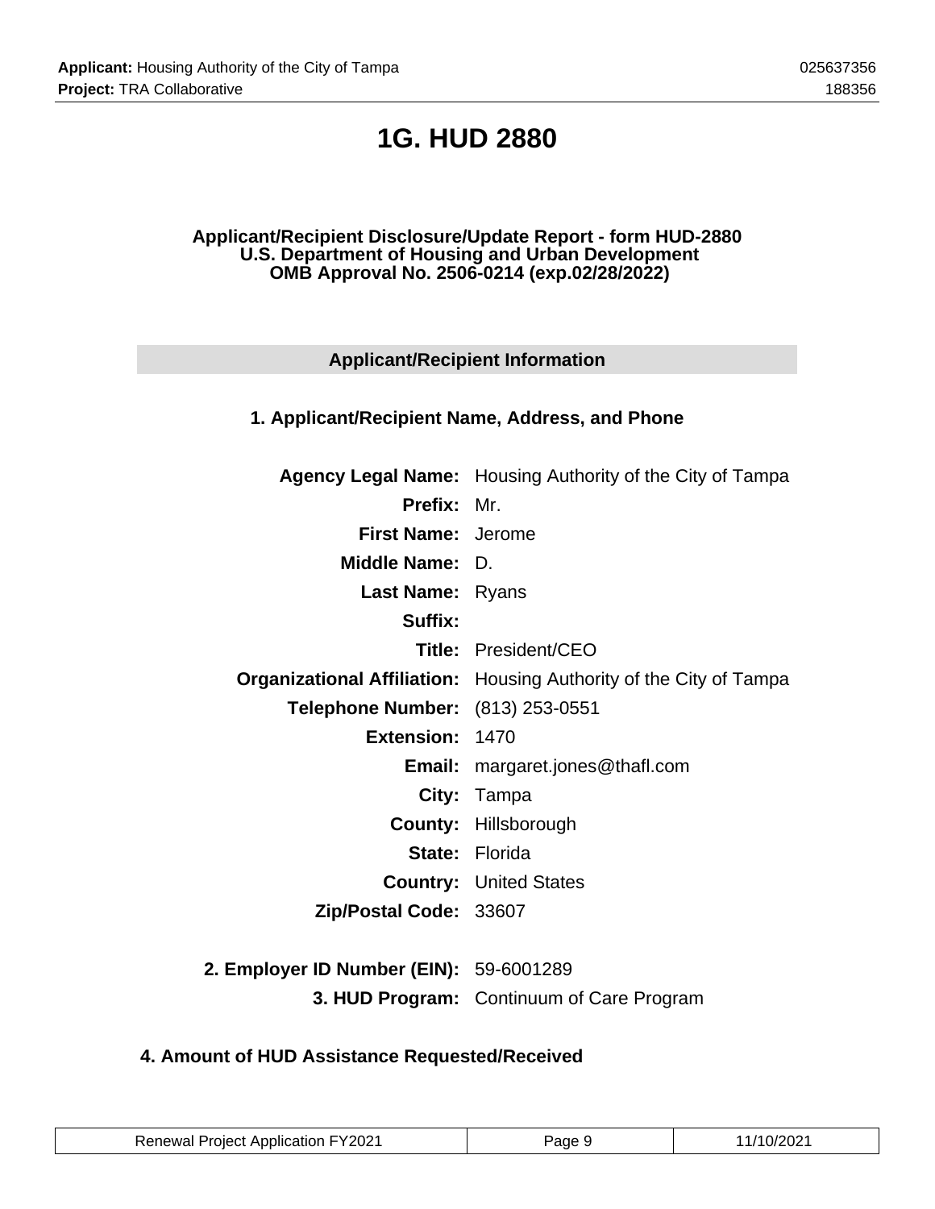# 1G. HUD 2880

**Applicant/Recipient Disclosure/Update Report - form HUD-2880**
**U.S. Department of Housing and Urban Development**
**OMB Approval No. 2506-0214 (exp.02/28/2022)**

## Applicant/Recipient Information

### 1. Applicant/Recipient Name, Address, and Phone

| | |
|---|---|
| **Agency Legal Name:** | Housing Authority of the City of Tampa |
| **Prefix:** | Mr. |
| **First Name:** | Jerome |
| **Middle Name:** | D. |
| **Last Name:** | Ryans |
| **Suffix:** | |
| **Title:** | President/CEO |
| **Organizational Affiliation:** | Housing Authority of the City of Tampa |
| **Telephone Number:** | (813) 253-0551 |
| **Extension:** | 1470 |
| **Email:** | margaret.jones@thafl.com |
| **City:** | Tampa |
| **County:** | Hillsborough |
| **State:** | Florida |
| **Country:** | United States |
| **Zip/Postal Code:** | 33607 |

| | |
|---|---|
| **2. Employer ID Number (EIN):** | 59-6001289 |
| **3. HUD Program:** | Continuum of Care Program |

### 4. Amount of HUD Assistance Requested/Received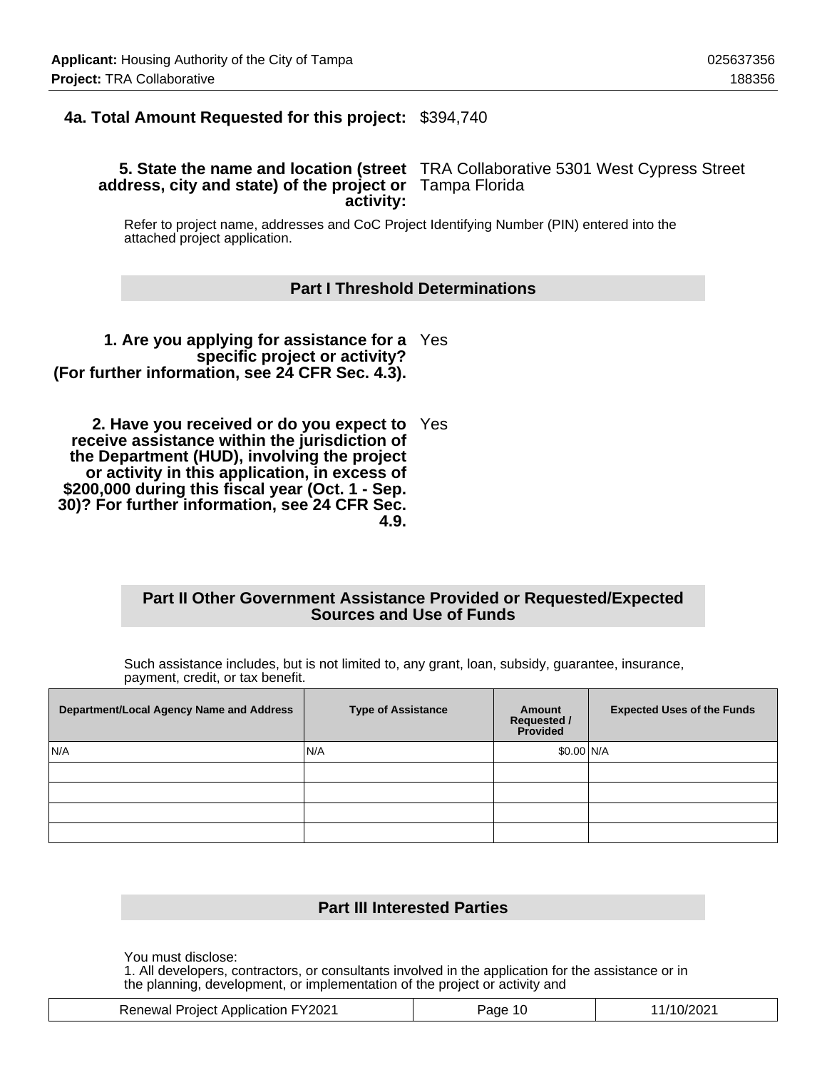**4a. Total Amount Requested for this project:** $394,740

**5. State the name and location (street address, city and state) of the project or activity:** TRA Collaborative 5301 West Cypress Street Tampa Florida

Refer to project name, addresses and CoC Project Identifying Number (PIN) entered into the attached project application.

## Part I Threshold Determinations

**1. Are you applying for assistance for a specific project or activity? (For further information, see 24 CFR Sec. 4.3).** Yes

**2. Have you received or do you expect to receive assistance within the jurisdiction of the Department (HUD), involving the project or activity in this application, in excess of $200,000 during this fiscal year (Oct. 1 - Sep. 30)? For further information, see 24 CFR Sec. 4.9.** Yes

## Part II Other Government Assistance Provided or Requested/Expected Sources and Use of Funds

Such assistance includes, but is not limited to, any grant, loan, subsidy, guarantee, insurance, payment, credit, or tax benefit.

| Department/Local Agency Name and Address | Type of Assistance | Amount Requested / Provided | Expected Uses of the Funds |
|---|---|---|---|
| N/A | N/A | $0.00 | N/A |
| | | | |
| | | | |
| | | | |
| | | | |

## Part III Interested Parties

You must disclose:
1. All developers, contractors, or consultants involved in the application for the assistance or in the planning, development, or implementation of the project or activity and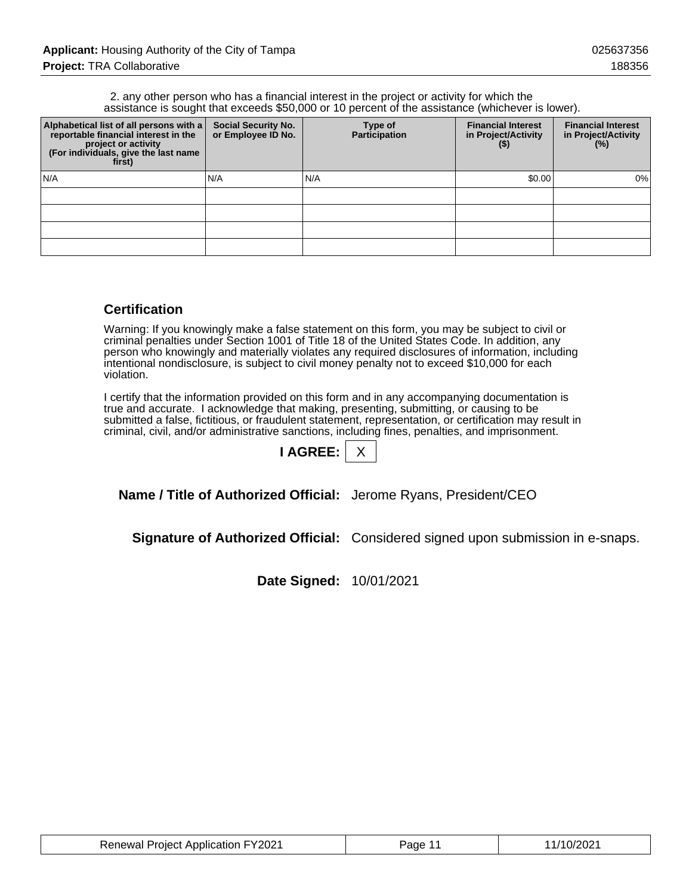2. any other person who has a financial interest in the project or activity for which the assistance is sought that exceeds $50,000 or 10 percent of the assistance (whichever is lower).

| Alphabetical list of all persons with a reportable financial interest in the project or activity (For individuals, give the last name first) | Social Security No. or Employee ID No. | Type of Participation | Financial Interest in Project/Activity ($) | Financial Interest in Project/Activity (%) |
|---|---|---|---|---|
| N/A | N/A | N/A | $0.00 | 0% |
| | | | | |
| | | | | |
| | | | | |
| | | | | |

## Certification

Warning: If you knowingly make a false statement on this form, you may be subject to civil or criminal penalties under Section 1001 of Title 18 of the United States Code. In addition, any person who knowingly and materially violates any required disclosures of information, including intentional nondisclosure, is subject to civil money penalty not to exceed $10,000 for each violation.

I certify that the information provided on this form and in any accompanying documentation is true and accurate. I acknowledge that making, presenting, submitting, or causing to be submitted a false, fictitious, or fraudulent statement, representation, or certification may result in criminal, civil, and/or administrative sanctions, including fines, penalties, and imprisonment.

**I AGREE:** X

**Name / Title of Authorized Official:** Jerome Ryans, President/CEO

**Signature of Authorized Official:** Considered signed upon submission in e-snaps.

**Date Signed:** 10/01/2021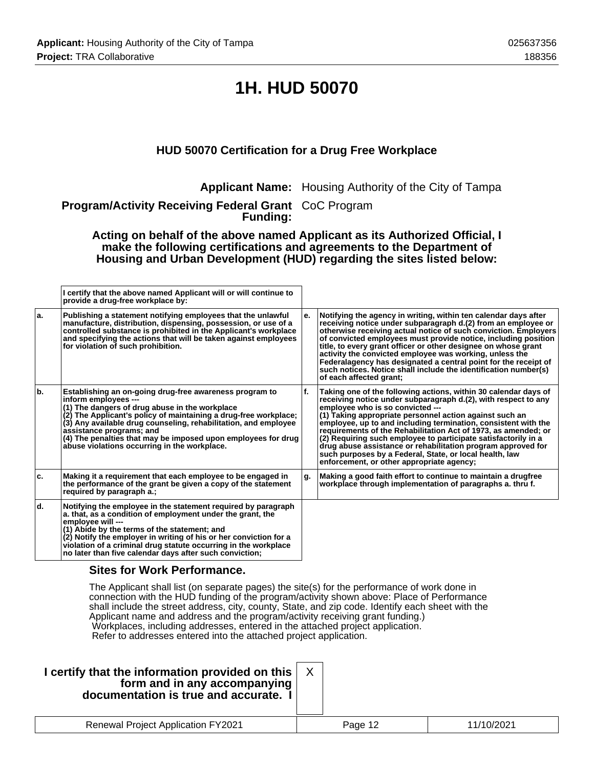# 1H. HUD 50070

### HUD 50070 Certification for a Drug Free Workplace

**Applicant Name:** Housing Authority of the City of Tampa

**Program/Activity Receiving Federal Grant Funding:** CoC Program

**Acting on behalf of the above named Applicant as its Authorized Official, I make the following certifications and agreements to the Department of Housing and Urban Development (HUD) regarding the sites listed below:**

| | I certify that the above named Applicant will or will continue to provide a drug-free workplace by: | | |
|---|---|---|---|
| a. | Publishing a statement notifying employees that the unlawful manufacture, distribution, dispensing, possession, or use of a controlled substance is prohibited in the Applicant's workplace and specifying the actions that will be taken against employees for violation of such prohibition. | e. | Notifying the agency in writing, within ten calendar days after receiving notice under subparagraph d.(2) from an employee or otherwise receiving actual notice of such conviction. Employers of convicted employees must provide notice, including position title, to every grant officer or other designee on whose grant activity the convicted employee was working, unless the Federalagency has designated a central point for the receipt of such notices. Notice shall include the identification number(s) of each affected grant; |
| b. | Establishing an on-going drug-free awareness program to inform employees ---<br>(1) The dangers of drug abuse in the workplace<br>(2) The Applicant's policy of maintaining a drug-free workplace;<br>(3) Any available drug counseling, rehabilitation, and employee assistance programs; and<br>(4) The penalties that may be imposed upon employees for drug abuse violations occurring in the workplace. | f. | Taking one of the following actions, within 30 calendar days of receiving notice under subparagraph d.(2), with respect to any employee who is so convicted ---<br>(1) Taking appropriate personnel action against such an employee, up to and including termination, consistent with the requirements of the Rehabilitation Act of 1973, as amended; or<br>(2) Requiring such employee to participate satisfactorily in a drug abuse assistance or rehabilitation program approved for such purposes by a Federal, State, or local health, law enforcement, or other appropriate agency; |
| c. | Making it a requirement that each employee to be engaged in the performance of the grant be given a copy of the statement required by paragraph a.; | g. | Making a good faith effort to continue to maintain a drugfree workplace through implementation of paragraphs a. thru f. |
| d. | Notifying the employee in the statement required by paragraph a. that, as a condition of employment under the grant, the employee will ---<br>(1) Abide by the terms of the statement; and<br>(2) Notify the employer in writing of his or her conviction for a violation of a criminal drug statute occurring in the workplace no later than five calendar days after such conviction; | | |

### Sites for Work Performance.

The Applicant shall list (on separate pages) the site(s) for the performance of work done in connection with the HUD funding of the program/activity shown above: Place of Performance shall include the street address, city, county, State, and zip code. Identify each sheet with the Applicant name and address and the program/activity receiving grant funding.)
Workplaces, including addresses, entered in the attached project application.
Refer to addresses entered into the attached project application.

**I certify that the information provided on this form and in any accompanying documentation is true and accurate. I** X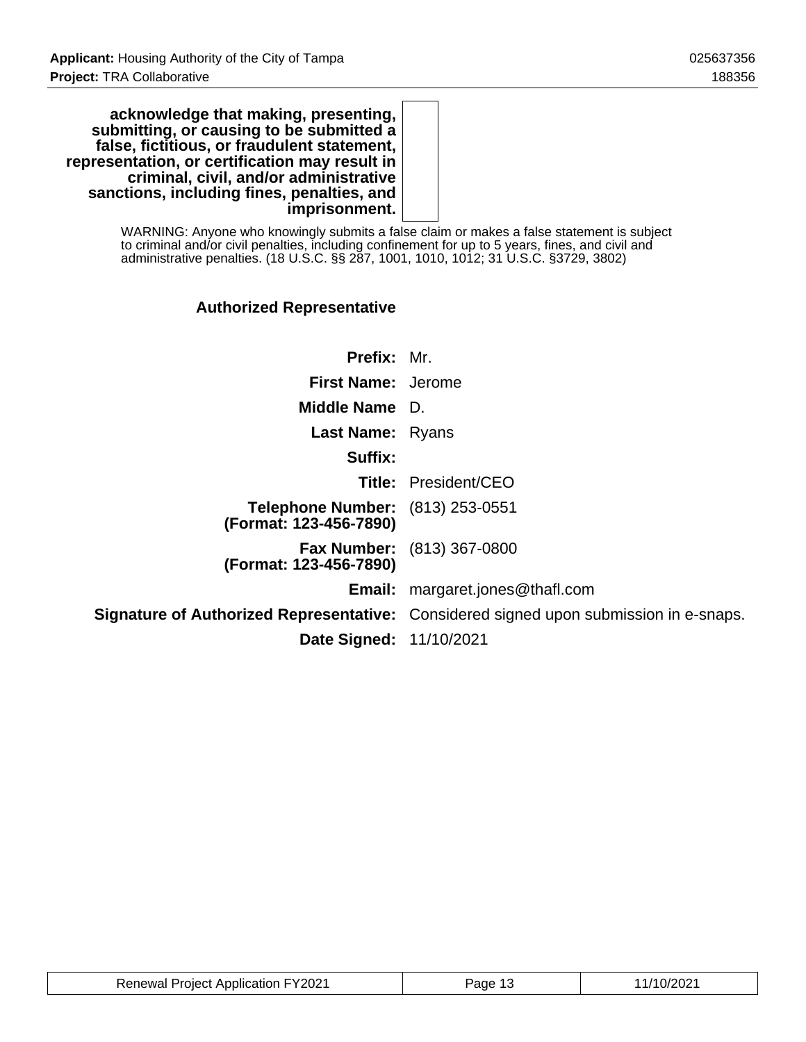**acknowledge that making, presenting, submitting, or causing to be submitted a false, fictitious, or fraudulent statement, representation, or certification may result in criminal, civil, and/or administrative sanctions, including fines, penalties, and imprisonment.**

WARNING: Anyone who knowingly submits a false claim or makes a false statement is subject to criminal and/or civil penalties, including confinement for up to 5 years, fines, and civil and administrative penalties. (18 U.S.C. §§ 287, 1001, 1010, 1012; 31 U.S.C. §3729, 3802)

### Authorized Representative

| | |
|---|---|
| **Prefix:** | Mr. |
| **First Name:** | Jerome |
| **Middle Name** | D. |
| **Last Name:** | Ryans |
| **Suffix:** | |
| **Title:** | President/CEO |
| **Telephone Number: (Format: 123-456-7890)** | (813) 253-0551 |
| **Fax Number: (Format: 123-456-7890)** | (813) 367-0800 |
| **Email:** | margaret.jones@thafl.com |
| **Signature of Authorized Representative:** | Considered signed upon submission in e-snaps. |
| **Date Signed:** | 11/10/2021 |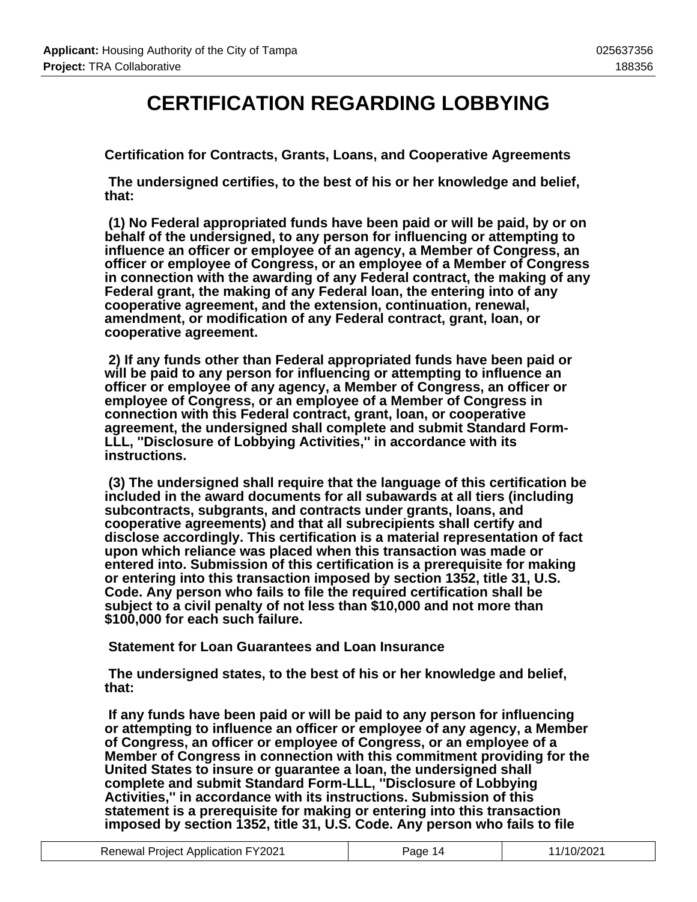# CERTIFICATION REGARDING LOBBYING

**Certification for Contracts, Grants, Loans, and Cooperative Agreements**

**The undersigned certifies, to the best of his or her knowledge and belief, that:**

**(1) No Federal appropriated funds have been paid or will be paid, by or on behalf of the undersigned, to any person for influencing or attempting to influence an officer or employee of an agency, a Member of Congress, an officer or employee of Congress, or an employee of a Member of Congress in connection with the awarding of any Federal contract, the making of any Federal grant, the making of any Federal loan, the entering into of any cooperative agreement, and the extension, continuation, renewal, amendment, or modification of any Federal contract, grant, loan, or cooperative agreement.**

**2) If any funds other than Federal appropriated funds have been paid or will be paid to any person for influencing or attempting to influence an officer or employee of any agency, a Member of Congress, an officer or employee of Congress, or an employee of a Member of Congress in connection with this Federal contract, grant, loan, or cooperative agreement, the undersigned shall complete and submit Standard Form-LLL, "Disclosure of Lobbying Activities," in accordance with its instructions.**

**(3) The undersigned shall require that the language of this certification be included in the award documents for all subawards at all tiers (including subcontracts, subgrants, and contracts under grants, loans, and cooperative agreements) and that all subrecipients shall certify and disclose accordingly. This certification is a material representation of fact upon which reliance was placed when this transaction was made or entered into. Submission of this certification is a prerequisite for making or entering into this transaction imposed by section 1352, title 31, U.S. Code. Any person who fails to file the required certification shall be subject to a civil penalty of not less than $10,000 and not more than $100,000 for each such failure.**

**Statement for Loan Guarantees and Loan Insurance**

**The undersigned states, to the best of his or her knowledge and belief, that:**

**If any funds have been paid or will be paid to any person for influencing or attempting to influence an officer or employee of any agency, a Member of Congress, an officer or employee of Congress, or an employee of a Member of Congress in connection with this commitment providing for the United States to insure or guarantee a loan, the undersigned shall complete and submit Standard Form-LLL, "Disclosure of Lobbying Activities," in accordance with its instructions. Submission of this statement is a prerequisite for making or entering into this transaction imposed by section 1352, title 31, U.S. Code. Any person who fails to file**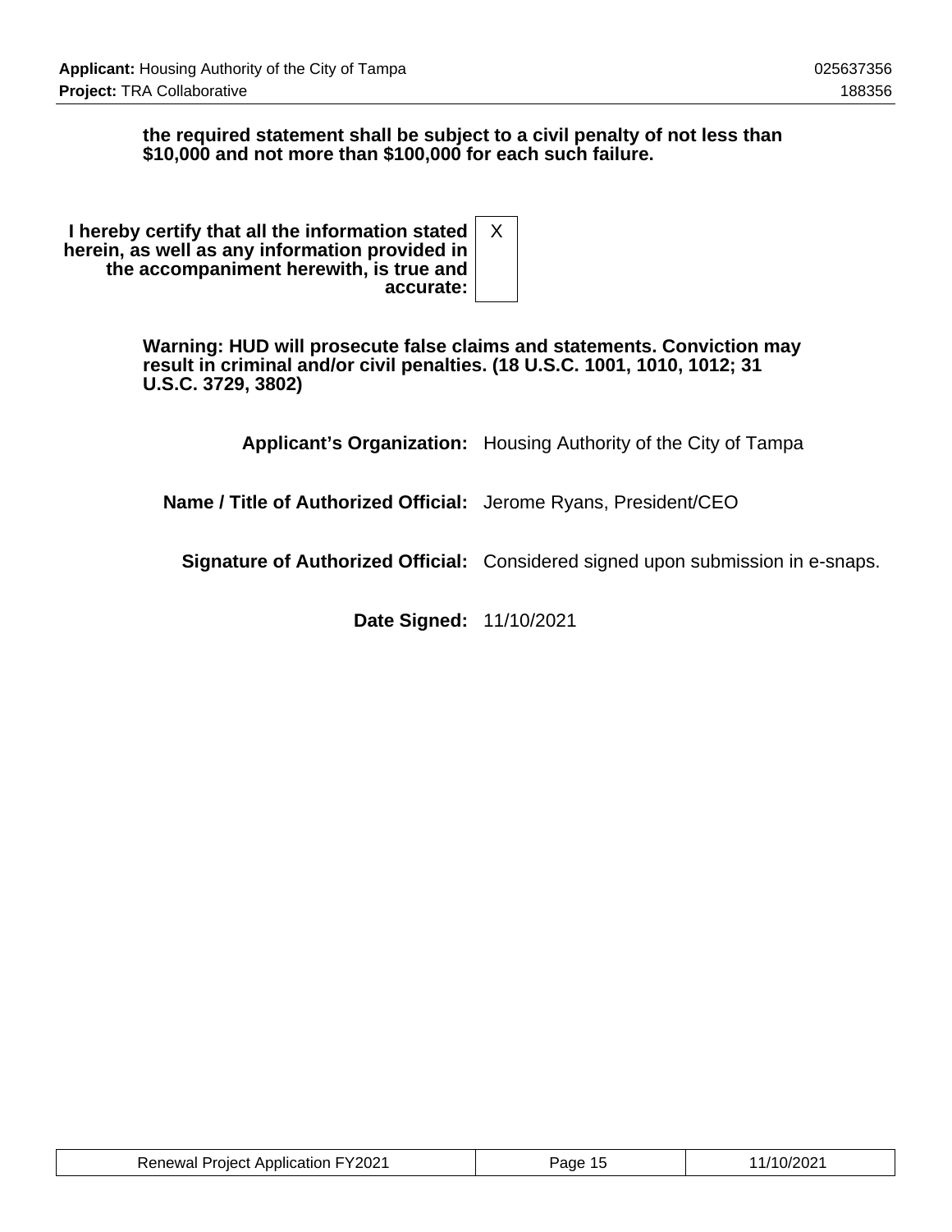**the required statement shall be subject to a civil penalty of not less than $10,000 and not more than $100,000 for each such failure.**

| | |
|---|---|
| **I hereby certify that all the information stated herein, as well as any information provided in the accompaniment herewith, is true and accurate:** | X |

**Warning: HUD will prosecute false claims and statements. Conviction may result in criminal and/or civil penalties. (18 U.S.C. 1001, 1010, 1012; 31 U.S.C. 3729, 3802)**

| | |
|---|---|
| **Applicant's Organization:** | Housing Authority of the City of Tampa |
| **Name / Title of Authorized Official:** | Jerome Ryans, President/CEO |
| **Signature of Authorized Official:** | Considered signed upon submission in e-snaps. |
| **Date Signed:** | 11/10/2021 |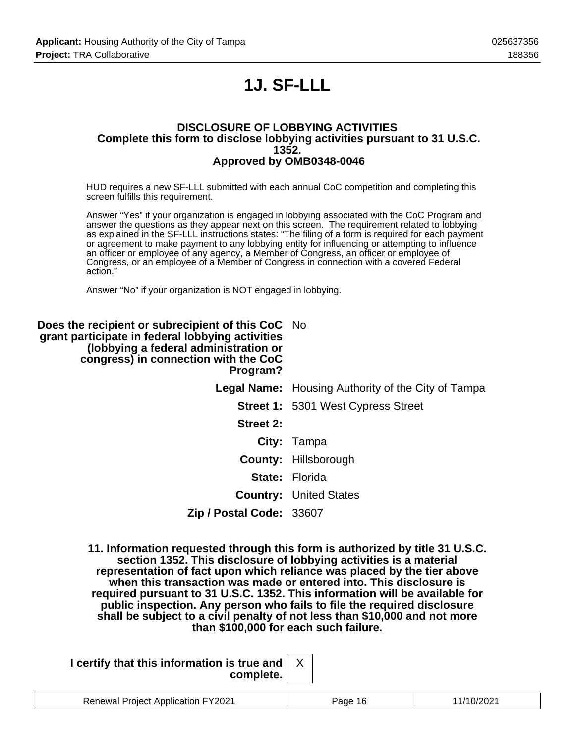# 1J. SF-LLL

**DISCLOSURE OF LOBBYING ACTIVITIES**
**Complete this form to disclose lobbying activities pursuant to 31 U.S.C. 1352.**
**Approved by OMB0348-0046**

HUD requires a new SF-LLL submitted with each annual CoC competition and completing this screen fulfills this requirement.

Answer "Yes" if your organization is engaged in lobbying associated with the CoC Program and answer the questions as they appear next on this screen. The requirement related to lobbying as explained in the SF-LLL instructions states: "The filing of a form is required for each payment or agreement to make payment to any lobbying entity for influencing or attempting to influence an officer or employee of any agency, a Member of Congress, an officer or employee of Congress, or an employee of a Member of Congress in connection with a covered Federal action."

Answer "No" if your organization is NOT engaged in lobbying.

| | |
|---|---|
| **Does the recipient or subrecipient of this CoC grant participate in federal lobbying activities (lobbying a federal administration or congress) in connection with the CoC Program?** | No |
| **Legal Name:** | Housing Authority of the City of Tampa |
| **Street 1:** | 5301 West Cypress Street |
| **Street 2:** | |
| **City:** | Tampa |
| **County:** | Hillsborough |
| **State:** | Florida |
| **Country:** | United States |
| **Zip / Postal Code:** | 33607 |

**11. Information requested through this form is authorized by title 31 U.S.C. section 1352. This disclosure of lobbying activities is a material representation of fact upon which reliance was placed by the tier above when this transaction was made or entered into. This disclosure is required pursuant to 31 U.S.C. 1352. This information will be available for public inspection. Any person who fails to file the required disclosure shall be subject to a civil penalty of not less than $10,000 and not more than $100,000 for each such failure.**

**I certify that this information is true and complete.** X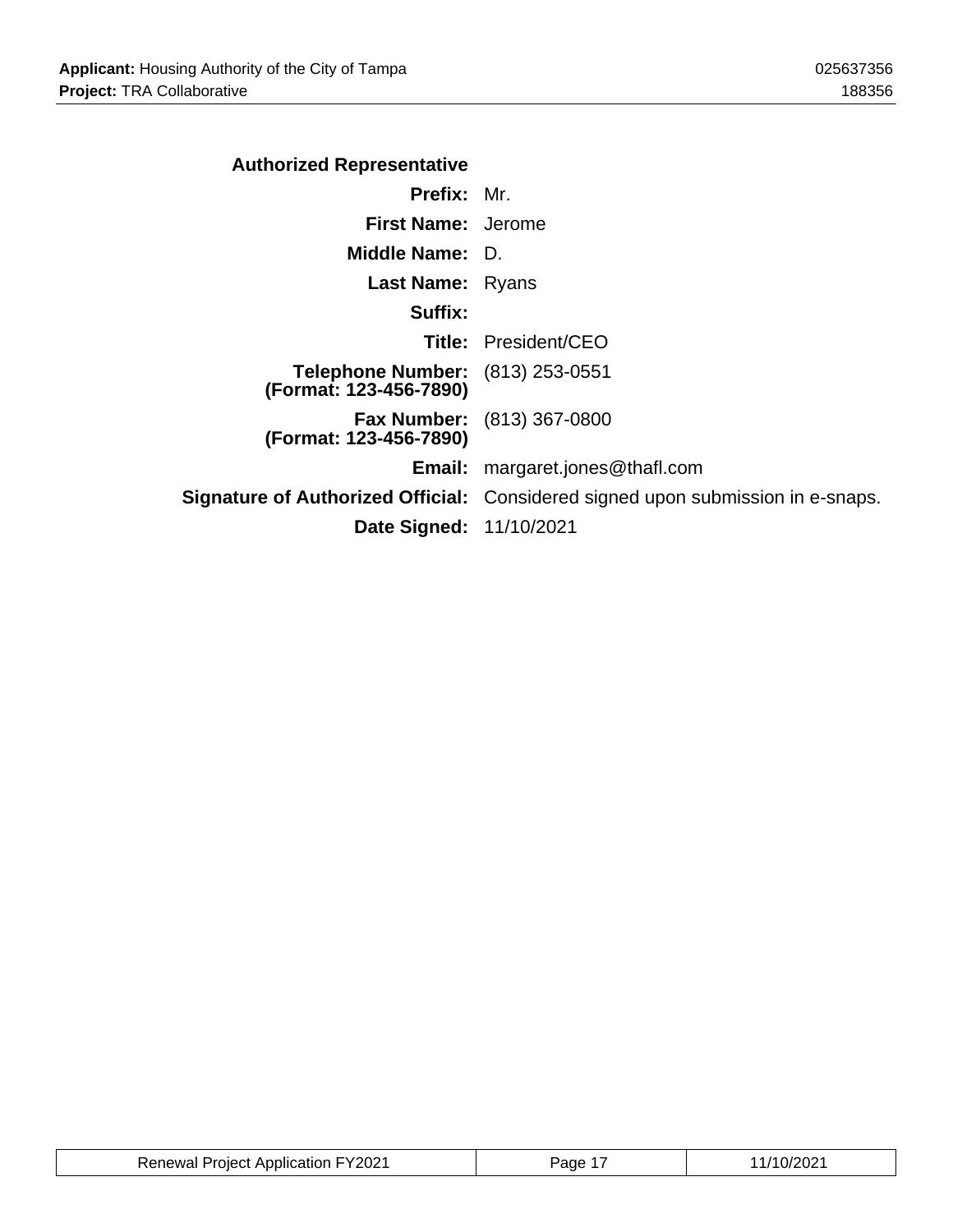### Authorized Representative

| | |
|---|---|
| **Prefix:** | Mr. |
| **First Name:** | Jerome |
| **Middle Name:** | D. |
| **Last Name:** | Ryans |
| **Suffix:** | |
| **Title:** | President/CEO |
| **Telephone Number: (Format: 123-456-7890)** | (813) 253-0551 |
| **Fax Number: (Format: 123-456-7890)** | (813) 367-0800 |
| **Email:** | margaret.jones@thafl.com |
| **Signature of Authorized Official:** | Considered signed upon submission in e-snaps. |
| **Date Signed:** | 11/10/2021 |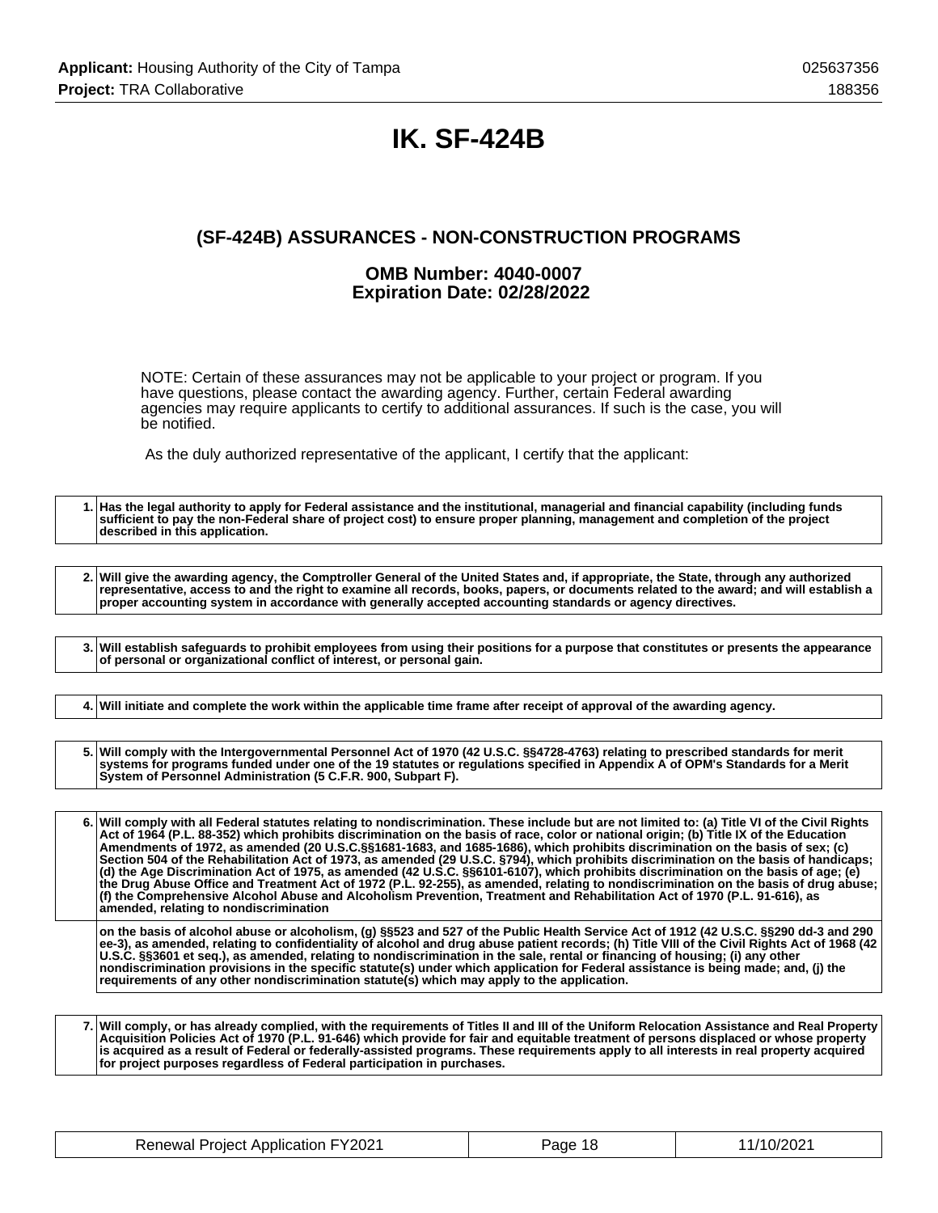# IK. SF-424B

## (SF-424B) ASSURANCES - NON-CONSTRUCTION PROGRAMS

### OMB Number: 4040-0007
### Expiration Date: 02/28/2022

NOTE: Certain of these assurances may not be applicable to your project or program. If you have questions, please contact the awarding agency. Further, certain Federal awarding agencies may require applicants to certify to additional assurances. If such is the case, you will be notified.

As the duly authorized representative of the applicant, I certify that the applicant:

| | |
|---|---|
| 1. | **Has the legal authority to apply for Federal assistance and the institutional, managerial and financial capability (including funds sufficient to pay the non-Federal share of project cost) to ensure proper planning, management and completion of the project described in this application.** |

| | |
|---|---|
| 2. | **Will give the awarding agency, the Comptroller General of the United States and, if appropriate, the State, through any authorized representative, access to and the right to examine all records, books, papers, or documents related to the award; and will establish a proper accounting system in accordance with generally accepted accounting standards or agency directives.** |

| | |
|---|---|
| 3. | **Will establish safeguards to prohibit employees from using their positions for a purpose that constitutes or presents the appearance of personal or organizational conflict of interest, or personal gain.** |

| | |
|---|---|
| 4. | **Will initiate and complete the work within the applicable time frame after receipt of approval of the awarding agency.** |

| | |
|---|---|
| 5. | **Will comply with the Intergovernmental Personnel Act of 1970 (42 U.S.C. §§4728-4763) relating to prescribed standards for merit systems for programs funded under one of the 19 statutes or regulations specified in Appendix A of OPM's Standards for a Merit System of Personnel Administration (5 C.F.R. 900, Subpart F).** |

| | |
|---|---|
| 6. | **Will comply with all Federal statutes relating to nondiscrimination. These include but are not limited to: (a) Title VI of the Civil Rights Act of 1964 (P.L. 88-352) which prohibits discrimination on the basis of race, color or national origin; (b) Title IX of the Education Amendments of 1972, as amended (20 U.S.C.§§1681-1683, and 1685-1686), which prohibits discrimination on the basis of sex; (c) Section 504 of the Rehabilitation Act of 1973, as amended (29 U.S.C. §794), which prohibits discrimination on the basis of handicaps; (d) the Age Discrimination Act of 1975, as amended (42 U.S.C. §§6101-6107), which prohibits discrimination on the basis of age; (e) the Drug Abuse Office and Treatment Act of 1972 (P.L. 92-255), as amended, relating to nondiscrimination on the basis of drug abuse; (f) the Comprehensive Alcohol Abuse and Alcoholism Prevention, Treatment and Rehabilitation Act of 1970 (P.L. 91-616), as amended, relating to nondiscrimination** |
| | **on the basis of alcohol abuse or alcoholism, (g) §§523 and 527 of the Public Health Service Act of 1912 (42 U.S.C. §§290 dd-3 and 290 ee-3), as amended, relating to confidentiality of alcohol and drug abuse patient records; (h) Title VIII of the Civil Rights Act of 1968 (42 U.S.C. §§3601 et seq.), as amended, relating to nondiscrimination in the sale, rental or financing of housing; (i) any other nondiscrimination provisions in the specific statute(s) under which application for Federal assistance is being made; and, (j) the requirements of any other nondiscrimination statute(s) which may apply to the application.** |

| | |
|---|---|
| 7. | **Will comply, or has already complied, with the requirements of Titles II and III of the Uniform Relocation Assistance and Real Property Acquisition Policies Act of 1970 (P.L. 91-646) which provide for fair and equitable treatment of persons displaced or whose property is acquired as a result of Federal or federally-assisted programs. These requirements apply to all interests in real property acquired for project purposes regardless of Federal participation in purchases.** |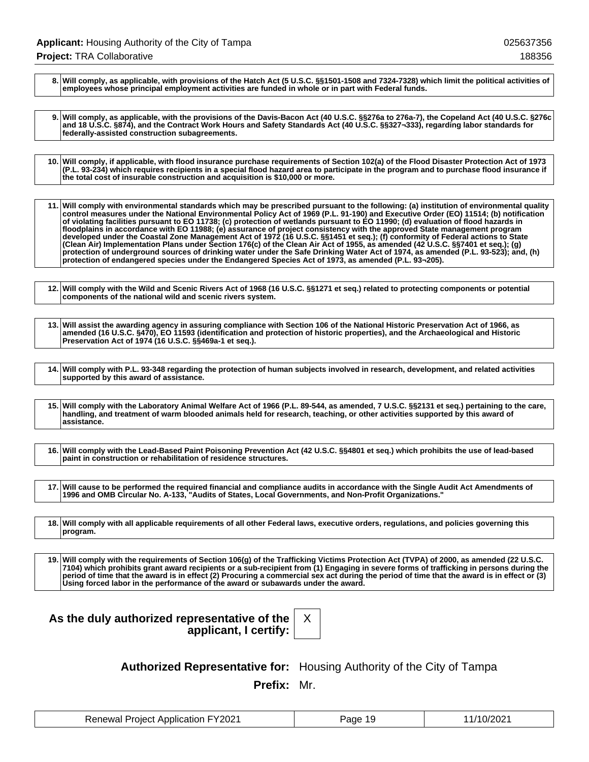| | |
|---|---|
| 8. | **Will comply, as applicable, with provisions of the Hatch Act (5 U.S.C. §§1501-1508 and 7324-7328) which limit the political activities of employees whose principal employment activities are funded in whole or in part with Federal funds.** |

| | |
|---|---|
| 9. | **Will comply, as applicable, with the provisions of the Davis-Bacon Act (40 U.S.C. §§276a to 276a-7), the Copeland Act (40 U.S.C. §276c and 18 U.S.C. §874), and the Contract Work Hours and Safety Standards Act (40 U.S.C. §§327¬333), regarding labor standards for federally-assisted construction subagreements.** |

| | |
|---|---|
| 10. | **Will comply, if applicable, with flood insurance purchase requirements of Section 102(a) of the Flood Disaster Protection Act of 1973 (P.L. 93-234) which requires recipients in a special flood hazard area to participate in the program and to purchase flood insurance if the total cost of insurable construction and acquisition is $10,000 or more.** |

| | |
|---|---|
| 11. | **Will comply with environmental standards which may be prescribed pursuant to the following: (a) institution of environmental quality control measures under the National Environmental Policy Act of 1969 (P.L. 91-190) and Executive Order (EO) 11514; (b) notification of violating facilities pursuant to EO 11738; (c) protection of wetlands pursuant to EO 11990; (d) evaluation of flood hazards in floodplains in accordance with EO 11988; (e) assurance of project consistency with the approved State management program developed under the Coastal Zone Management Act of 1972 (16 U.S.C. §§1451 et seq.); (f) conformity of Federal actions to State (Clean Air) Implementation Plans under Section 176(c) of the Clean Air Act of 1955, as amended (42 U.S.C. §§7401 et seq.); (g) protection of underground sources of drinking water under the Safe Drinking Water Act of 1974, as amended (P.L. 93-523); and, (h) protection of endangered species under the Endangered Species Act of 1973, as amended (P.L. 93¬205).** |

| | |
|---|---|
| 12. | **Will comply with the Wild and Scenic Rivers Act of 1968 (16 U.S.C. §§1271 et seq.) related to protecting components or potential components of the national wild and scenic rivers system.** |

| | |
|---|---|
| 13. | **Will assist the awarding agency in assuring compliance with Section 106 of the National Historic Preservation Act of 1966, as amended (16 U.S.C. §470), EO 11593 (identification and protection of historic properties), and the Archaeological and Historic Preservation Act of 1974 (16 U.S.C. §§469a-1 et seq.).** |

| | |
|---|---|
| 14. | **Will comply with P.L. 93-348 regarding the protection of human subjects involved in research, development, and related activities supported by this award of assistance.** |

| | |
|---|---|
| 15. | **Will comply with the Laboratory Animal Welfare Act of 1966 (P.L. 89-544, as amended, 7 U.S.C. §§2131 et seq.) pertaining to the care, handling, and treatment of warm blooded animals held for research, teaching, or other activities supported by this award of assistance.** |

| | |
|---|---|
| 16. | **Will comply with the Lead-Based Paint Poisoning Prevention Act (42 U.S.C. §§4801 et seq.) which prohibits the use of lead-based paint in construction or rehabilitation of residence structures.** |

| | |
|---|---|
| 17. | **Will cause to be performed the required financial and compliance audits in accordance with the Single Audit Act Amendments of 1996 and OMB Circular No. A-133, "Audits of States, Local Governments, and Non-Profit Organizations."** |

| | |
|---|---|
| 18. | **Will comply with all applicable requirements of all other Federal laws, executive orders, regulations, and policies governing this program.** |

| | |
|---|---|
| 19. | **Will comply with the requirements of Section 106(g) of the Trafficking Victims Protection Act (TVPA) of 2000, as amended (22 U.S.C. 7104) which prohibits grant award recipients or a sub-recipient from (1) Engaging in severe forms of trafficking in persons during the period of time that the award is in effect (2) Procuring a commercial sex act during the period of time that the award is in effect or (3) Using forced labor in the performance of the award or subawards under the award.** |

**As the duly authorized representative of the applicant, I certify:** X

**Authorized Representative for:** Housing Authority of the City of Tampa

**Prefix:** Mr.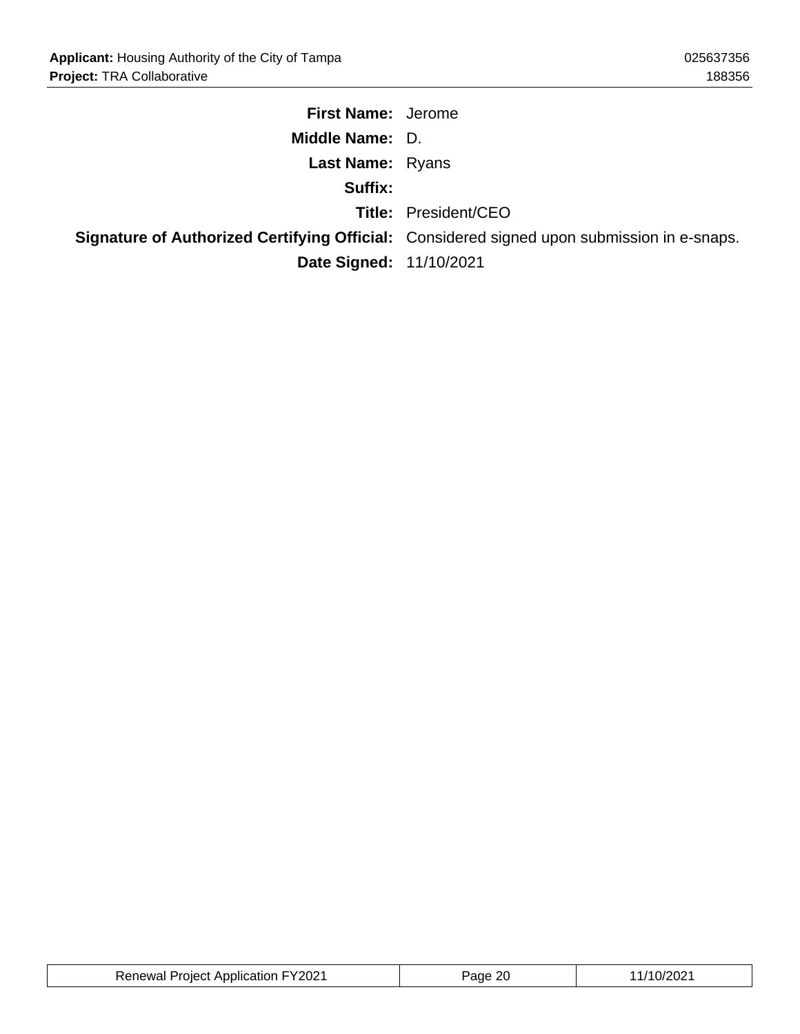**First Name:** Jerome

**Middle Name:** D.

**Last Name:** Ryans

**Suffix:**

**Title:** President/CEO

**Signature of Authorized Certifying Official:** Considered signed upon submission in e-snaps.

**Date Signed:** 11/10/2021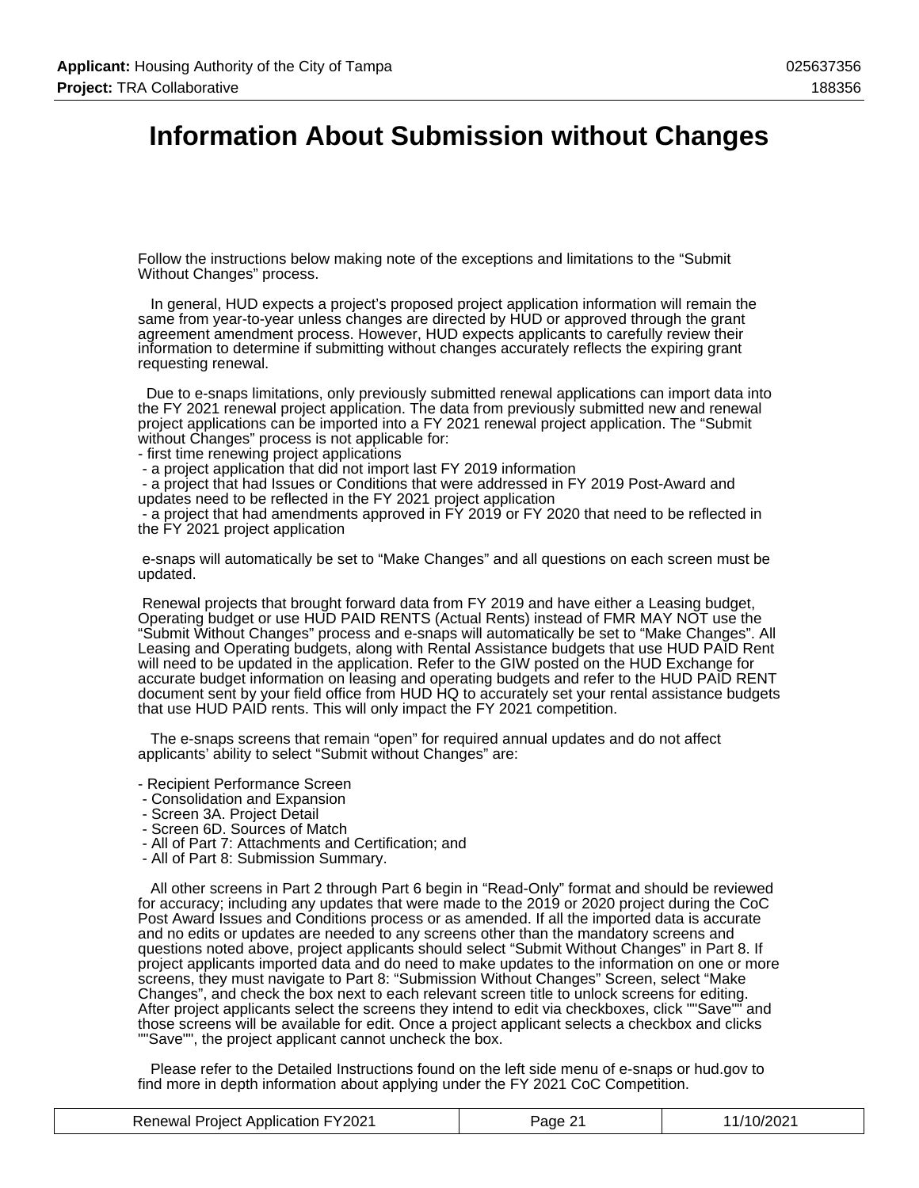# Information About Submission without Changes

Follow the instructions below making note of the exceptions and limitations to the "Submit Without Changes" process.

In general, HUD expects a project's proposed project application information will remain the same from year-to-year unless changes are directed by HUD or approved through the grant agreement amendment process. However, HUD expects applicants to carefully review their information to determine if submitting without changes accurately reflects the expiring grant requesting renewal.

Due to e-snaps limitations, only previously submitted renewal applications can import data into the FY 2021 renewal project application. The data from previously submitted new and renewal project applications can be imported into a FY 2021 renewal project application. The "Submit without Changes" process is not applicable for:

- first time renewing project applications
- a project application that did not import last FY 2019 information
- a project that had Issues or Conditions that were addressed in FY 2019 Post-Award and updates need to be reflected in the FY 2021 project application
- a project that had amendments approved in FY 2019 or FY 2020 that need to be reflected in the FY 2021 project application

e-snaps will automatically be set to "Make Changes" and all questions on each screen must be updated.

Renewal projects that brought forward data from FY 2019 and have either a Leasing budget, Operating budget or use HUD PAID RENTS (Actual Rents) instead of FMR MAY NOT use the "Submit Without Changes" process and e-snaps will automatically be set to "Make Changes". All Leasing and Operating budgets, along with Rental Assistance budgets that use HUD PAID Rent will need to be updated in the application. Refer to the GIW posted on the HUD Exchange for accurate budget information on leasing and operating budgets and refer to the HUD PAID RENT document sent by your field office from HUD HQ to accurately set your rental assistance budgets that use HUD PAID rents. This will only impact the FY 2021 competition.

The e-snaps screens that remain "open" for required annual updates and do not affect applicants' ability to select "Submit without Changes" are:

- Recipient Performance Screen
- Consolidation and Expansion
- Screen 3A. Project Detail
- Screen 6D. Sources of Match
- All of Part 7: Attachments and Certification; and
- All of Part 8: Submission Summary.

All other screens in Part 2 through Part 6 begin in "Read-Only" format and should be reviewed for accuracy; including any updates that were made to the 2019 or 2020 project during the CoC Post Award Issues and Conditions process or as amended. If all the imported data is accurate and no edits or updates are needed to any screens other than the mandatory screens and questions noted above, project applicants should select "Submit Without Changes" in Part 8. If project applicants imported data and do need to make updates to the information on one or more screens, they must navigate to Part 8: "Submission Without Changes" Screen, select "Make Changes", and check the box next to each relevant screen title to unlock screens for editing. After project applicants select the screens they intend to edit via checkboxes, click ""Save"" and those screens will be available for edit. Once a project applicant selects a checkbox and clicks ""Save"", the project applicant cannot uncheck the box.

Please refer to the Detailed Instructions found on the left side menu of e-snaps or hud.gov to find more in depth information about applying under the FY 2021 CoC Competition.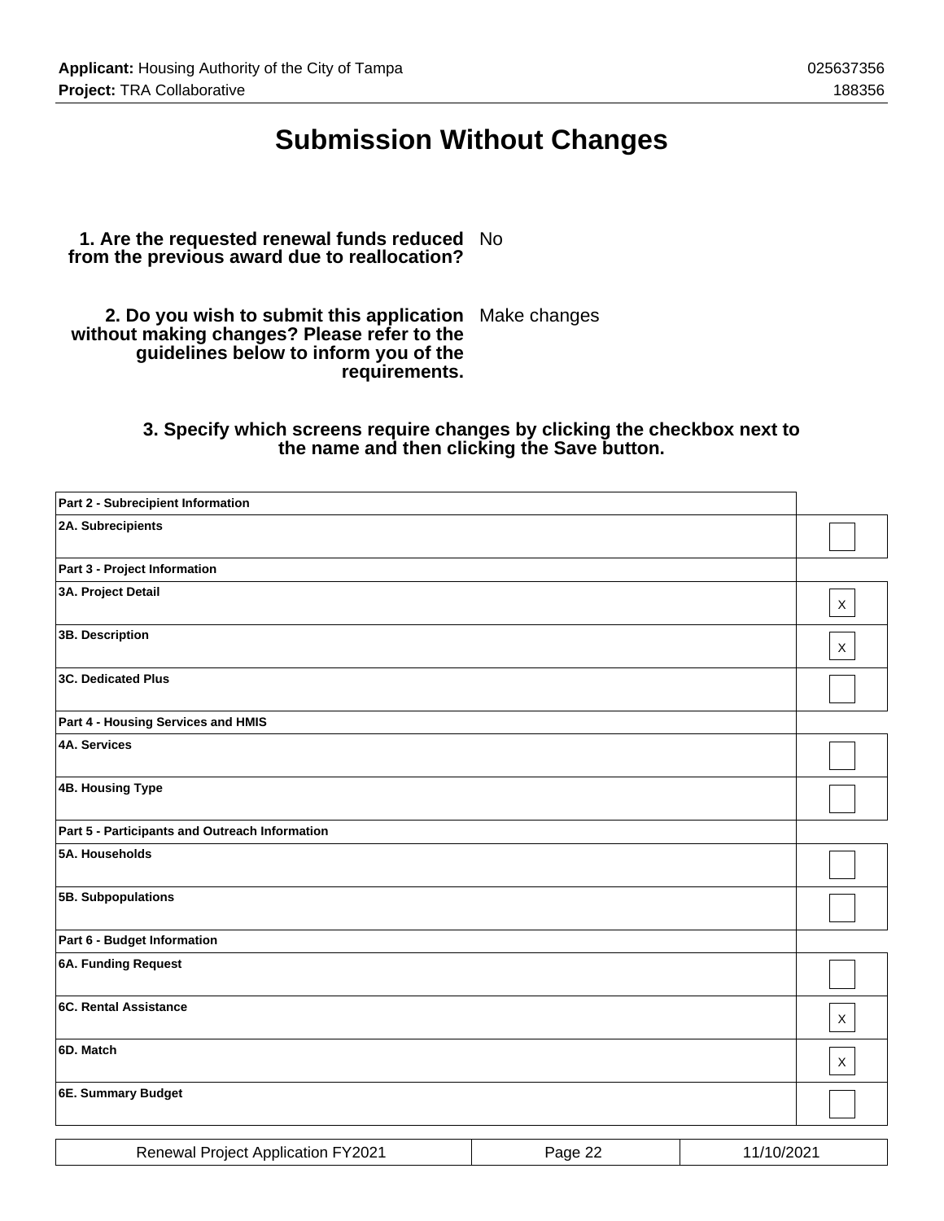# Submission Without Changes

**1. Are the requested renewal funds reduced from the previous award due to reallocation?** No

**2. Do you wish to submit this application without making changes? Please refer to the guidelines below to inform you of the requirements.** Make changes

**3. Specify which screens require changes by clicking the checkbox next to the name and then clicking the Save button.**

| Screen | Change |
|---|---|
| **Part 2 - Subrecipient Information** | |
| **2A. Subrecipients** | |
| **Part 3 - Project Information** | |
| **3A. Project Detail** | X |
| **3B. Description** | X |
| **3C. Dedicated Plus** | |
| **Part 4 - Housing Services and HMIS** | |
| **4A. Services** | |
| **4B. Housing Type** | |
| **Part 5 - Participants and Outreach Information** | |
| **5A. Households** | |
| **5B. Subpopulations** | |
| **Part 6 - Budget Information** | |
| **6A. Funding Request** | |
| **6C. Rental Assistance** | X |
| **6D. Match** | X |
| **6E. Summary Budget** | |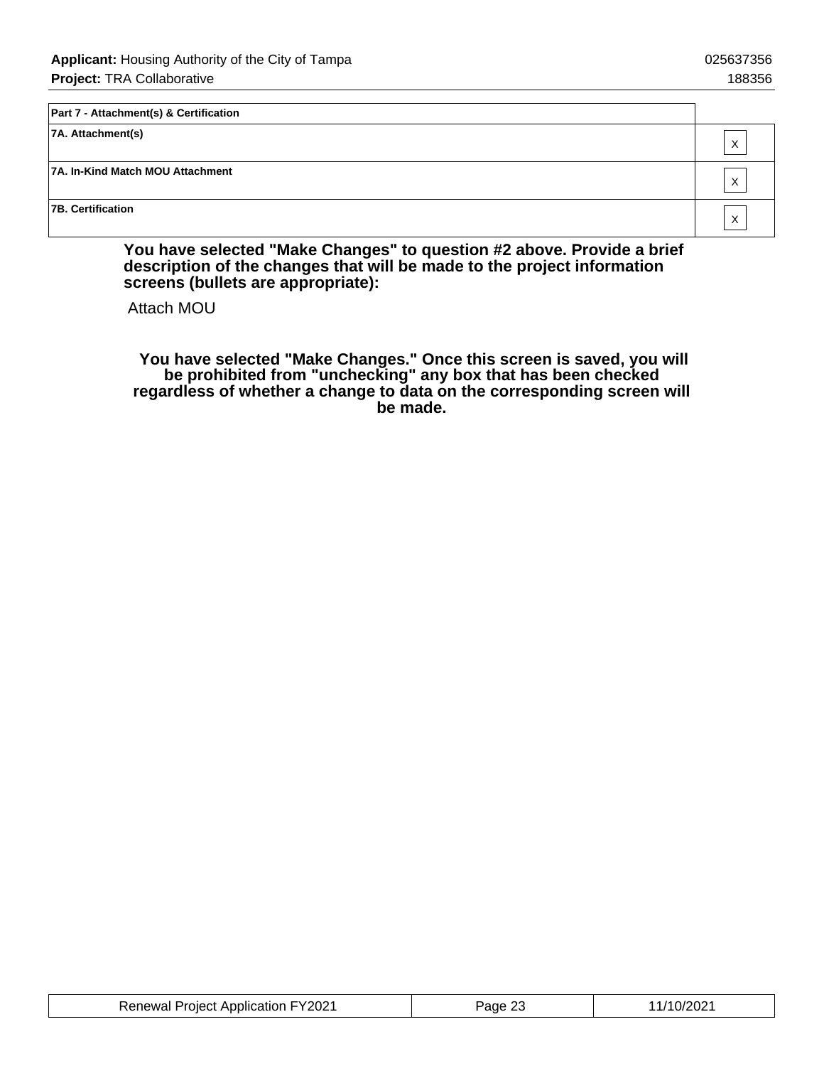| Part 7 - Attachment(s) & Certification | |
|---|---|
| 7A. Attachment(s) | X |
| 7A. In-Kind Match MOU Attachment | X |
| 7B. Certification | X |

**You have selected "Make Changes" to question #2 above. Provide a brief description of the changes that will be made to the project information screens (bullets are appropriate):**

Attach MOU

**You have selected "Make Changes." Once this screen is saved, you will be prohibited from "unchecking" any box that has been checked regardless of whether a change to data on the corresponding screen will be made.**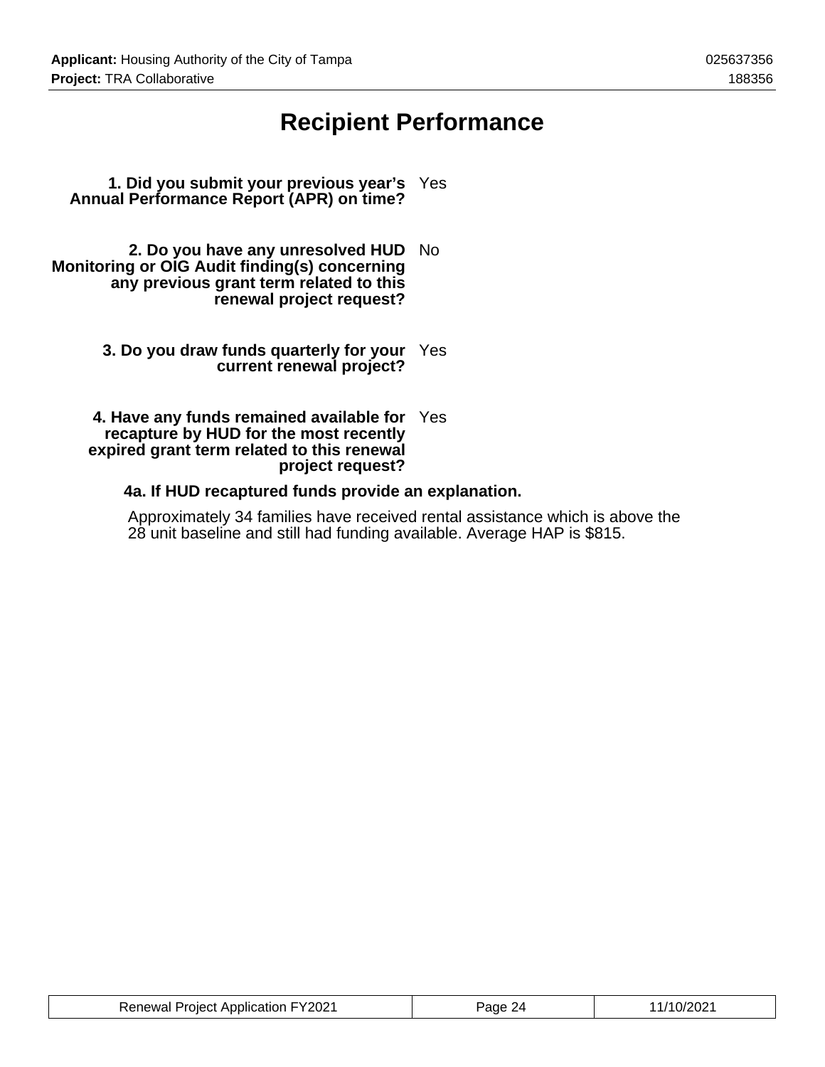# Recipient Performance

**1. Did you submit your previous year's Annual Performance Report (APR) on time?** Yes

**2. Do you have any unresolved HUD Monitoring or OIG Audit finding(s) concerning any previous grant term related to this renewal project request?** No

**3. Do you draw funds quarterly for your current renewal project?** Yes

**4. Have any funds remained available for recapture by HUD for the most recently expired grant term related to this renewal project request?** Yes

**4a. If HUD recaptured funds provide an explanation.**

Approximately 34 families have received rental assistance which is above the 28 unit baseline and still had funding available. Average HAP is $815.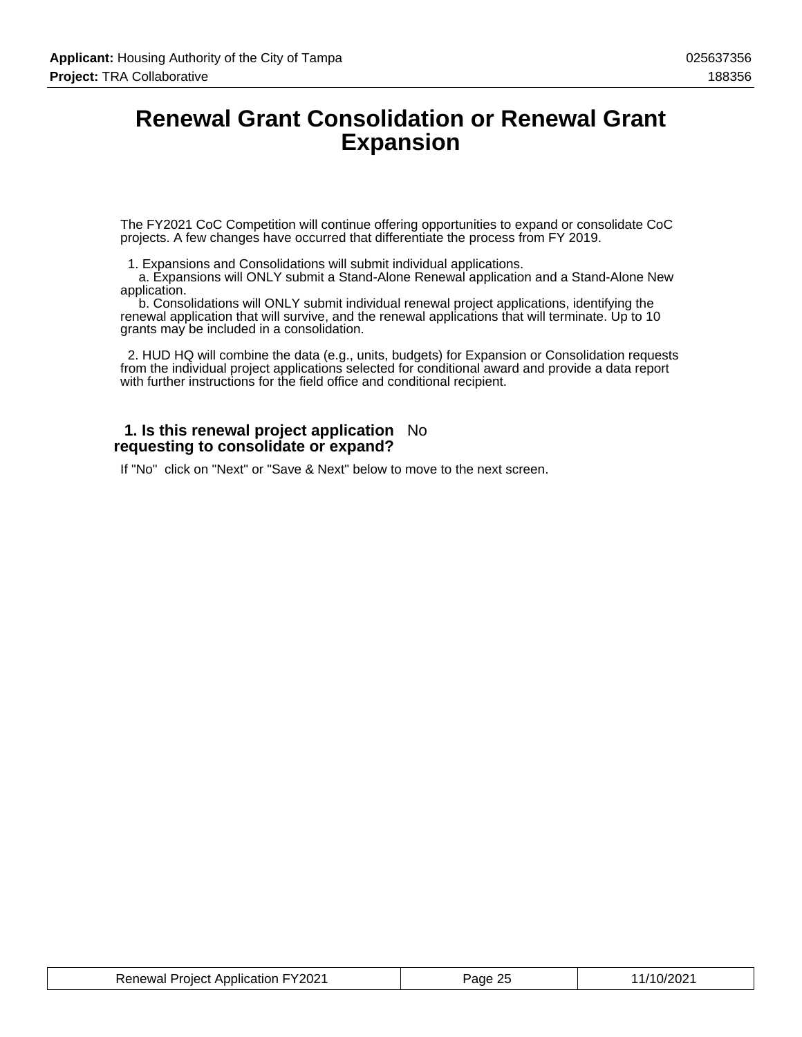# Renewal Grant Consolidation or Renewal Grant Expansion

The FY2021 CoC Competition will continue offering opportunities to expand or consolidate CoC projects. A few changes have occurred that differentiate the process from FY 2019.

1. Expansions and Consolidations will submit individual applications.
   a. Expansions will ONLY submit a Stand-Alone Renewal application and a Stand-Alone New application.
   b. Consolidations will ONLY submit individual renewal project applications, identifying the renewal application that will survive, and the renewal applications that will terminate. Up to 10 grants may be included in a consolidation.

2. HUD HQ will combine the data (e.g., units, budgets) for Expansion or Consolidation requests from the individual project applications selected for conditional award and provide a data report with further instructions for the field office and conditional recipient.

**1. Is this renewal project application requesting to consolidate or expand?** No

If "No" click on "Next" or "Save & Next" below to move to the next screen.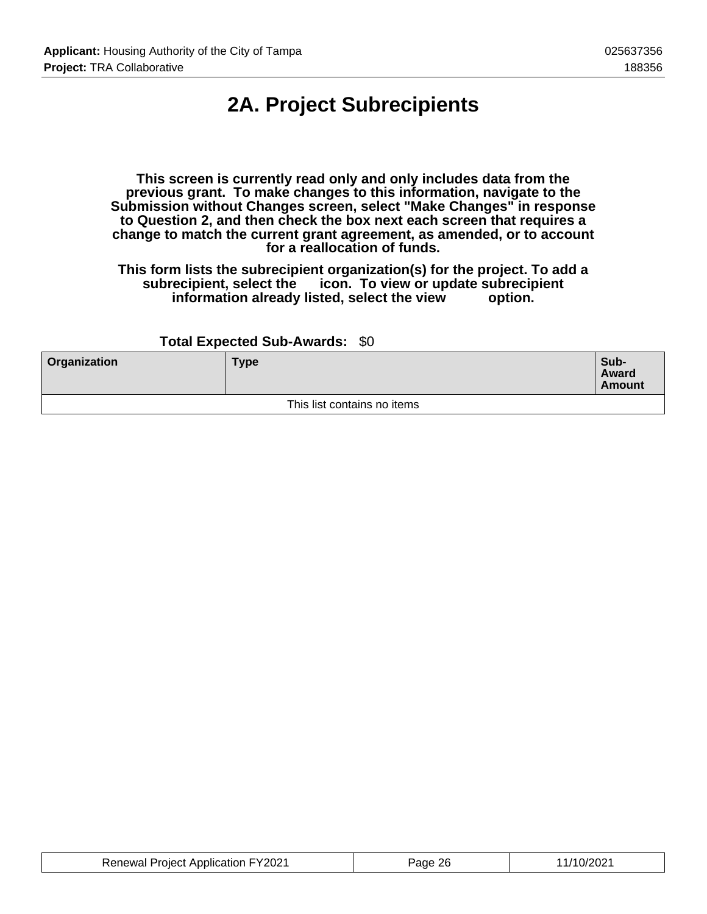# 2A. Project Subrecipients

**This screen is currently read only and only includes data from the previous grant. To make changes to this information, navigate to the Submission without Changes screen, select "Make Changes" in response to Question 2, and then check the box next each screen that requires a change to match the current grant agreement, as amended, or to account for a reallocation of funds.**

**This form lists the subrecipient organization(s) for the project. To add a subrecipient, select the icon. To view or update subrecipient information already listed, select the view option.**

**Total Expected Sub-Awards:** $0

| Organization | Type | Sub-Award Amount |
|---|---|---|
| This list contains no items | | |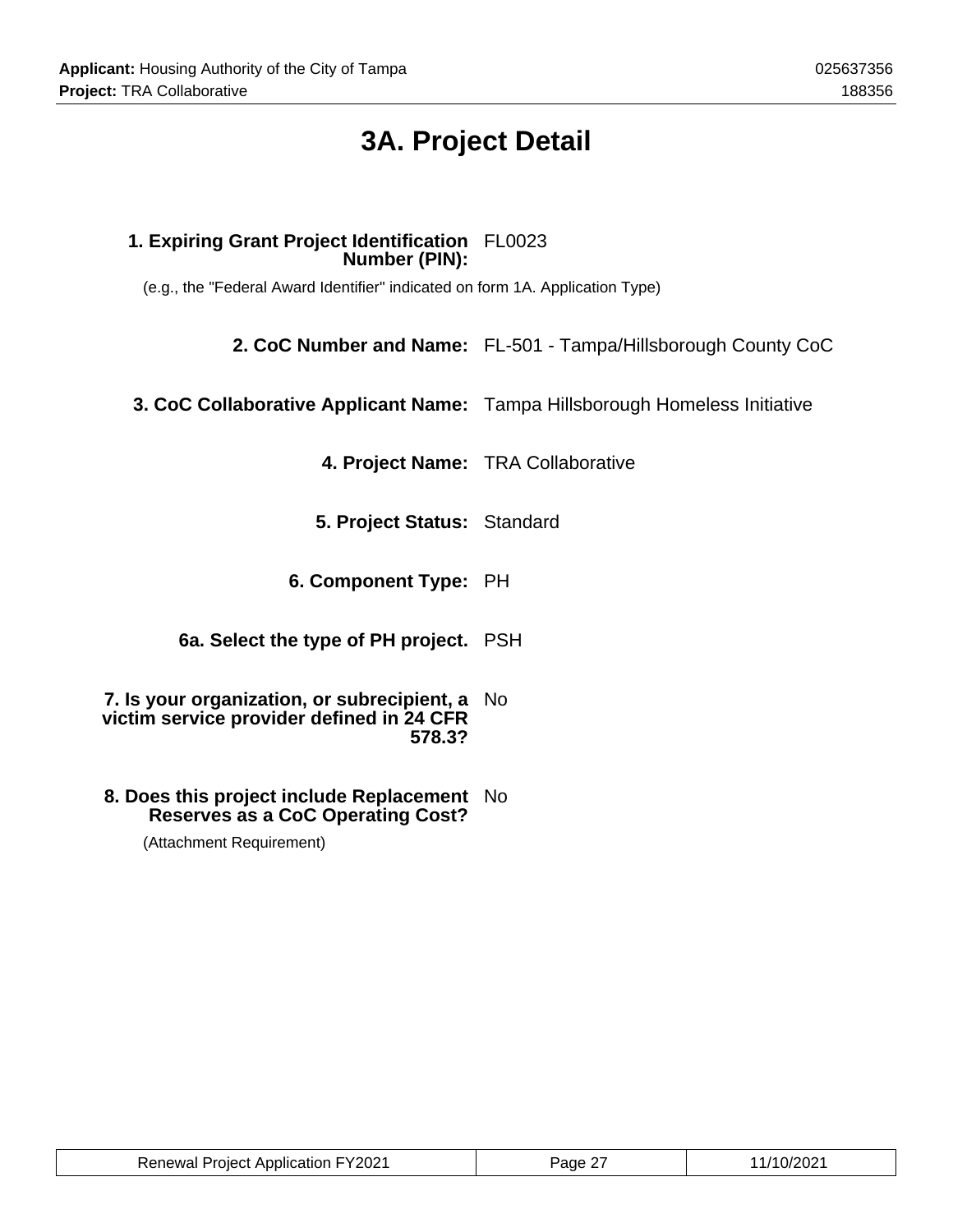# 3A. Project Detail

**1. Expiring Grant Project Identification Number (PIN):** FL0023

(e.g., the "Federal Award Identifier" indicated on form 1A. Application Type)

**2. CoC Number and Name:** FL-501 - Tampa/Hillsborough County CoC

**3. CoC Collaborative Applicant Name:** Tampa Hillsborough Homeless Initiative

**4. Project Name:** TRA Collaborative

**5. Project Status:** Standard

**6. Component Type:** PH

**6a. Select the type of PH project.** PSH

**7. Is your organization, or subrecipient, a victim service provider defined in 24 CFR 578.3?** No

**8. Does this project include Replacement Reserves as a CoC Operating Cost?** No

(Attachment Requirement)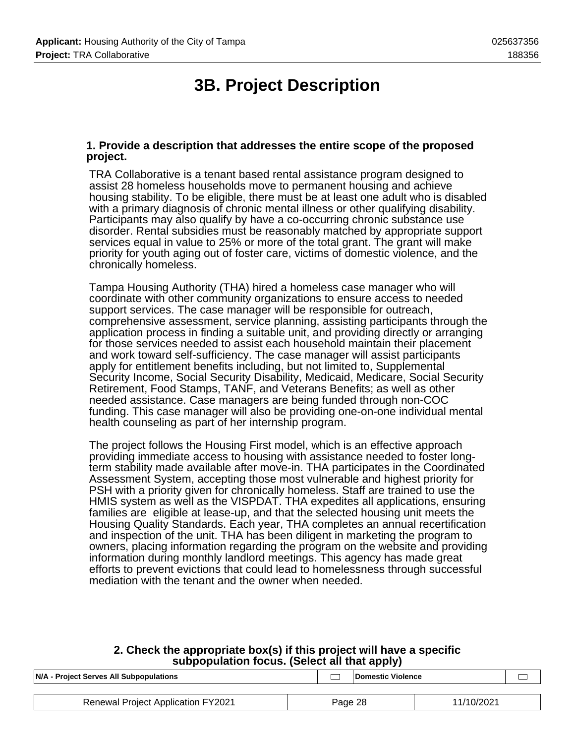# 3B. Project Description

**1. Provide a description that addresses the entire scope of the proposed project.**

TRA Collaborative is a tenant based rental assistance program designed to assist 28 homeless households move to permanent housing and achieve housing stability. To be eligible, there must be at least one adult who is disabled with a primary diagnosis of chronic mental illness or other qualifying disability. Participants may also qualify by have a co-occurring chronic substance use disorder. Rental subsidies must be reasonably matched by appropriate support services equal in value to 25% or more of the total grant. The grant will make priority for youth aging out of foster care, victims of domestic violence, and the chronically homeless.

Tampa Housing Authority (THA) hired a homeless case manager who will coordinate with other community organizations to ensure access to needed support services. The case manager will be responsible for outreach, comprehensive assessment, service planning, assisting participants through the application process in finding a suitable unit, and providing directly or arranging for those services needed to assist each household maintain their placement and work toward self-sufficiency. The case manager will assist participants apply for entitlement benefits including, but not limited to, Supplemental Security Income, Social Security Disability, Medicaid, Medicare, Social Security Retirement, Food Stamps, TANF, and Veterans Benefits; as well as other needed assistance. Case managers are being funded through non-COC funding. This case manager will also be providing one-on-one individual mental health counseling as part of her internship program.

The project follows the Housing First model, which is an effective approach providing immediate access to housing with assistance needed to foster long-term stability made available after move-in. THA participates in the Coordinated Assessment System, accepting those most vulnerable and highest priority for PSH with a priority given for chronically homeless. Staff are trained to use the HMIS system as well as the VISPDAT. THA expedites all applications, ensuring families are eligible at lease-up, and that the selected housing unit meets the Housing Quality Standards. Each year, THA completes an annual recertification and inspection of the unit. THA has been diligent in marketing the program to owners, placing information regarding the program on the website and providing information during monthly landlord meetings. This agency has made great efforts to prevent evictions that could lead to homelessness through successful mediation with the tenant and the owner when needed.

**2. Check the appropriate box(s) if this project will have a specific subpopulation focus. (Select all that apply)**

| N/A - Project Serves All Subpopulations | ☐ | Domestic Violence | ☐ |
|---|---|---|---|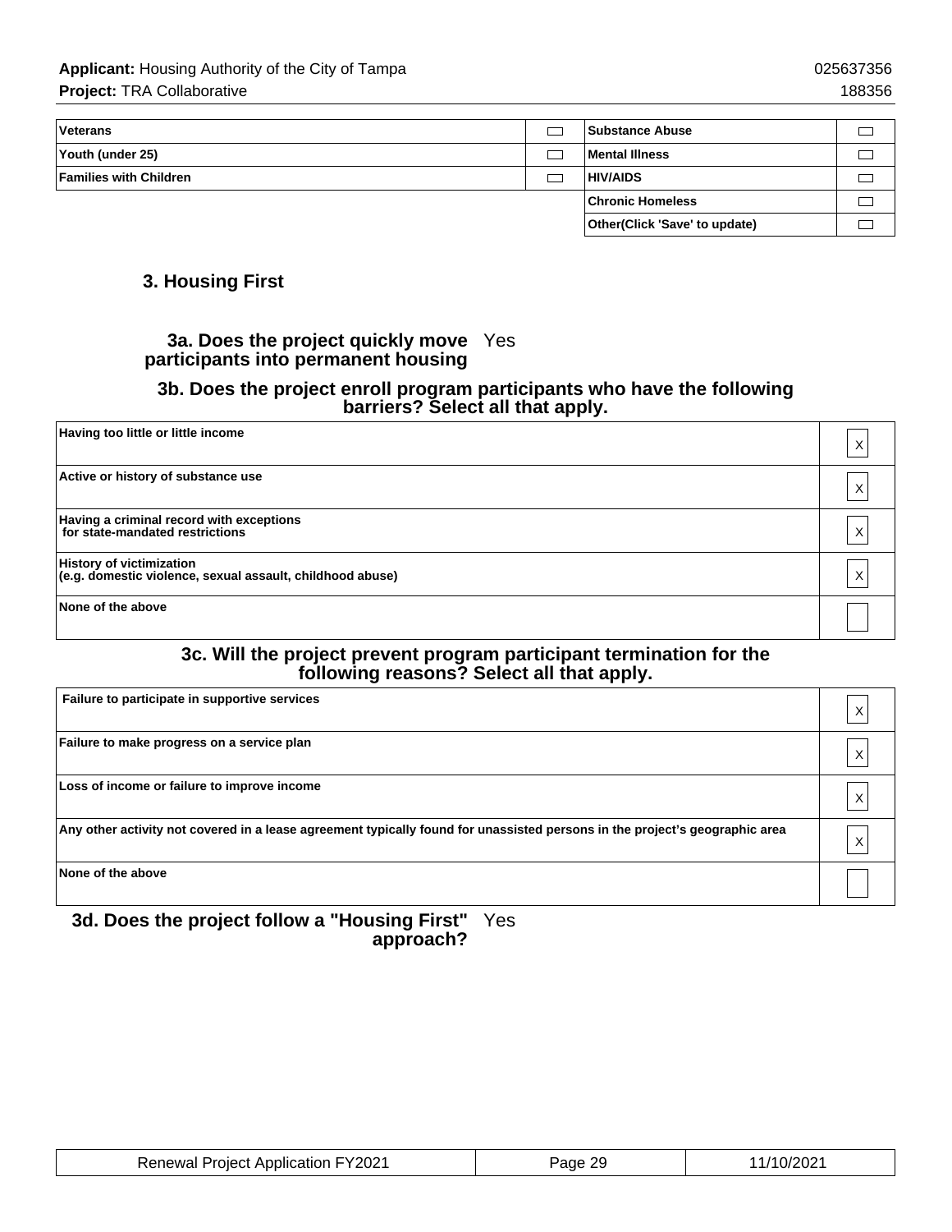| Veterans | ☐ | Substance Abuse | ☐ |
|---|---|---|---|
| Youth (under 25) | ☐ | Mental Illness | ☐ |
| Families with Children | ☐ | HIV/AIDS | ☐ |
| | | Chronic Homeless | ☐ |
| | | Other(Click 'Save' to update) | ☐ |

## 3. Housing First

**3a. Does the project quickly move participants into permanent housing** Yes

**3b. Does the project enroll program participants who have the following barriers? Select all that apply.**

| | |
|---|---|
| Having too little or little income | X |
| Active or history of substance use | X |
| Having a criminal record with exceptions for state-mandated restrictions | X |
| History of victimization (e.g. domestic violence, sexual assault, childhood abuse) | X |
| None of the above | |

**3c. Will the project prevent program participant termination for the following reasons? Select all that apply.**

| | |
|---|---|
| Failure to participate in supportive services | X |
| Failure to make progress on a service plan | X |
| Loss of income or failure to improve income | X |
| Any other activity not covered in a lease agreement typically found for unassisted persons in the project's geographic area | X |
| None of the above | |

**3d. Does the project follow a "Housing First" approach?** Yes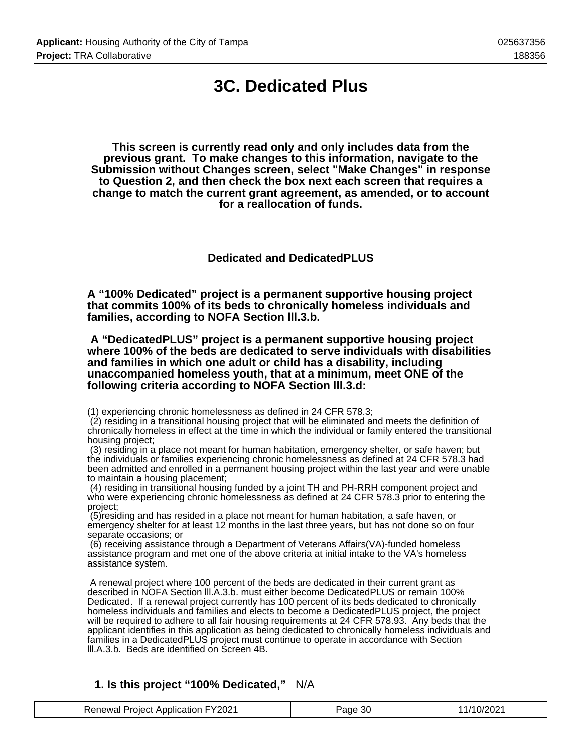# 3C. Dedicated Plus

**This screen is currently read only and only includes data from the previous grant. To make changes to this information, navigate to the Submission without Changes screen, select "Make Changes" in response to Question 2, and then check the box next each screen that requires a change to match the current grant agreement, as amended, or to account for a reallocation of funds.**

### Dedicated and DedicatedPLUS

**A "100% Dedicated" project is a permanent supportive housing project that commits 100% of its beds to chronically homeless individuals and families, according to NOFA Section lll.3.b.**

**A "DedicatedPLUS" project is a permanent supportive housing project where 100% of the beds are dedicated to serve individuals with disabilities and families in which one adult or child has a disability, including unaccompanied homeless youth, that at a minimum, meet ONE of the following criteria according to NOFA Section lll.3.d:**

(1) experiencing chronic homelessness as defined in 24 CFR 578.3;
(2) residing in a transitional housing project that will be eliminated and meets the definition of chronically homeless in effect at the time in which the individual or family entered the transitional housing project;
(3) residing in a place not meant for human habitation, emergency shelter, or safe haven; but the individuals or families experiencing chronic homelessness as defined at 24 CFR 578.3 had been admitted and enrolled in a permanent housing project within the last year and were unable to maintain a housing placement;
(4) residing in transitional housing funded by a joint TH and PH-RRH component project and who were experiencing chronic homelessness as defined at 24 CFR 578.3 prior to entering the project;
(5)residing and has resided in a place not meant for human habitation, a safe haven, or emergency shelter for at least 12 months in the last three years, but has not done so on four separate occasions; or
(6) receiving assistance through a Department of Veterans Affairs(VA)-funded homeless assistance program and met one of the above criteria at initial intake to the VA's homeless assistance system.

A renewal project where 100 percent of the beds are dedicated in their current grant as described in NOFA Section lll.A.3.b. must either become DedicatedPLUS or remain 100% Dedicated. If a renewal project currently has 100 percent of its beds dedicated to chronically homeless individuals and families and elects to become a DedicatedPLUS project, the project will be required to adhere to all fair housing requirements at 24 CFR 578.93. Any beds that the applicant identifies in this application as being dedicated to chronically homeless individuals and families in a DedicatedPLUS project must continue to operate in accordance with Section lll.A.3.b. Beds are identified on Screen 4B.

**1. Is this project "100% Dedicated,"** N/A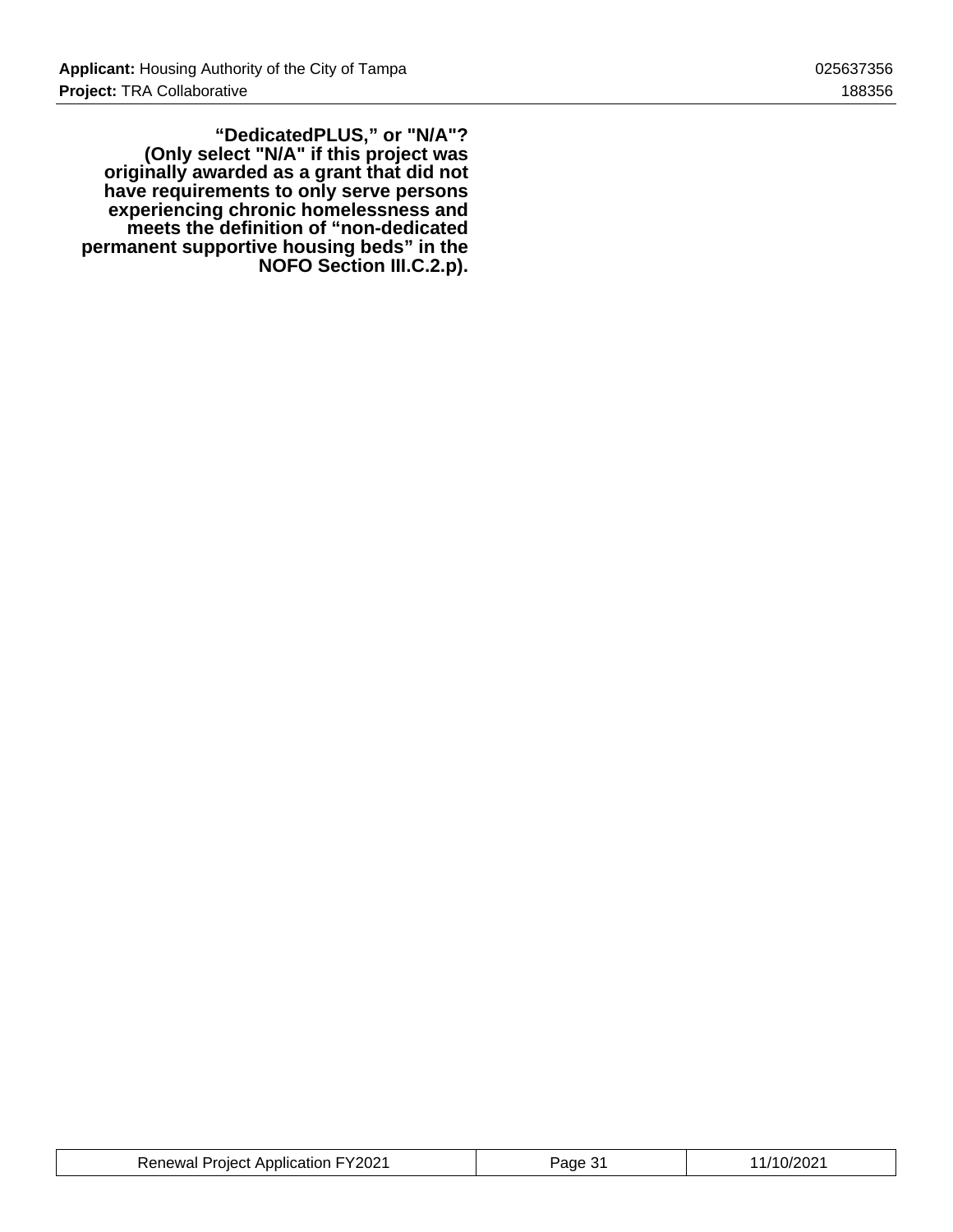**“DedicatedPLUS,” or "N/A"? (Only select "N/A" if this project was originally awarded as a grant that did not have requirements to only serve persons experiencing chronic homelessness and meets the definition of “non-dedicated permanent supportive housing beds” in the NOFO Section III.C.2.p).**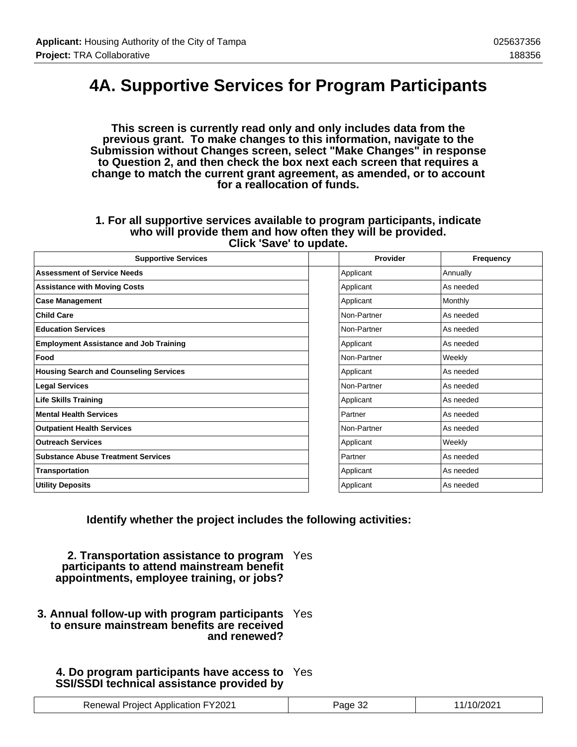# 4A. Supportive Services for Program Participants

**This screen is currently read only and only includes data from the previous grant. To make changes to this information, navigate to the Submission without Changes screen, select "Make Changes" in response to Question 2, and then check the box next each screen that requires a change to match the current grant agreement, as amended, or to account for a reallocation of funds.**

**1. For all supportive services available to program participants, indicate who will provide them and how often they will be provided. Click 'Save' to update.**

| Supportive Services | | Provider | Frequency |
|---|---|---|---|
| **Assessment of Service Needs** | | Applicant | Annually |
| **Assistance with Moving Costs** | | Applicant | As needed |
| **Case Management** | | Applicant | Monthly |
| **Child Care** | | Non-Partner | As needed |
| **Education Services** | | Non-Partner | As needed |
| **Employment Assistance and Job Training** | | Applicant | As needed |
| **Food** | | Non-Partner | Weekly |
| **Housing Search and Counseling Services** | | Applicant | As needed |
| **Legal Services** | | Non-Partner | As needed |
| **Life Skills Training** | | Applicant | As needed |
| **Mental Health Services** | | Partner | As needed |
| **Outpatient Health Services** | | Non-Partner | As needed |
| **Outreach Services** | | Applicant | Weekly |
| **Substance Abuse Treatment Services** | | Partner | As needed |
| **Transportation** | | Applicant | As needed |
| **Utility Deposits** | | Applicant | As needed |

**Identify whether the project includes the following activities:**

**2. Transportation assistance to program participants to attend mainstream benefit appointments, employee training, or jobs?** Yes

**3. Annual follow-up with program participants to ensure mainstream benefits are received and renewed?** Yes

**4. Do program participants have access to SSI/SSDI technical assistance provided by** Yes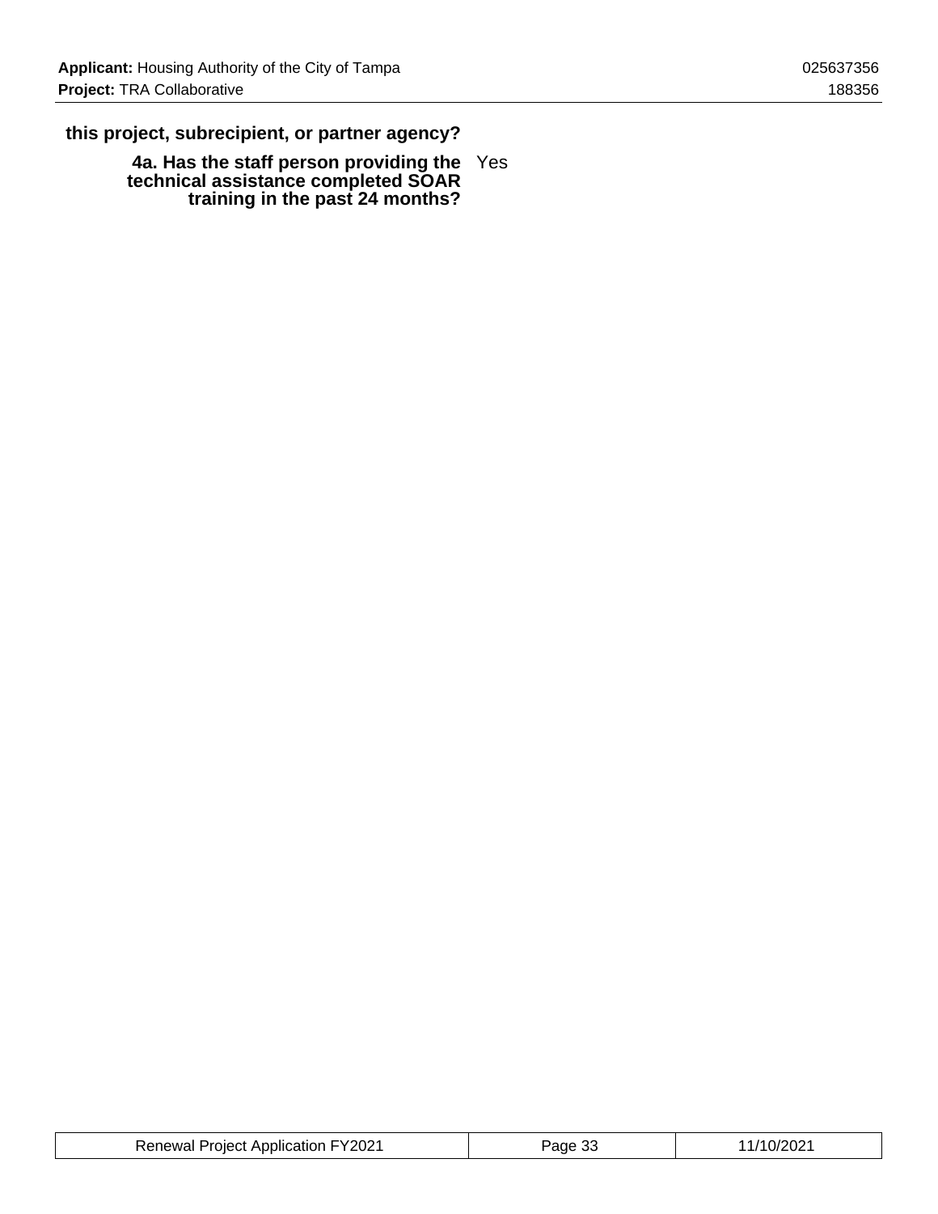**this project, subrecipient, or partner agency?**

| | |
|---|---|
| **4a. Has the staff person providing the technical assistance completed SOAR training in the past 24 months?** | Yes |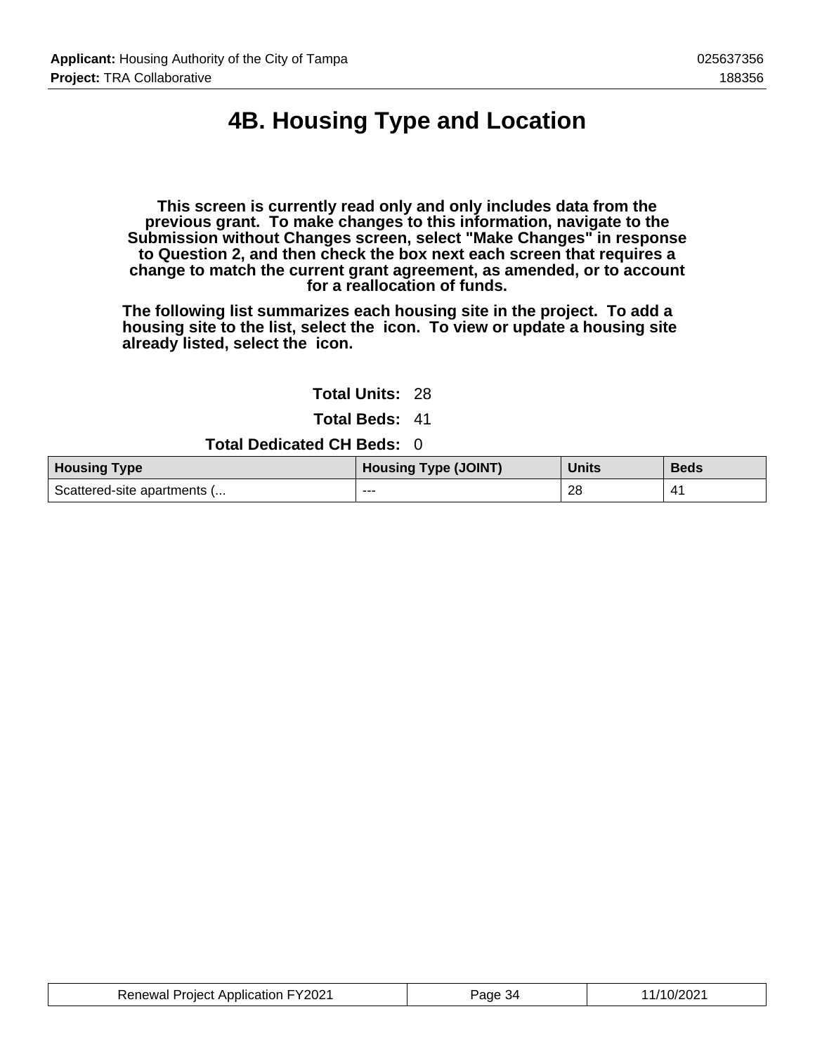# 4B. Housing Type and Location

**This screen is currently read only and only includes data from the previous grant. To make changes to this information, navigate to the Submission without Changes screen, select "Make Changes" in response to Question 2, and then check the box next each screen that requires a change to match the current grant agreement, as amended, or to account for a reallocation of funds.**

**The following list summarizes each housing site in the project. To add a housing site to the list, select the icon. To view or update a housing site already listed, select the icon.**

**Total Units:** 28

**Total Beds:** 41

**Total Dedicated CH Beds:** 0

| Housing Type | Housing Type (JOINT) | Units | Beds |
|---|---|---|---|
| Scattered-site apartments (... | --- | 28 | 41 |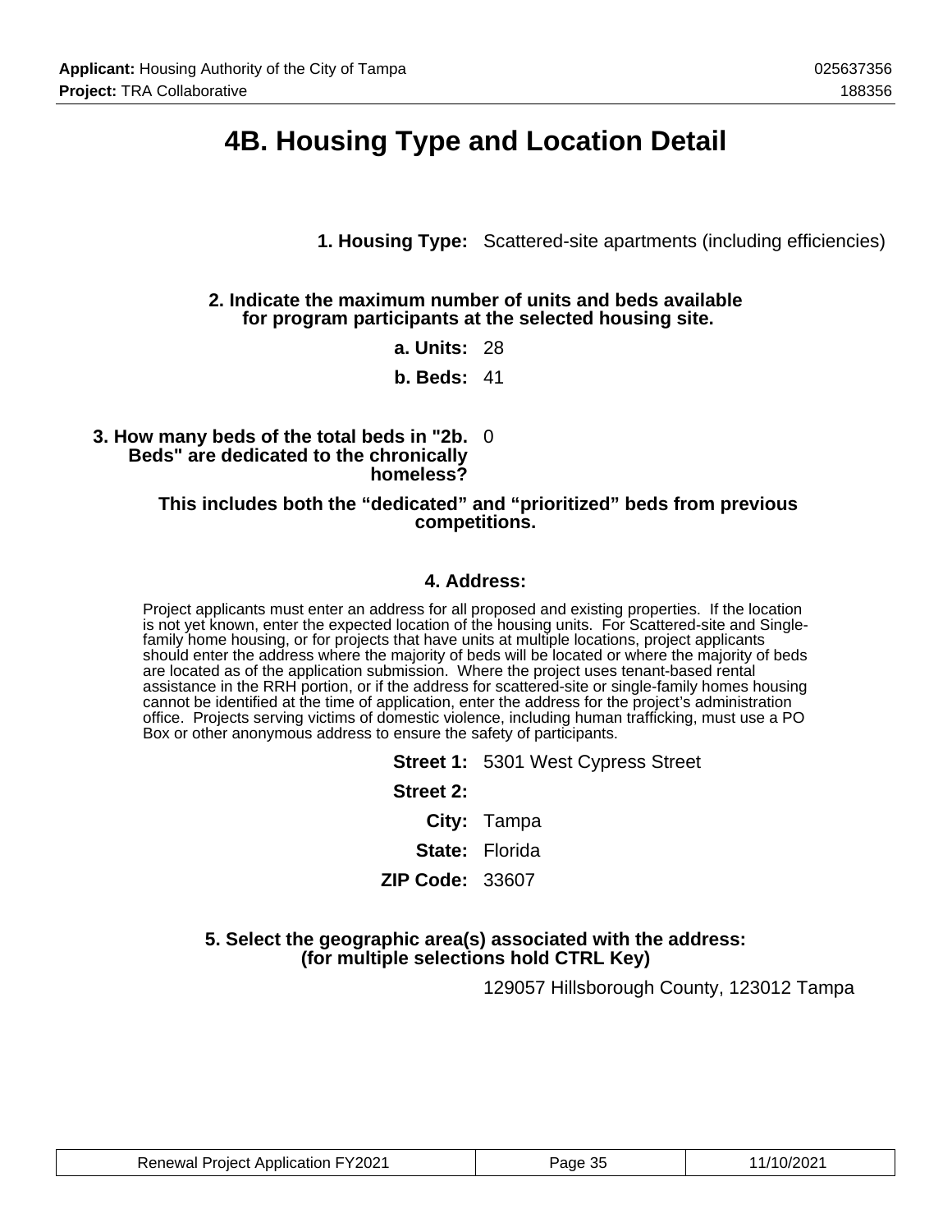# 4B. Housing Type and Location Detail

**1. Housing Type:** Scattered-site apartments (including efficiencies)

**2. Indicate the maximum number of units and beds available for program participants at the selected housing site.**

**a. Units:** 28

**b. Beds:** 41

**3. How many beds of the total beds in "2b. Beds" are dedicated to the chronically homeless?** 0

**This includes both the "dedicated" and "prioritized" beds from previous competitions.**

**4. Address:**

Project applicants must enter an address for all proposed and existing properties. If the location is not yet known, enter the expected location of the housing units. For Scattered-site and Single-family home housing, or for projects that have units at multiple locations, project applicants should enter the address where the majority of beds will be located or where the majority of beds are located as of the application submission. Where the project uses tenant-based rental assistance in the RRH portion, or if the address for scattered-site or single-family homes housing cannot be identified at the time of application, enter the address for the project's administration office. Projects serving victims of domestic violence, including human trafficking, must use a PO Box or other anonymous address to ensure the safety of participants.

**Street 1:** 5301 West Cypress Street

**Street 2:**

**City:** Tampa

**State:** Florida

**ZIP Code:** 33607

**5. Select the geographic area(s) associated with the address: (for multiple selections hold CTRL Key)**

129057 Hillsborough County, 123012 Tampa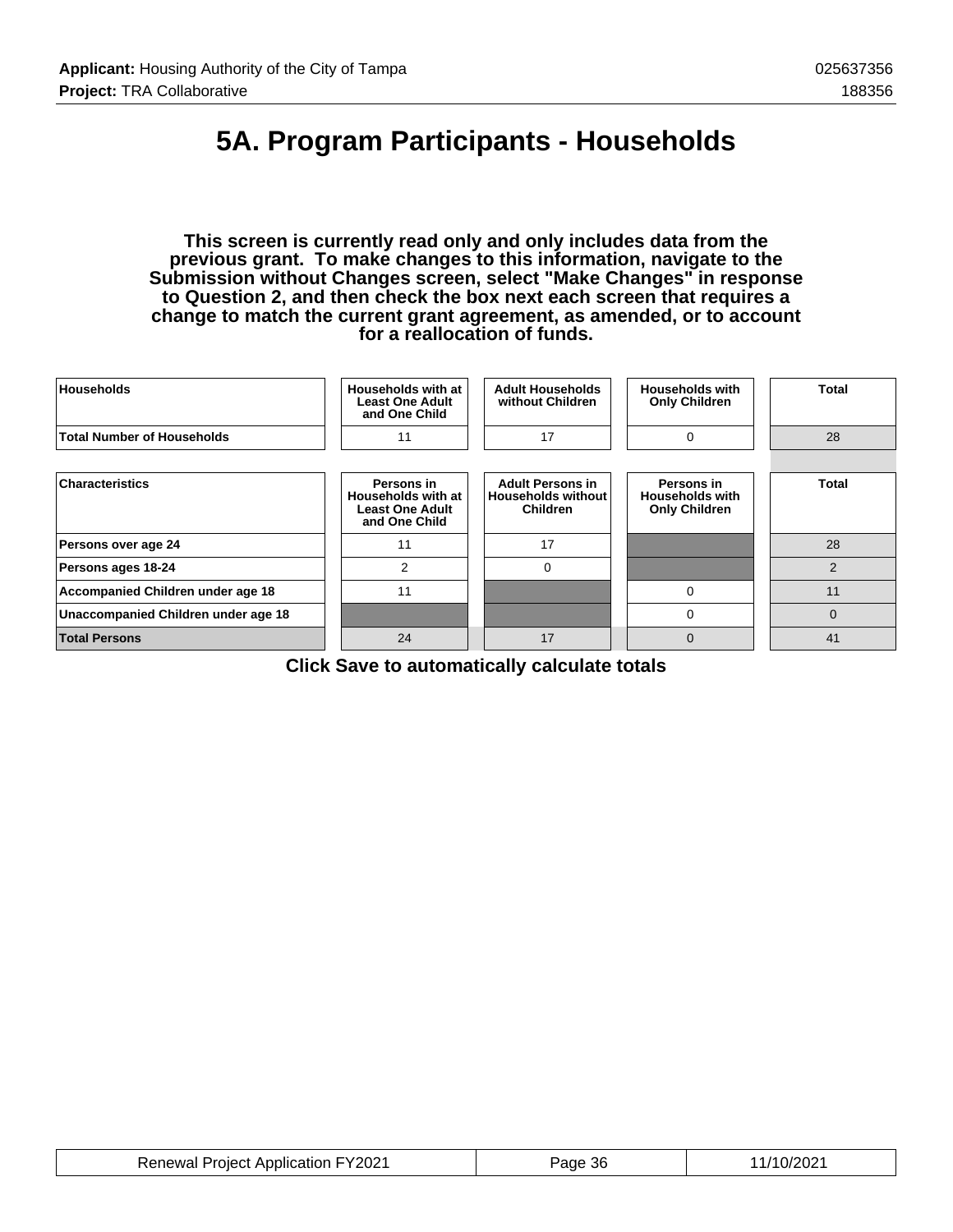# 5A. Program Participants - Households

**This screen is currently read only and only includes data from the previous grant. To make changes to this information, navigate to the Submission without Changes screen, select "Make Changes" in response to Question 2, and then check the box next each screen that requires a change to match the current grant agreement, as amended, or to account for a reallocation of funds.**

| Households | Households with at Least One Adult and One Child | Adult Households without Children | Households with Only Children | Total |
|---|---|---|---|---|
| Total Number of Households | 11 | 17 | 0 | 28 |

| Characteristics | Persons in Households with at Least One Adult and One Child | Adult Persons in Households without Children | Persons in Households with Only Children | Total |
|---|---|---|---|---|
| Persons over age 24 | 11 | 17 | | 28 |
| Persons ages 18-24 | 2 | 0 | | 2 |
| Accompanied Children under age 18 | 11 | | 0 | 11 |
| Unaccompanied Children under age 18 | | | 0 | 0 |
| **Total Persons** | 24 | 17 | 0 | 41 |

**Click Save to automatically calculate totals**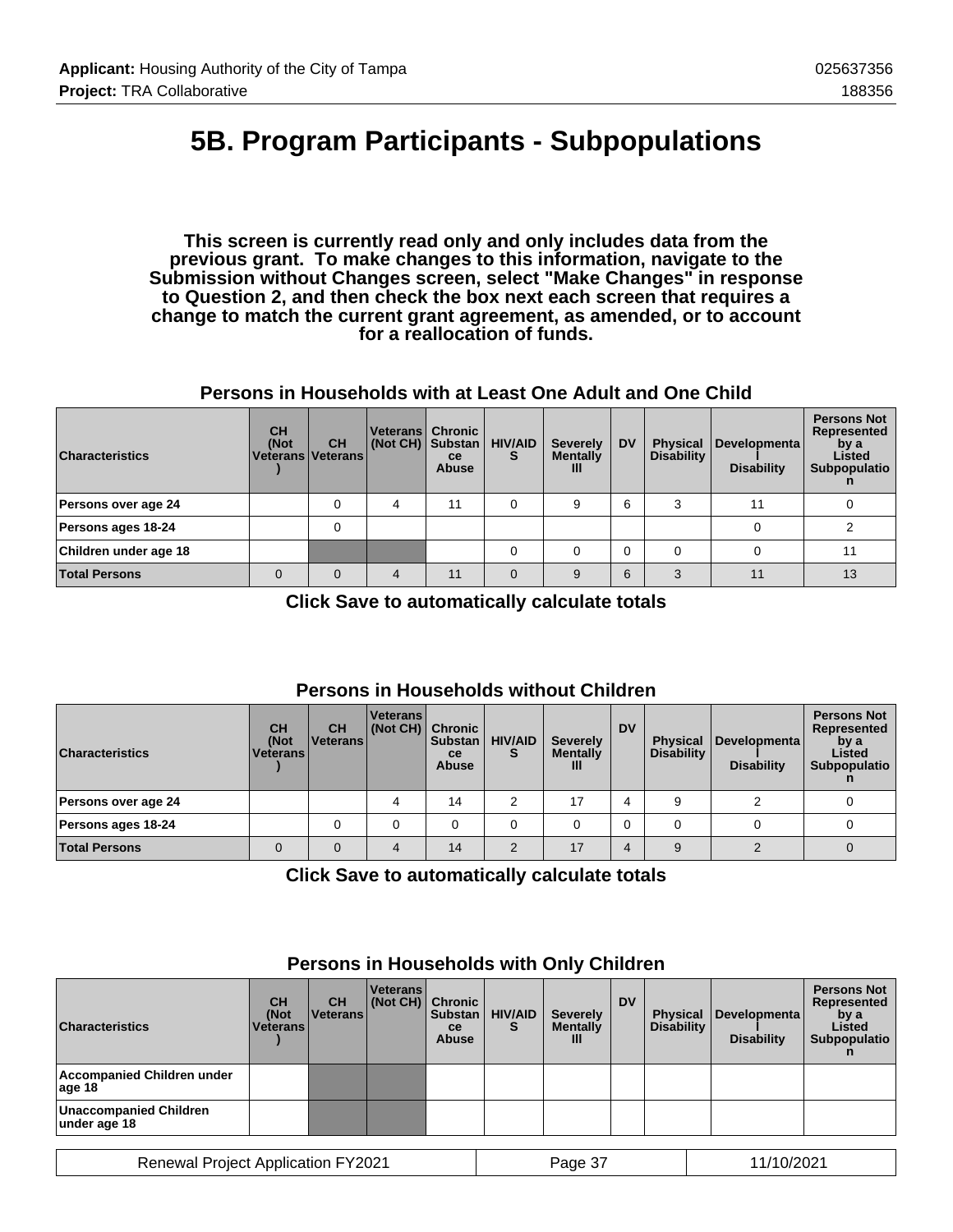# 5B. Program Participants - Subpopulations

**This screen is currently read only and only includes data from the previous grant. To make changes to this information, navigate to the Submission without Changes screen, select "Make Changes" in response to Question 2, and then check the box next each screen that requires a change to match the current grant agreement, as amended, or to account for a reallocation of funds.**

### Persons in Households with at Least One Adult and One Child

| Characteristics | CH (Not Veterans) | CH Veterans | Veterans (Not CH) | Chronic Substance Abuse | HIV/AIDS | Severely Mentally Ill | DV | Physical Disability | Developmental Disability | Persons Not Represented by a Listed Subpopulation |
|---|---|---|---|---|---|---|---|---|---|---|
| Persons over age 24 | | 0 | 4 | 11 | 0 | 9 | 6 | 3 | 11 | 0 |
| Persons ages 18-24 | | 0 | | | | | | | 0 | 2 |
| Children under age 18 | | | | | 0 | 0 | 0 | 0 | 0 | 11 |
| Total Persons | 0 | 0 | 4 | 11 | 0 | 9 | 6 | 3 | 11 | 13 |

**Click Save to automatically calculate totals**

### Persons in Households without Children

| Characteristics | CH (Not Veterans) | CH Veterans | Veterans (Not CH) | Chronic Substance Abuse | HIV/AIDS | Severely Mentally Ill | DV | Physical Disability | Developmental Disability | Persons Not Represented by a Listed Subpopulation |
|---|---|---|---|---|---|---|---|---|---|---|
| Persons over age 24 | | | 4 | 14 | 2 | 17 | 4 | 9 | 2 | 0 |
| Persons ages 18-24 | | 0 | 0 | 0 | 0 | 0 | 0 | 0 | 0 | 0 |
| Total Persons | 0 | 0 | 4 | 14 | 2 | 17 | 4 | 9 | 2 | 0 |

**Click Save to automatically calculate totals**

### Persons in Households with Only Children

| Characteristics | CH (Not Veterans) | CH Veterans | Veterans (Not CH) | Chronic Substance Abuse | HIV/AIDS | Severely Mentally Ill | DV | Physical Disability | Developmental Disability | Persons Not Represented by a Listed Subpopulation |
|---|---|---|---|---|---|---|---|---|---|---|
| Accompanied Children under age 18 | | | | | | | | | | |
| Unaccompanied Children under age 18 | | | | | | | | | | |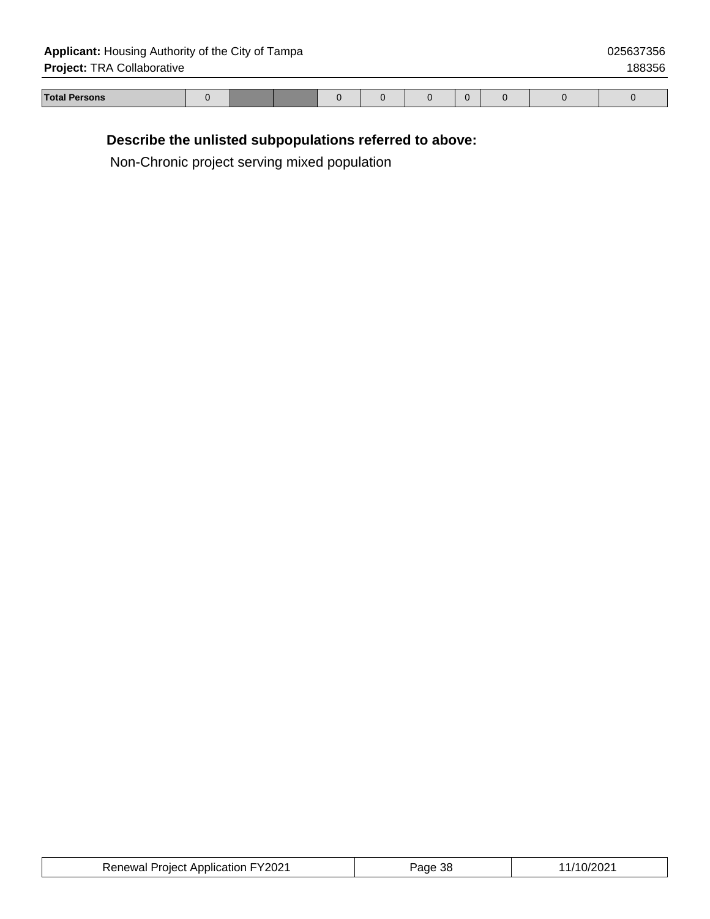| Total Persons | 0 | | | 0 | 0 | 0 | 0 | 0 | 0 | 0 |
|---|---|---|---|---|---|---|---|---|---|---|

**Describe the unlisted subpopulations referred to above:**

Non-Chronic project serving mixed population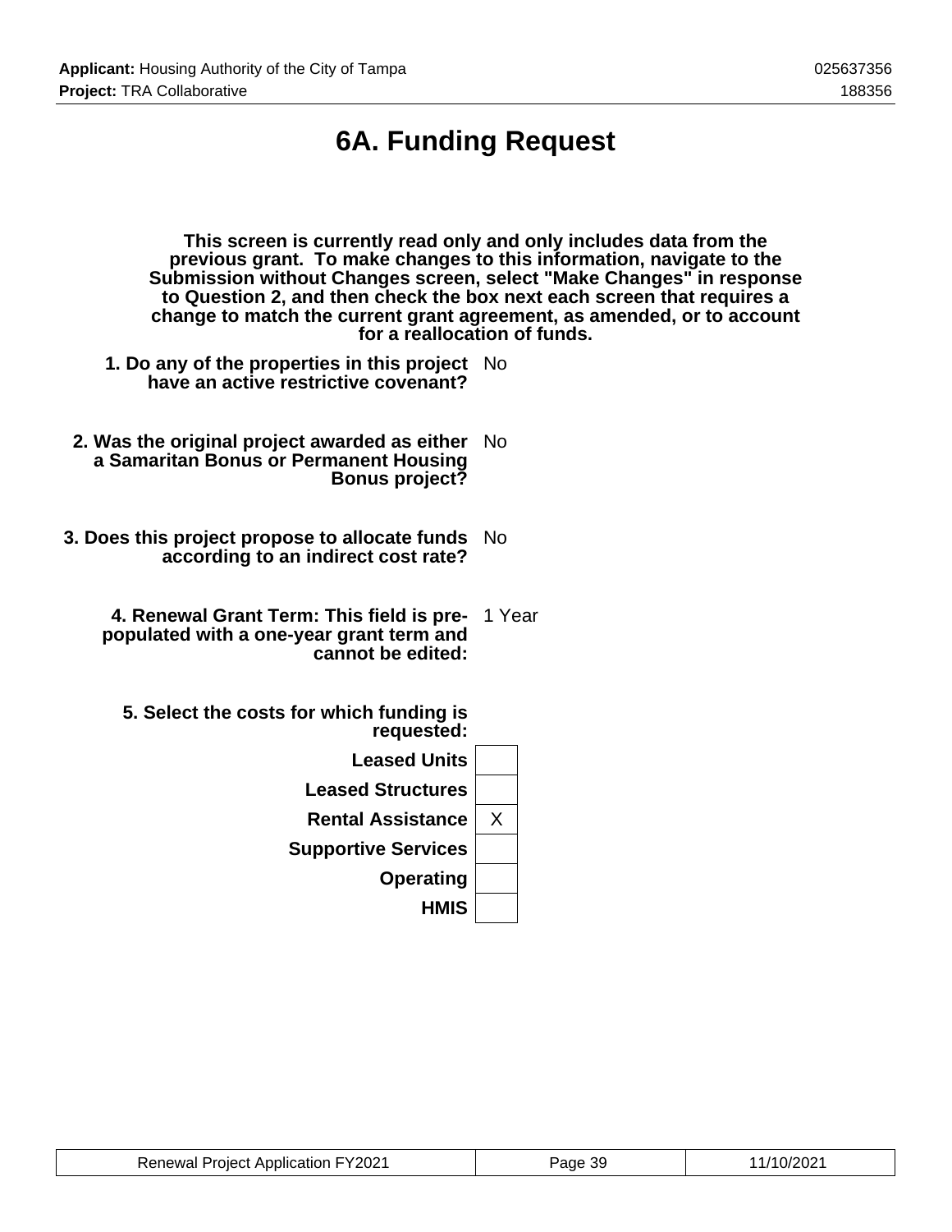# 6A. Funding Request

**This screen is currently read only and only includes data from the previous grant. To make changes to this information, navigate to the Submission without Changes screen, select "Make Changes" in response to Question 2, and then check the box next each screen that requires a change to match the current grant agreement, as amended, or to account for a reallocation of funds.**

| | |
|---|---|
| **1. Do any of the properties in this project have an active restrictive covenant?** | No |
| **2. Was the original project awarded as either a Samaritan Bonus or Permanent Housing Bonus project?** | No |
| **3. Does this project propose to allocate funds according to an indirect cost rate?** | No |
| **4. Renewal Grant Term: This field is pre-populated with a one-year grant term and cannot be edited:** | 1 Year |

**5. Select the costs for which funding is requested:**

| Cost | Selected |
|---|---|
| **Leased Units** | |
| **Leased Structures** | |
| **Rental Assistance** | X |
| **Supportive Services** | |
| **Operating** | |
| **HMIS** | |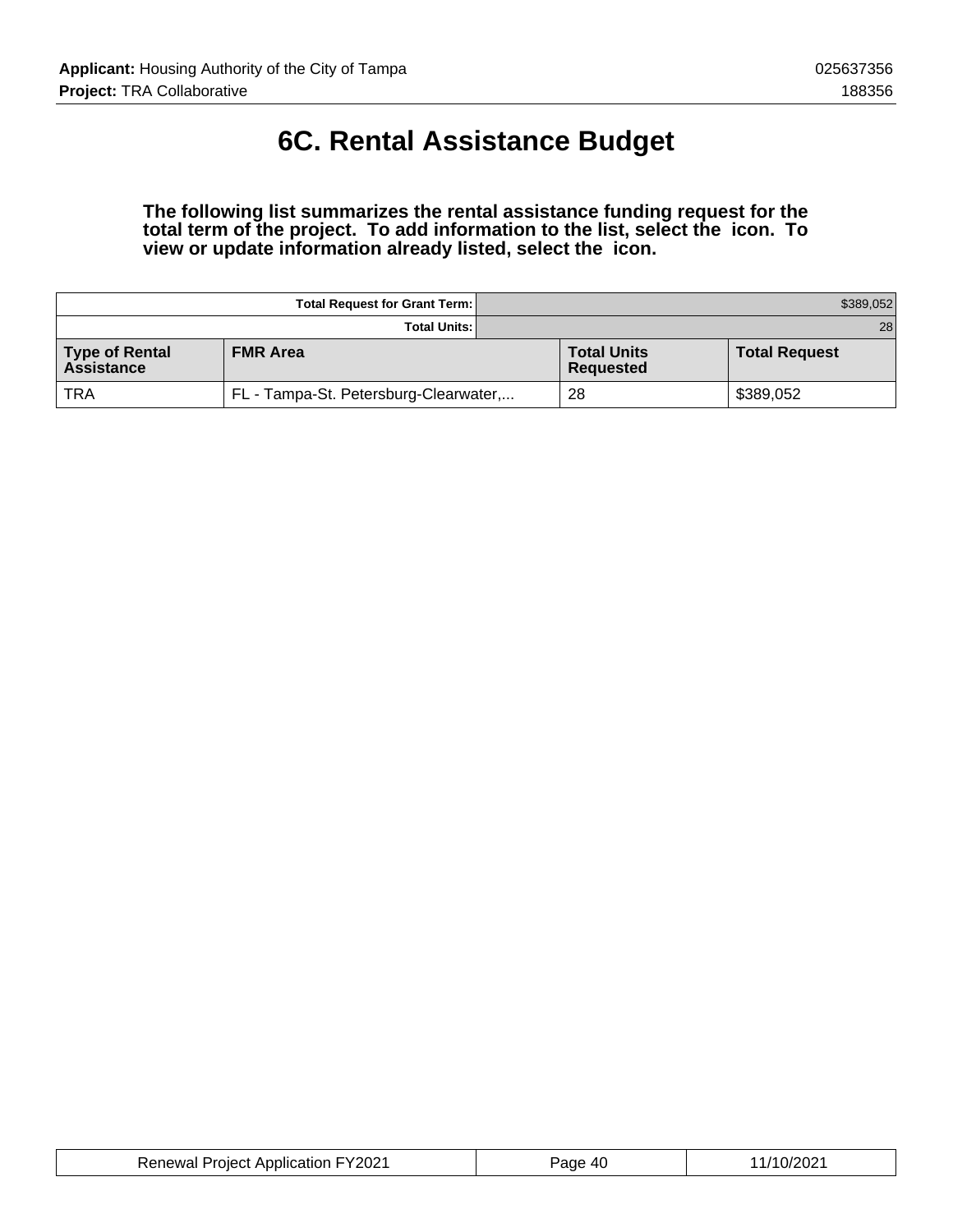# 6C. Rental Assistance Budget

**The following list summarizes the rental assistance funding request for the total term of the project. To add information to the list, select the icon. To view or update information already listed, select the icon.**

| | Total Request for Grant Term: | | $389,052 |
|---|---|---|---|
| | Total Units: | | 28 |
| **Type of Rental Assistance** | **FMR Area** | **Total Units Requested** | **Total Request** |
| TRA | FL - Tampa-St. Petersburg-Clearwater,... | 28 | $389,052 |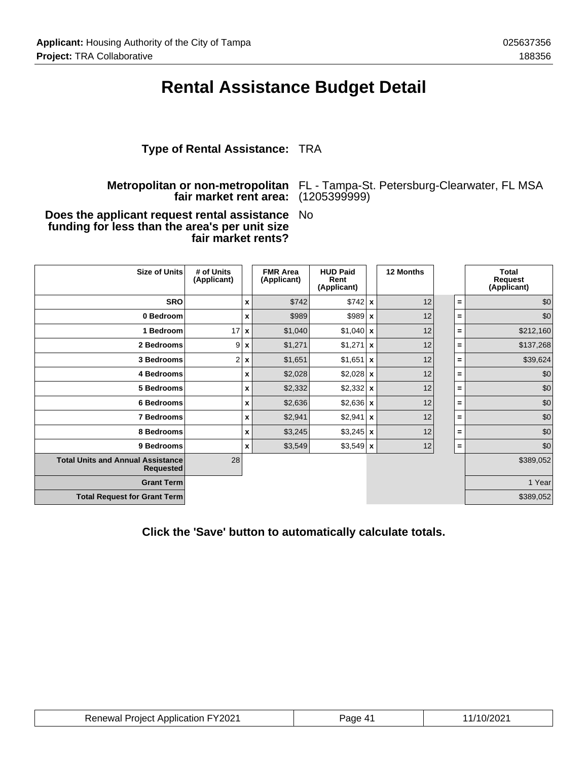**Applicant:** Housing Authority of the City of Tampa 025637356
**Project:** TRA Collaborative 188356

# Rental Assistance Budget Detail

**Type of Rental Assistance:** TRA

**Metropolitan or non-metropolitan fair market rent area:** FL - Tampa-St. Petersburg-Clearwater, FL MSA (1205399999)

**Does the applicant request rental assistance funding for less than the area's per unit size fair market rents?** No

| Size of Units | # of Units (Applicant) | | FMR Area (Applicant) | HUD Paid Rent (Applicant) | | 12 Months | | Total Request (Applicant) |
|---|---|---|---|---|---|---|---|---|
| SRO | | x | $742 | $742 | x | 12 | = | $0 |
| 0 Bedroom | | x | $989 | $989 | x | 12 | = | $0 |
| 1 Bedroom | 17 | x | $1,040 | $1,040 | x | 12 | = | $212,160 |
| 2 Bedrooms | 9 | x | $1,271 | $1,271 | x | 12 | = | $137,268 |
| 3 Bedrooms | 2 | x | $1,651 | $1,651 | x | 12 | = | $39,624 |
| 4 Bedrooms | | x | $2,028 | $2,028 | x | 12 | = | $0 |
| 5 Bedrooms | | x | $2,332 | $2,332 | x | 12 | = | $0 |
| 6 Bedrooms | | x | $2,636 | $2,636 | x | 12 | = | $0 |
| 7 Bedrooms | | x | $2,941 | $2,941 | x | 12 | = | $0 |
| 8 Bedrooms | | x | $3,245 | $3,245 | x | 12 | = | $0 |
| 9 Bedrooms | | x | $3,549 | $3,549 | x | 12 | = | $0 |
| Total Units and Annual Assistance Requested | 28 | | | | | | | $389,052 |
| Grant Term | | | | | | | | 1 Year |
| Total Request for Grant Term | | | | | | | | $389,052 |

**Click the 'Save' button to automatically calculate totals.**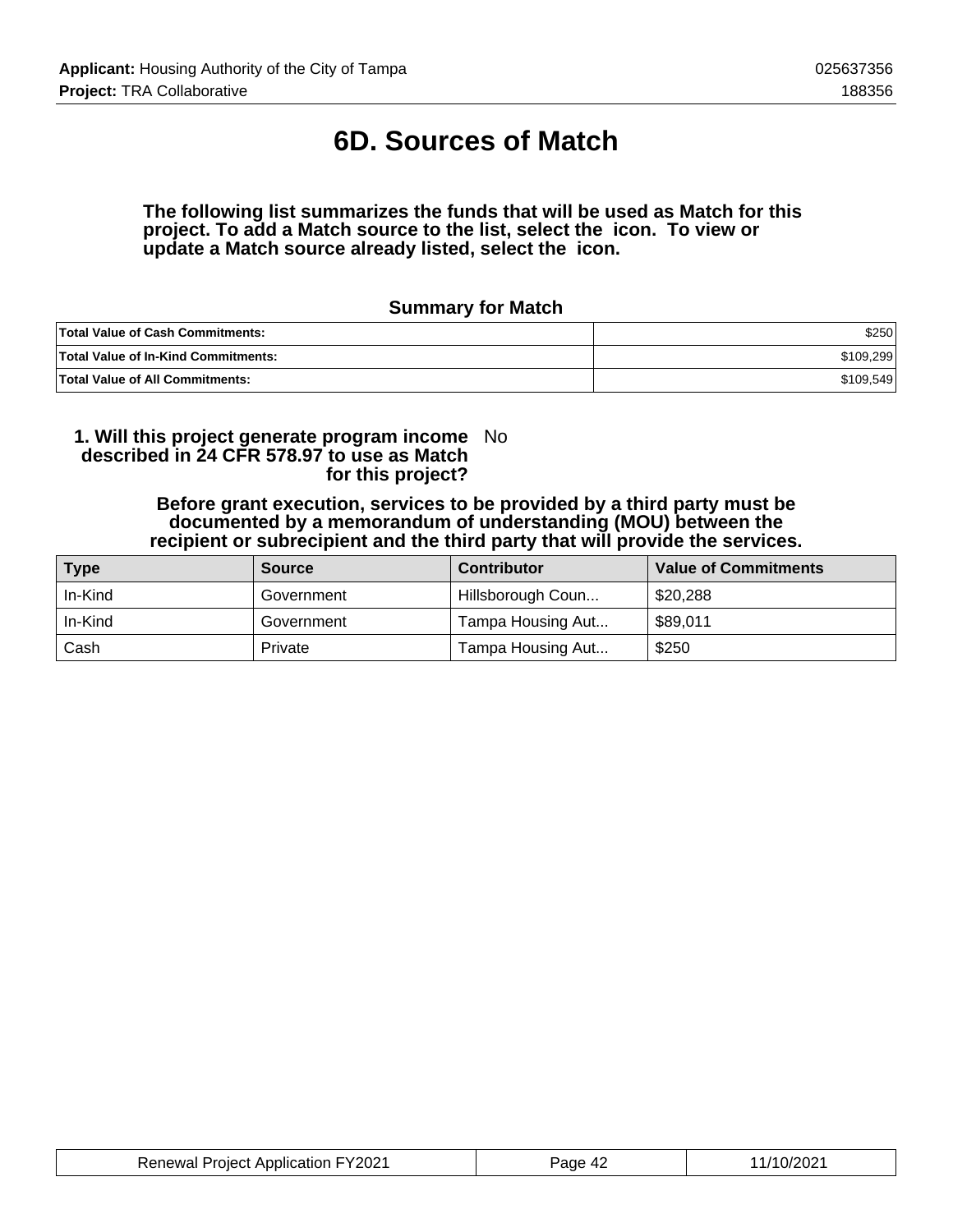# 6D. Sources of Match

**The following list summarizes the funds that will be used as Match for this project. To add a Match source to the list, select the icon. To view or update a Match source already listed, select the icon.**

### Summary for Match

| | |
|---|---|
| **Total Value of Cash Commitments:** | $250 |
| **Total Value of In-Kind Commitments:** | $109,299 |
| **Total Value of All Commitments:** | $109,549 |

**1. Will this project generate program income described in 24 CFR 578.97 to use as Match for this project?** No

**Before grant execution, services to be provided by a third party must be documented by a memorandum of understanding (MOU) between the recipient or subrecipient and the third party that will provide the services.**

| Type | Source | Contributor | Value of Commitments |
|---|---|---|---|
| In-Kind | Government | Hillsborough Coun... | $20,288 |
| In-Kind | Government | Tampa Housing Aut... | $89,011 |
| Cash | Private | Tampa Housing Aut... | $250 |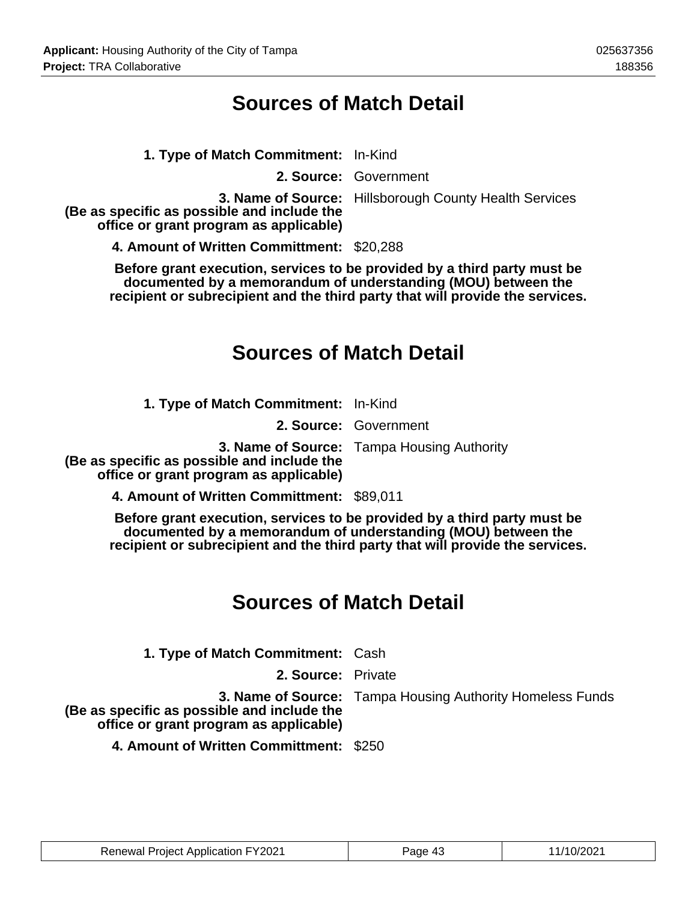## Sources of Match Detail

**1. Type of Match Commitment:** In-Kind

**2. Source:** Government

**3. Name of Source:** Hillsborough County Health Services
**(Be as specific as possible and include the office or grant program as applicable)**

**4. Amount of Written Committment:** $20,288

**Before grant execution, services to be provided by a third party must be documented by a memorandum of understanding (MOU) between the recipient or subrecipient and the third party that will provide the services.**

## Sources of Match Detail

**1. Type of Match Commitment:** In-Kind

**2. Source:** Government

**3. Name of Source:** Tampa Housing Authority
**(Be as specific as possible and include the office or grant program as applicable)**

**4. Amount of Written Committment:** $89,011

**Before grant execution, services to be provided by a third party must be documented by a memorandum of understanding (MOU) between the recipient or subrecipient and the third party that will provide the services.**

## Sources of Match Detail

**1. Type of Match Commitment:** Cash

**2. Source:** Private

**3. Name of Source:** Tampa Housing Authority Homeless Funds
**(Be as specific as possible and include the office or grant program as applicable)**

**4. Amount of Written Committment:** $250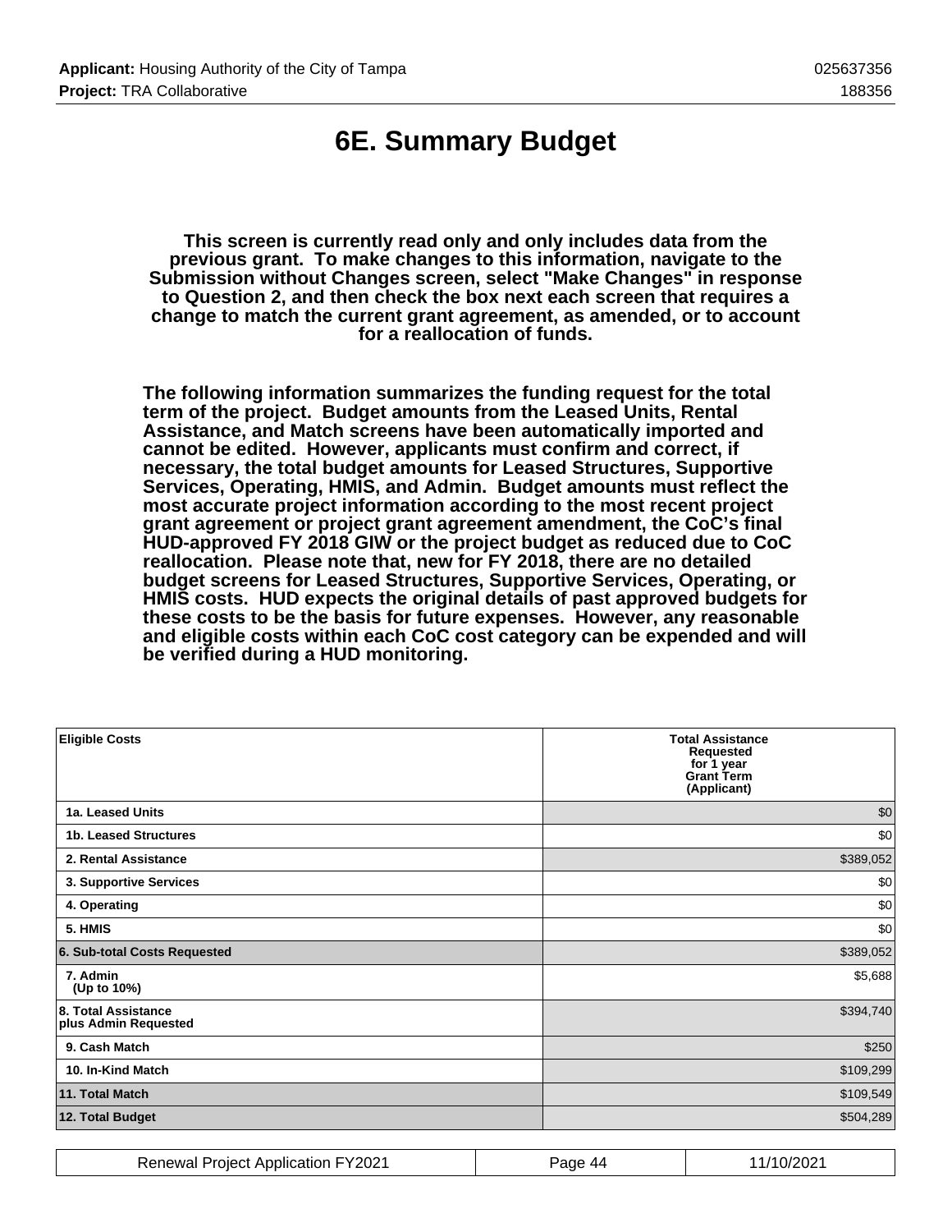# 6E. Summary Budget

**This screen is currently read only and only includes data from the previous grant. To make changes to this information, navigate to the Submission without Changes screen, select "Make Changes" in response to Question 2, and then check the box next each screen that requires a change to match the current grant agreement, as amended, or to account for a reallocation of funds.**

**The following information summarizes the funding request for the total term of the project. Budget amounts from the Leased Units, Rental Assistance, and Match screens have been automatically imported and cannot be edited. However, applicants must confirm and correct, if necessary, the total budget amounts for Leased Structures, Supportive Services, Operating, HMIS, and Admin. Budget amounts must reflect the most accurate project information according to the most recent project grant agreement or project grant agreement amendment, the CoC's final HUD-approved FY 2018 GIW or the project budget as reduced due to CoC reallocation. Please note that, new for FY 2018, there are no detailed budget screens for Leased Structures, Supportive Services, Operating, or HMIS costs. HUD expects the original details of past approved budgets for these costs to be the basis for future expenses. However, any reasonable and eligible costs within each CoC cost category can be expended and will be verified during a HUD monitoring.**

| Eligible Costs | Total Assistance Requested for 1 year Grant Term (Applicant) |
|---|---|
| 1a. Leased Units | $0 |
| 1b. Leased Structures | $0 |
| 2. Rental Assistance | $389,052 |
| 3. Supportive Services | $0 |
| 4. Operating | $0 |
| 5. HMIS | $0 |
| 6. Sub-total Costs Requested | $389,052 |
| 7. Admin (Up to 10%) | $5,688 |
| 8. Total Assistance plus Admin Requested | $394,740 |
| 9. Cash Match | $250 |
| 10. In-Kind Match | $109,299 |
| 11. Total Match | $109,549 |
| 12. Total Budget | $504,289 |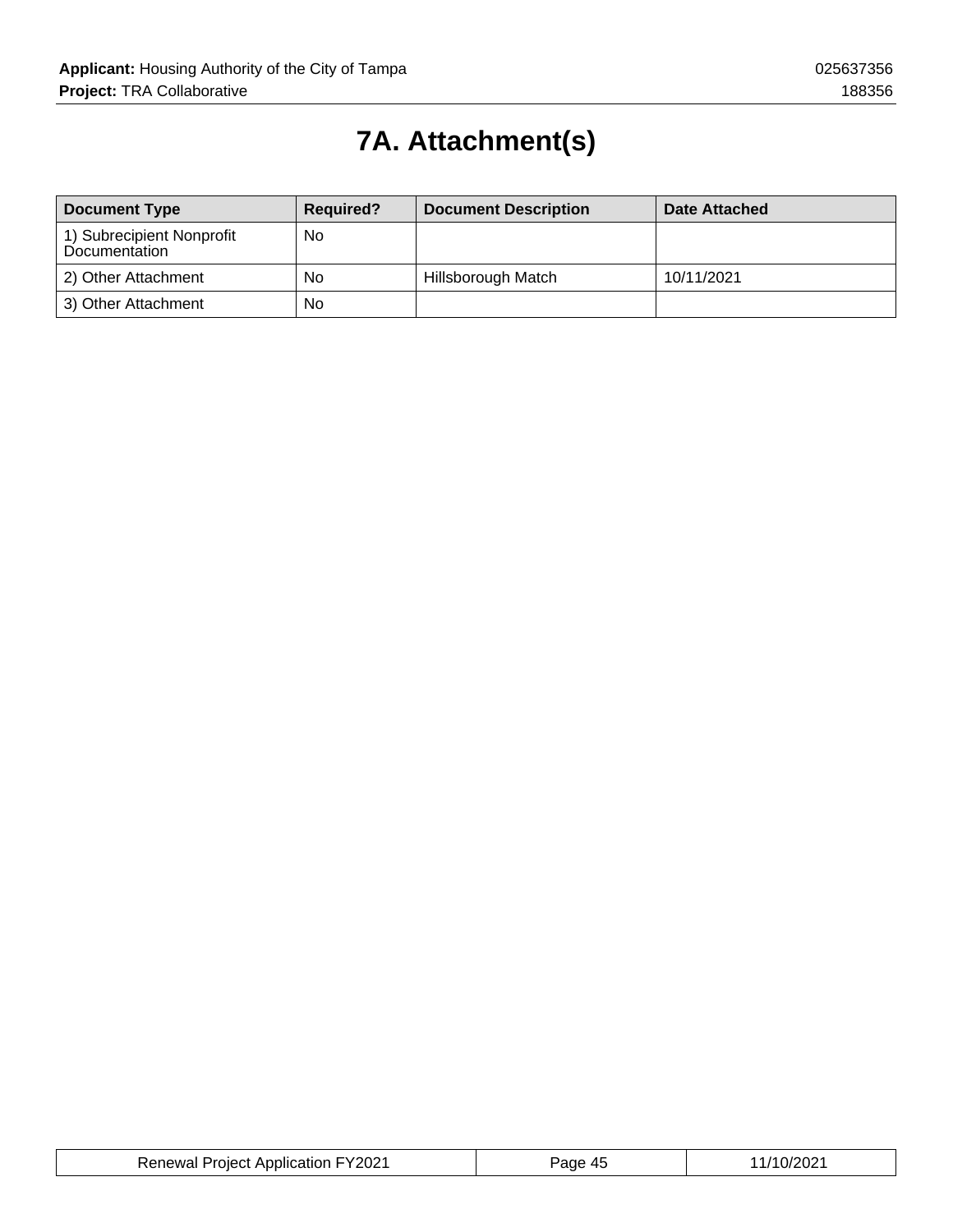# 7A. Attachment(s)

| Document Type | Required? | Document Description | Date Attached |
|---|---|---|---|
| 1) Subrecipient Nonprofit Documentation | No | | |
| 2) Other Attachment | No | Hillsborough Match | 10/11/2021 |
| 3) Other Attachment | No | | |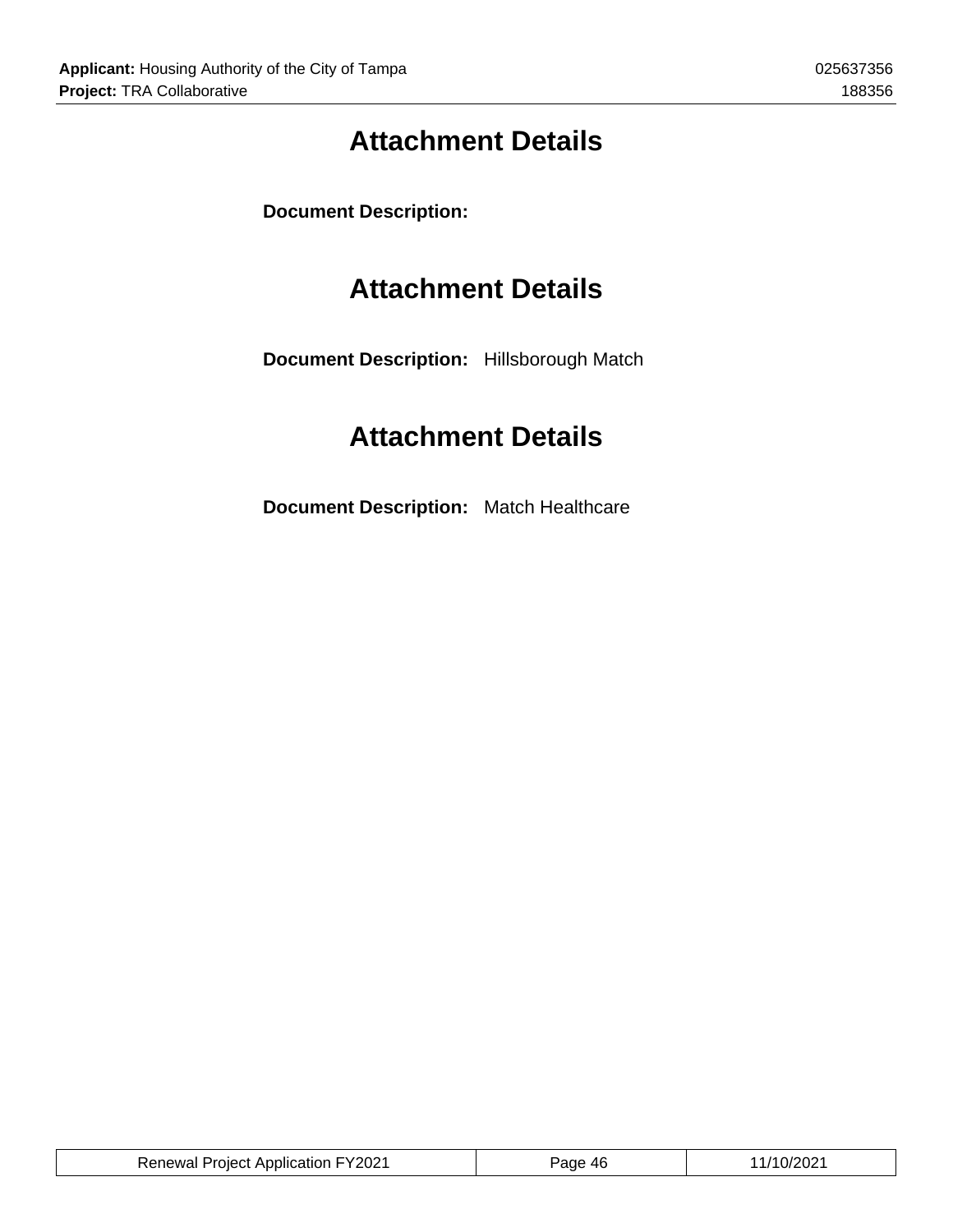# Attachment Details

**Document Description:**

# Attachment Details

**Document Description:** Hillsborough Match

# Attachment Details

**Document Description:** Match Healthcare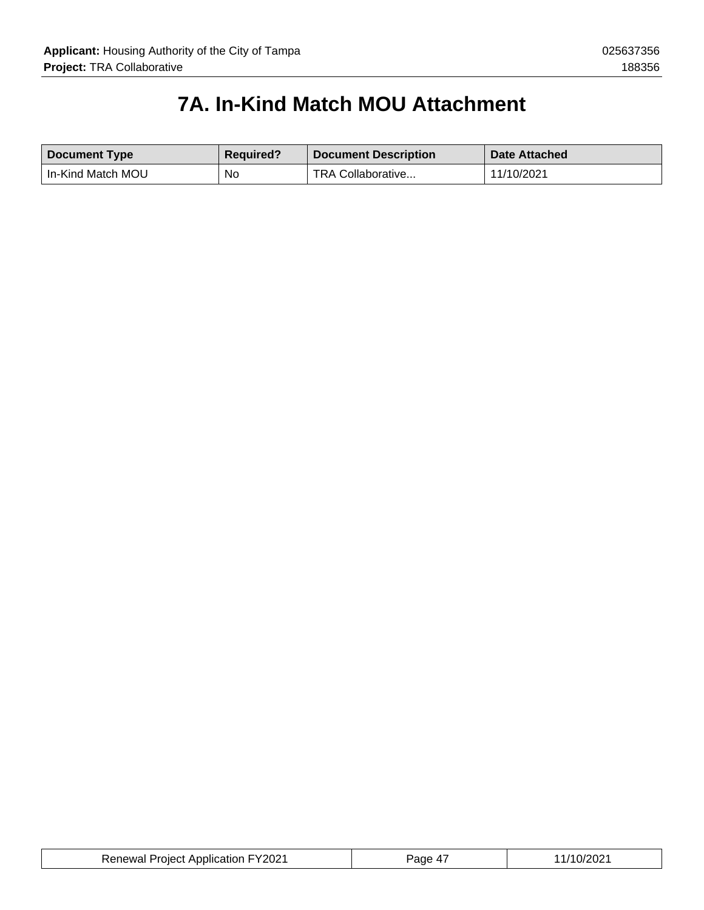# 7A. In-Kind Match MOU Attachment

| Document Type | Required? | Document Description | Date Attached |
|---|---|---|---|
| In-Kind Match MOU | No | TRA Collaborative... | 11/10/2021 |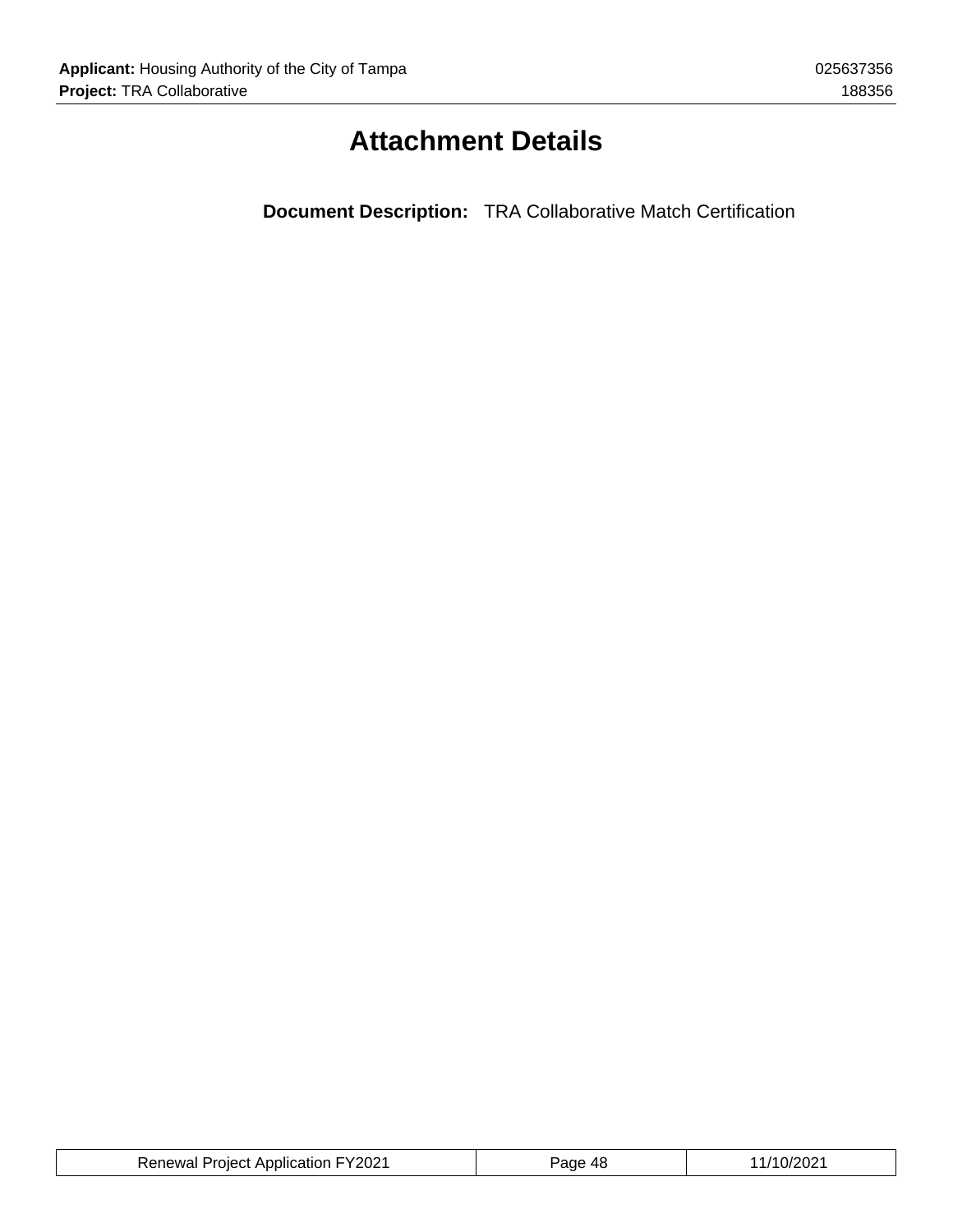# Attachment Details

**Document Description:** TRA Collaborative Match Certification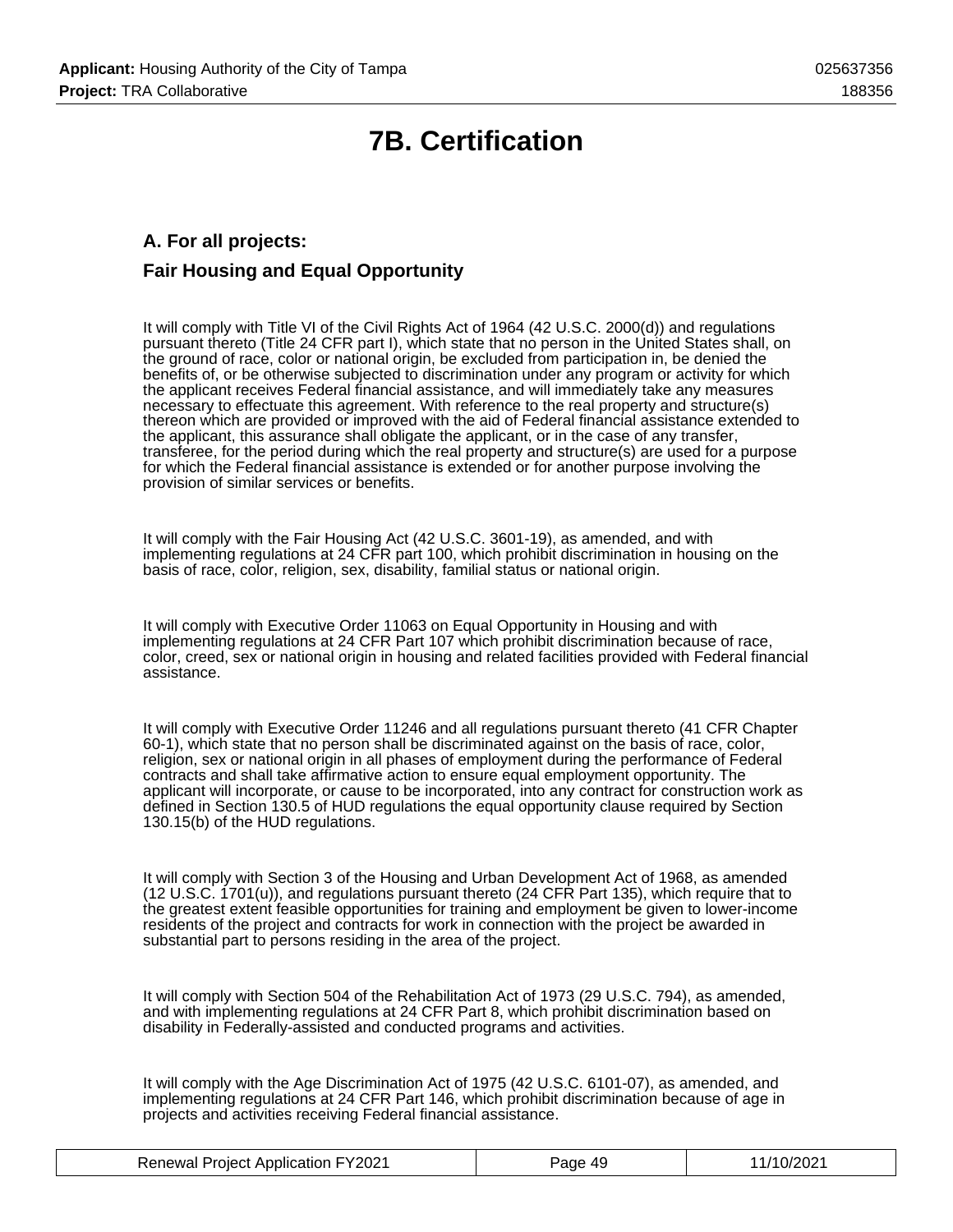# 7B. Certification

## A. For all projects:

## Fair Housing and Equal Opportunity

It will comply with Title VI of the Civil Rights Act of 1964 (42 U.S.C. 2000(d)) and regulations pursuant thereto (Title 24 CFR part I), which state that no person in the United States shall, on the ground of race, color or national origin, be excluded from participation in, be denied the benefits of, or be otherwise subjected to discrimination under any program or activity for which the applicant receives Federal financial assistance, and will immediately take any measures necessary to effectuate this agreement. With reference to the real property and structure(s) thereon which are provided or improved with the aid of Federal financial assistance extended to the applicant, this assurance shall obligate the applicant, or in the case of any transfer, transferee, for the period during which the real property and structure(s) are used for a purpose for which the Federal financial assistance is extended or for another purpose involving the provision of similar services or benefits.

It will comply with the Fair Housing Act (42 U.S.C. 3601-19), as amended, and with implementing regulations at 24 CFR part 100, which prohibit discrimination in housing on the basis of race, color, religion, sex, disability, familial status or national origin.

It will comply with Executive Order 11063 on Equal Opportunity in Housing and with implementing regulations at 24 CFR Part 107 which prohibit discrimination because of race, color, creed, sex or national origin in housing and related facilities provided with Federal financial assistance.

It will comply with Executive Order 11246 and all regulations pursuant thereto (41 CFR Chapter 60-1), which state that no person shall be discriminated against on the basis of race, color, religion, sex or national origin in all phases of employment during the performance of Federal contracts and shall take affirmative action to ensure equal employment opportunity. The applicant will incorporate, or cause to be incorporated, into any contract for construction work as defined in Section 130.5 of HUD regulations the equal opportunity clause required by Section 130.15(b) of the HUD regulations.

It will comply with Section 3 of the Housing and Urban Development Act of 1968, as amended (12 U.S.C. 1701(u)), and regulations pursuant thereto (24 CFR Part 135), which require that to the greatest extent feasible opportunities for training and employment be given to lower-income residents of the project and contracts for work in connection with the project be awarded in substantial part to persons residing in the area of the project.

It will comply with Section 504 of the Rehabilitation Act of 1973 (29 U.S.C. 794), as amended, and with implementing regulations at 24 CFR Part 8, which prohibit discrimination based on disability in Federally-assisted and conducted programs and activities.

It will comply with the Age Discrimination Act of 1975 (42 U.S.C. 6101-07), as amended, and implementing regulations at 24 CFR Part 146, which prohibit discrimination because of age in projects and activities receiving Federal financial assistance.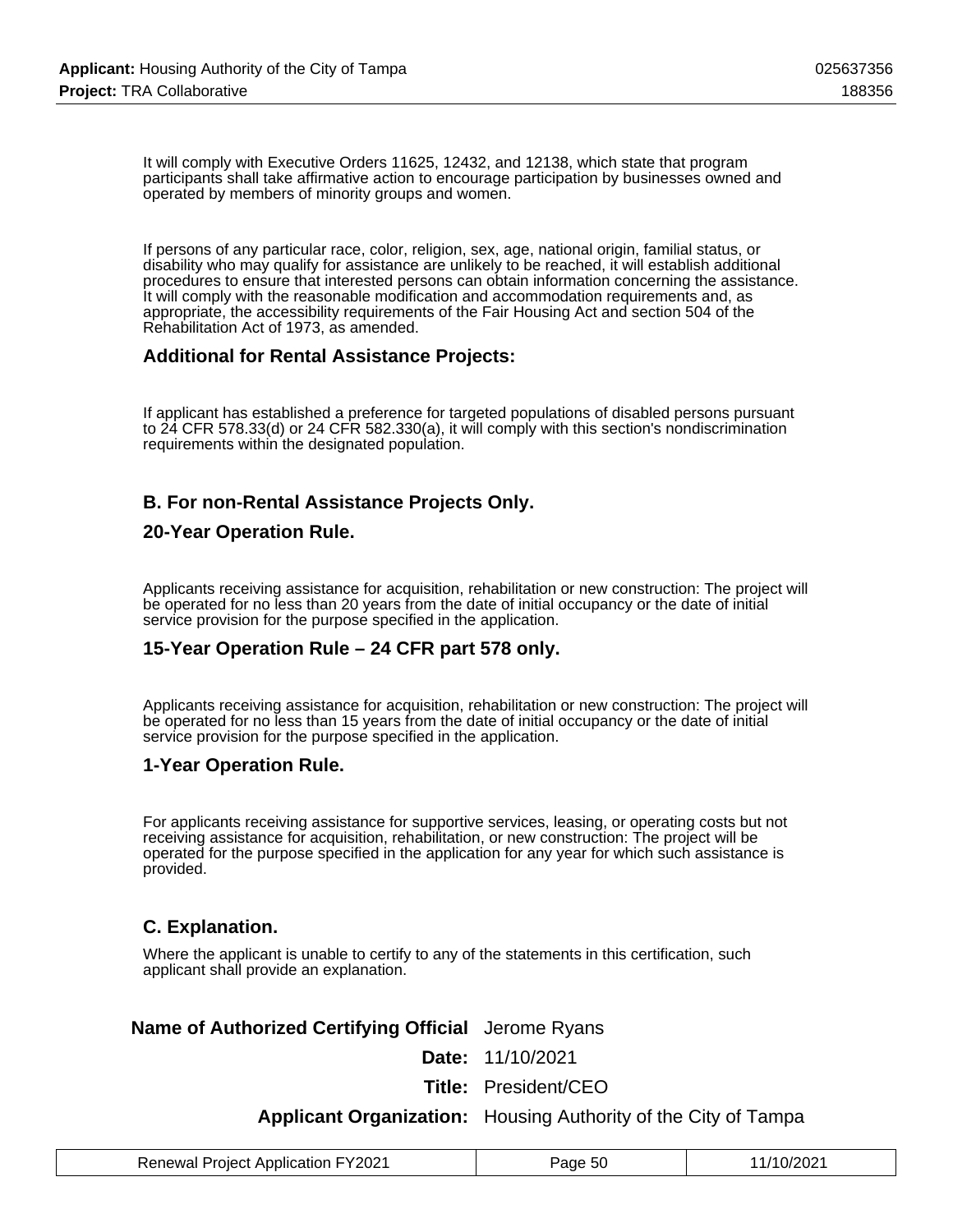It will comply with Executive Orders 11625, 12432, and 12138, which state that program participants shall take affirmative action to encourage participation by businesses owned and operated by members of minority groups and women.

If persons of any particular race, color, religion, sex, age, national origin, familial status, or disability who may qualify for assistance are unlikely to be reached, it will establish additional procedures to ensure that interested persons can obtain information concerning the assistance. It will comply with the reasonable modification and accommodation requirements and, as appropriate, the accessibility requirements of the Fair Housing Act and section 504 of the Rehabilitation Act of 1973, as amended.

### Additional for Rental Assistance Projects:

If applicant has established a preference for targeted populations of disabled persons pursuant to 24 CFR 578.33(d) or 24 CFR 582.330(a), it will comply with this section's nondiscrimination requirements within the designated population.

### B. For non-Rental Assistance Projects Only.

### 20-Year Operation Rule.

Applicants receiving assistance for acquisition, rehabilitation or new construction: The project will be operated for no less than 20 years from the date of initial occupancy or the date of initial service provision for the purpose specified in the application.

### 15-Year Operation Rule – 24 CFR part 578 only.

Applicants receiving assistance for acquisition, rehabilitation or new construction: The project will be operated for no less than 15 years from the date of initial occupancy or the date of initial service provision for the purpose specified in the application.

### 1-Year Operation Rule.

For applicants receiving assistance for supportive services, leasing, or operating costs but not receiving assistance for acquisition, rehabilitation, or new construction: The project will be operated for the purpose specified in the application for any year for which such assistance is provided.

### C. Explanation.

Where the applicant is unable to certify to any of the statements in this certification, such applicant shall provide an explanation.

| | |
|---|---|
| **Name of Authorized Certifying Official** | Jerome Ryans |
| **Date:** | 11/10/2021 |
| **Title:** | President/CEO |
| **Applicant Organization:** | Housing Authority of the City of Tampa |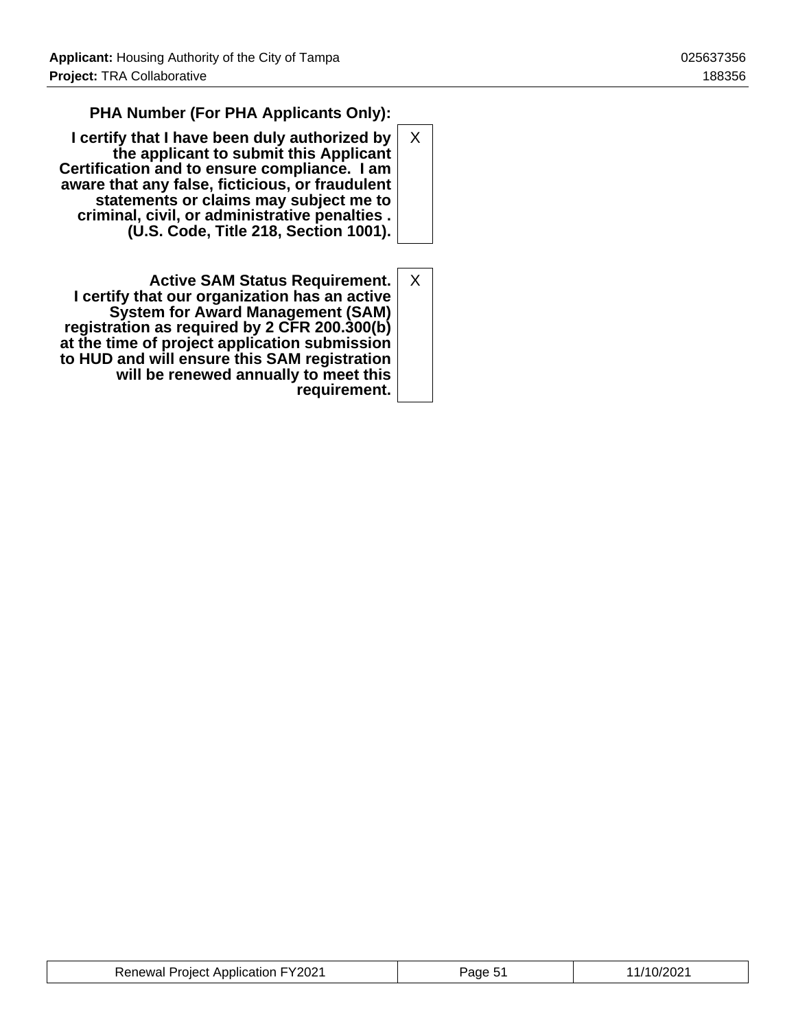| | |
|---|---|
| **PHA Number (For PHA Applicants Only):** | |
| **I certify that I have been duly authorized by the applicant to submit this Applicant Certification and to ensure compliance. I am aware that any false, ficticious, or fraudulent statements or claims may subject me to criminal, civil, or administrative penalties . (U.S. Code, Title 218, Section 1001).** | X |
| **Active SAM Status Requirement. I certify that our organization has an active System for Award Management (SAM) registration as required by 2 CFR 200.300(b) at the time of project application submission to HUD and will ensure this SAM registration will be renewed annually to meet this requirement.** | X |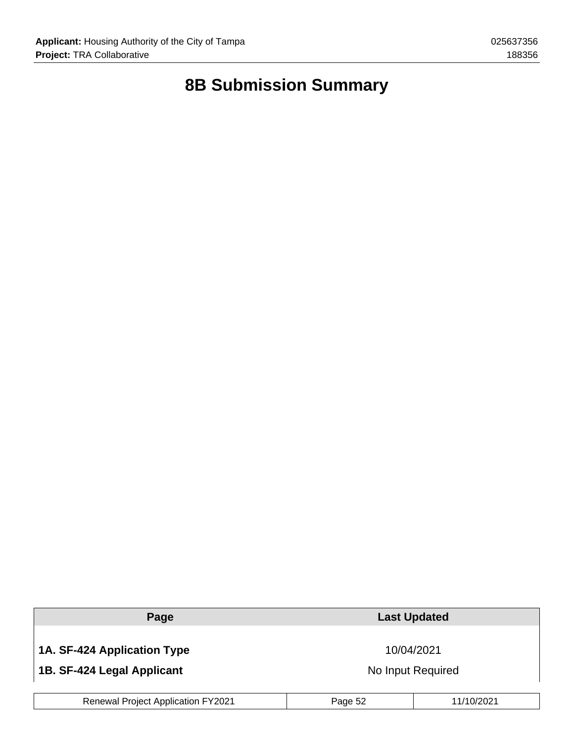# 8B Submission Summary

| Page | Last Updated |
| --- | --- |
| **1A. SF-424 Application Type** | 10/04/2021 |
| **1B. SF-424 Legal Applicant** | No Input Required |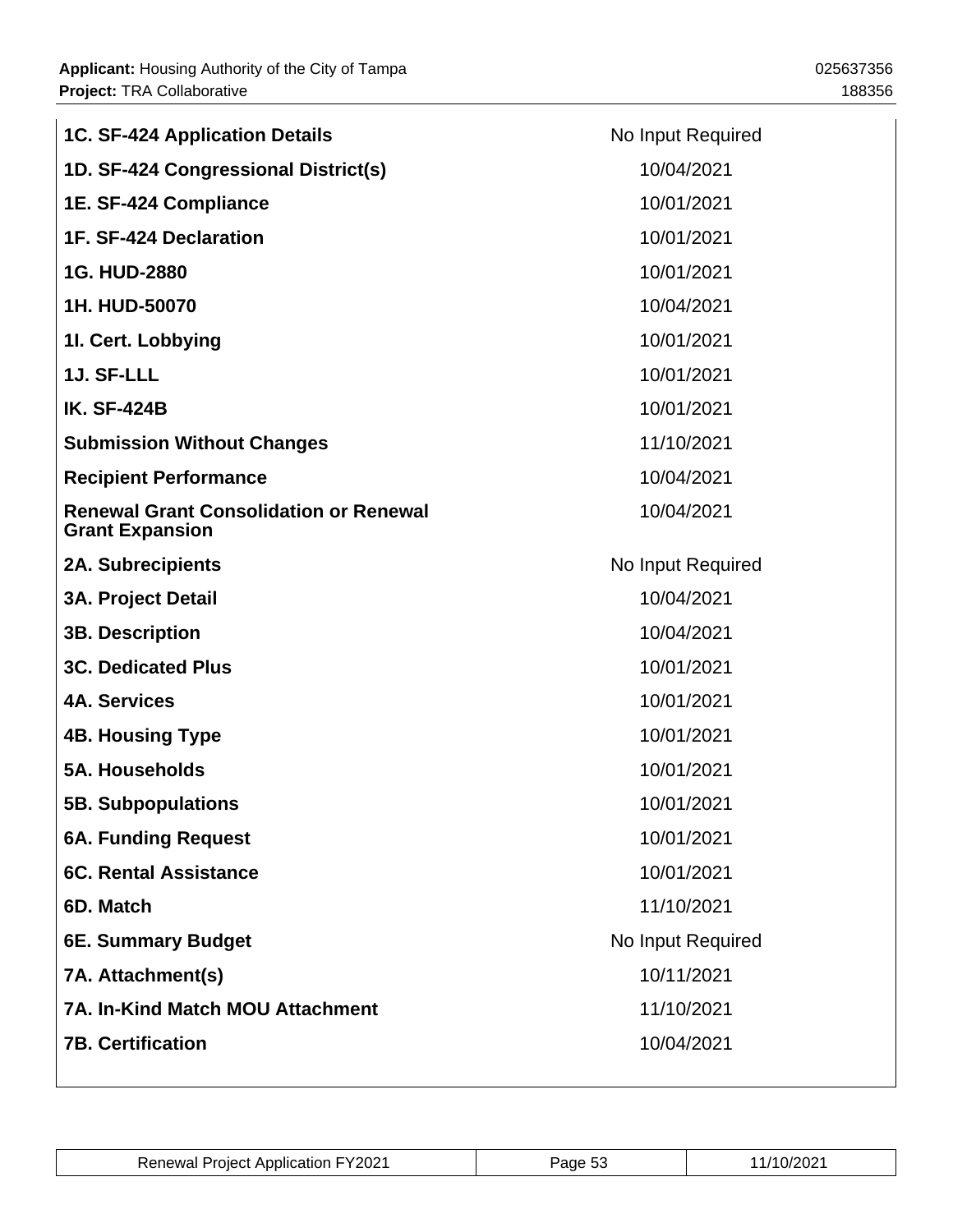| | |
|---|---|
| **1C. SF-424 Application Details** | No Input Required |
| **1D. SF-424 Congressional District(s)** | 10/04/2021 |
| **1E. SF-424 Compliance** | 10/01/2021 |
| **1F. SF-424 Declaration** | 10/01/2021 |
| **1G. HUD-2880** | 10/01/2021 |
| **1H. HUD-50070** | 10/04/2021 |
| **1I. Cert. Lobbying** | 10/01/2021 |
| **1J. SF-LLL** | 10/01/2021 |
| **IK. SF-424B** | 10/01/2021 |
| **Submission Without Changes** | 11/10/2021 |
| **Recipient Performance** | 10/04/2021 |
| **Renewal Grant Consolidation or Renewal Grant Expansion** | 10/04/2021 |
| **2A. Subrecipients** | No Input Required |
| **3A. Project Detail** | 10/04/2021 |
| **3B. Description** | 10/04/2021 |
| **3C. Dedicated Plus** | 10/01/2021 |
| **4A. Services** | 10/01/2021 |
| **4B. Housing Type** | 10/01/2021 |
| **5A. Households** | 10/01/2021 |
| **5B. Subpopulations** | 10/01/2021 |
| **6A. Funding Request** | 10/01/2021 |
| **6C. Rental Assistance** | 10/01/2021 |
| **6D. Match** | 11/10/2021 |
| **6E. Summary Budget** | No Input Required |
| **7A. Attachment(s)** | 10/11/2021 |
| **7A. In-Kind Match MOU Attachment** | 11/10/2021 |
| **7B. Certification** | 10/04/2021 |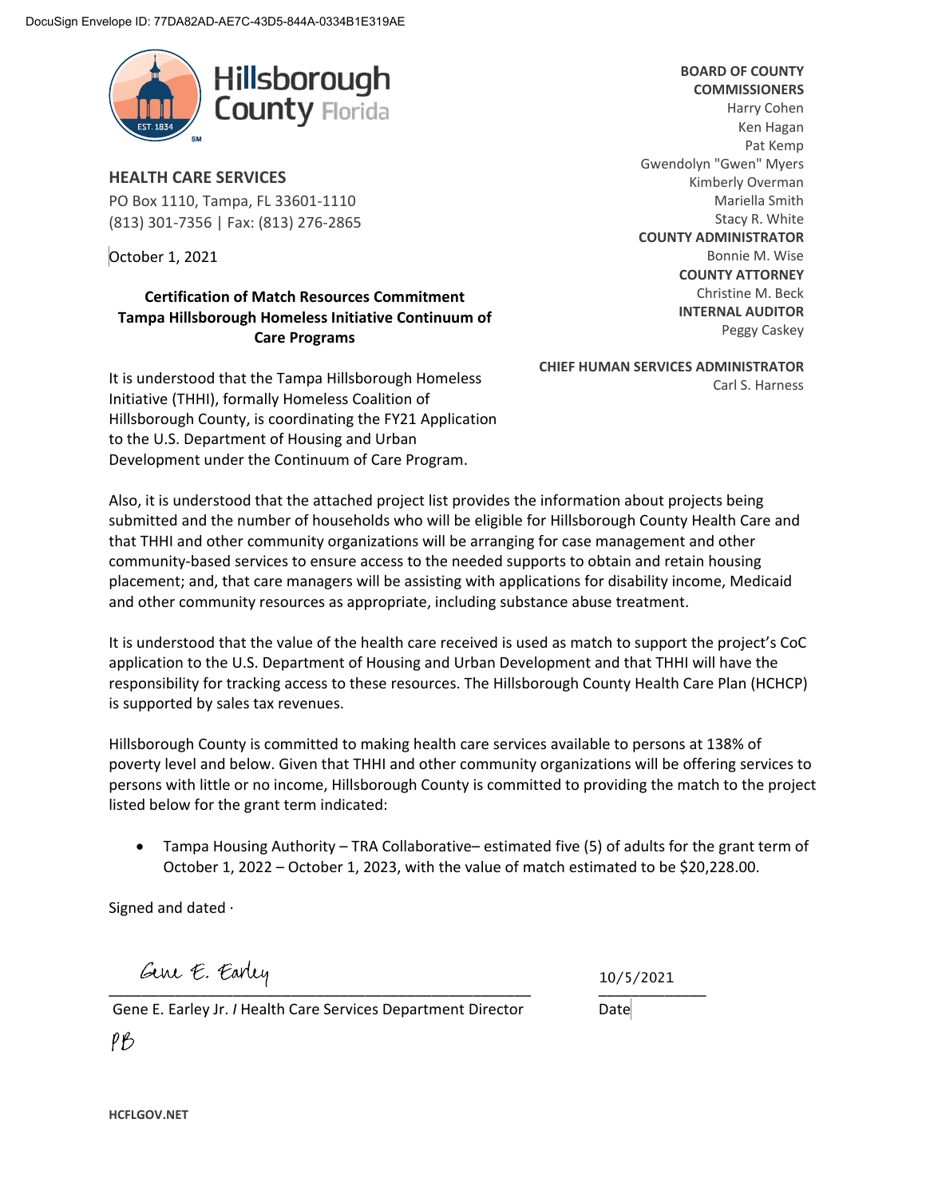DocuSign Envelope ID: 77DA82AD-AE7C-43D5-844A-0334B1E319AE

Hillsborough County Florida

EST. 1834

**HEALTH CARE SERVICES**
PO Box 1110, Tampa, FL 33601-1110
(813) 301-7356 | Fax: (813) 276-2865

**BOARD OF COUNTY COMMISSIONERS**
Harry Cohen
Ken Hagan
Pat Kemp
Gwendolyn "Gwen" Myers
Kimberly Overman
Mariella Smith
Stacy R. White

**COUNTY ADMINISTRATOR**
Bonnie M. Wise

**COUNTY ATTORNEY**
Christine M. Beck

**INTERNAL AUDITOR**
Peggy Caskey

**CHIEF HUMAN SERVICES ADMINISTRATOR**
Carl S. Harness

October 1, 2021

**Certification of Match Resources Commitment
Tampa Hillsborough Homeless Initiative Continuum of Care Programs**

It is understood that the Tampa Hillsborough Homeless Initiative (THHI), formally Homeless Coalition of Hillsborough County, is coordinating the FY21 Application to the U.S. Department of Housing and Urban Development under the Continuum of Care Program.

Also, it is understood that the attached project list provides the information about projects being submitted and the number of households who will be eligible for Hillsborough County Health Care and that THHI and other community organizations will be arranging for case management and other community-based services to ensure access to the needed supports to obtain and retain housing placement; and, that care managers will be assisting with applications for disability income, Medicaid and other community resources as appropriate, including substance abuse treatment.

It is understood that the value of the health care received is used as match to support the project's CoC application to the U.S. Department of Housing and Urban Development and that THHI will have the responsibility for tracking access to these resources. The Hillsborough County Health Care Plan (HCHCP) is supported by sales tax revenues.

Hillsborough County is committed to making health care services available to persons at 138% of poverty level and below. Given that THHI and other community organizations will be offering services to persons with little or no income, Hillsborough County is committed to providing the match to the project listed below for the grant term indicated:

- Tampa Housing Authority – TRA Collaborative– estimated five (5) of adults for the grant term of October 1, 2022 – October 1, 2023, with the value of match estimated to be $20,228.00.

Signed and dated ·

Gene E. Earley

Gene E. Earley Jr. / Health Care Services Department Director

10/5/2021

Date

PB

HCFLGOV.NET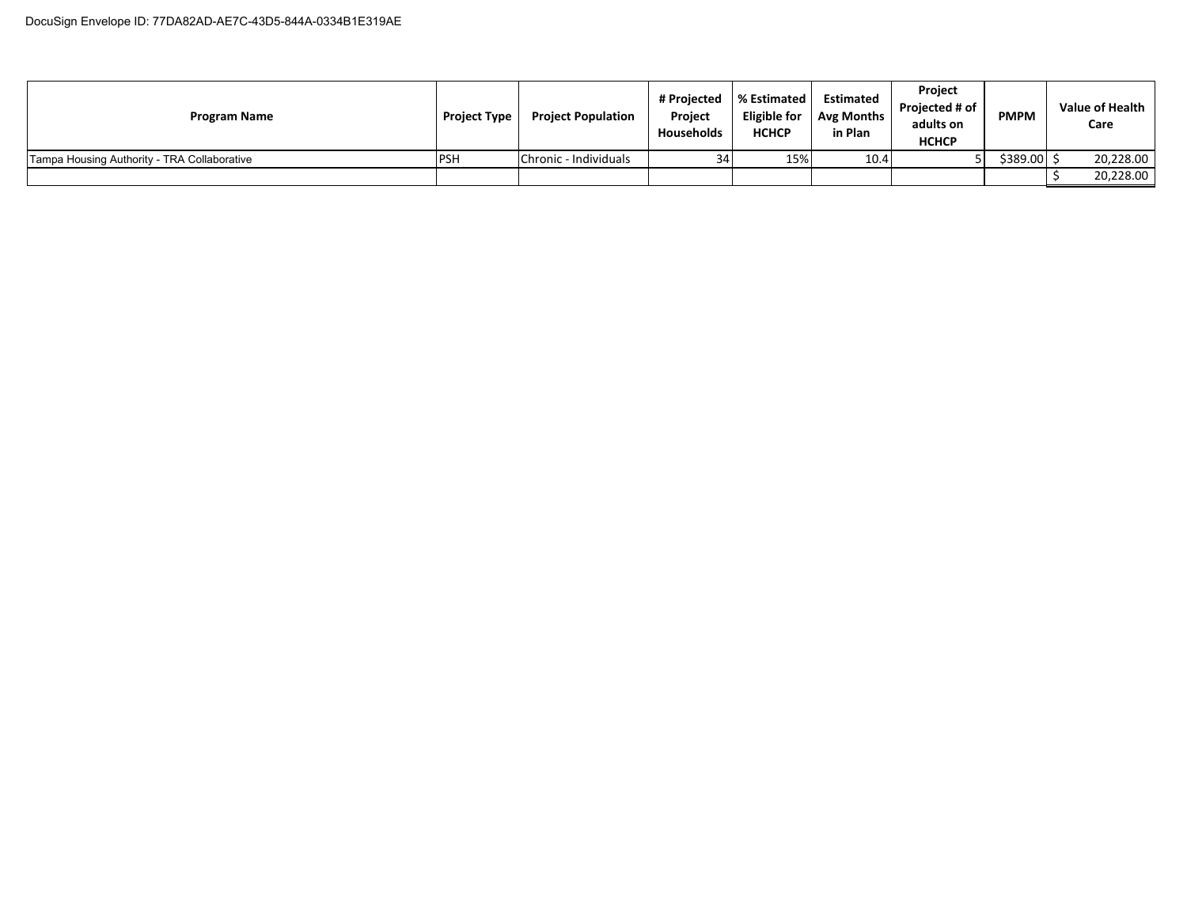DocuSign Envelope ID: 77DA82AD-AE7C-43D5-844A-0334B1E319AE

| Program Name | Project Type | Project Population | # Projected Project Households | % Estimated Eligible for HCHCP | Estimated Avg Months in Plan | Project Projected # of adults on HCHCP | PMPM | Value of Health Care |
|---|---|---|---|---|---|---|---|---|
| Tampa Housing Authority - TRA Collaborative | PSH | Chronic - Individuals | 34 | 15% | 10.4 | 5 | $389.00 | $ 20,228.00 |
| | | | | | | | | $ 20,228.00 |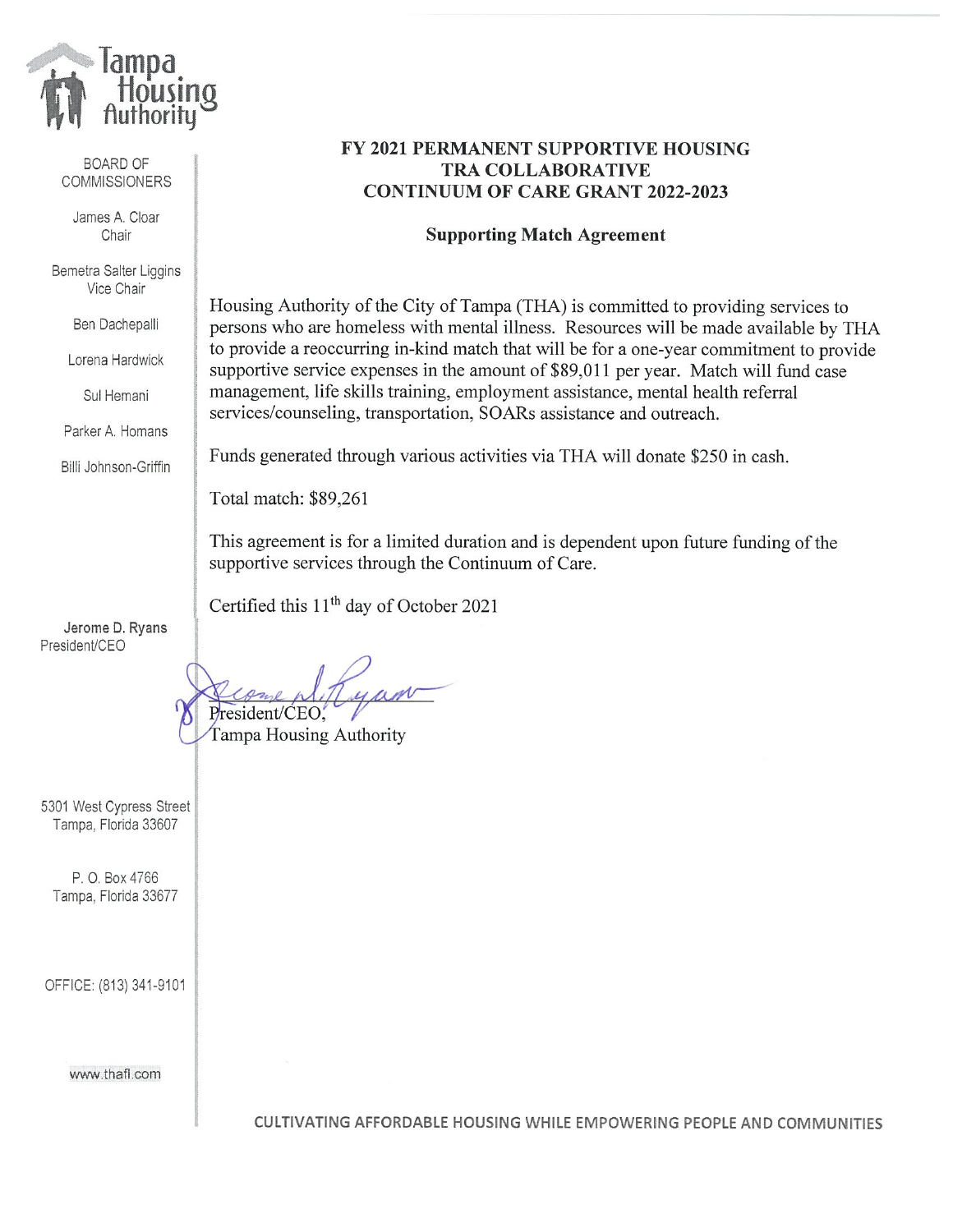Tampa Housing Authority

BOARD OF COMMISSIONERS

James A. Cloar
Chair

Bemetra Salter Liggins
Vice Chair

Ben Dachepalli

Lorena Hardwick

Sul Hemani

Parker A. Homans

Billi Johnson-Griffin

**Jerome D. Ryans**
President/CEO

5301 West Cypress Street
Tampa, Florida 33607

P. O. Box 4766
Tampa, Florida 33677

OFFICE: (813) 341-9101

www.thafl.com

# FY 2021 PERMANENT SUPPORTIVE HOUSING TRA COLLABORATIVE CONTINUUM OF CARE GRANT 2022-2023

## Supporting Match Agreement

Housing Authority of the City of Tampa (THA) is committed to providing services to persons who are homeless with mental illness. Resources will be made available by THA to provide a reoccurring in-kind match that will be for a one-year commitment to provide supportive service expenses in the amount of $89,011 per year. Match will fund case management, life skills training, employment assistance, mental health referral services/counseling, transportation, SOARs assistance and outreach.

Funds generated through various activities via THA will donate $250 in cash.

Total match: $89,261

This agreement is for a limited duration and is dependent upon future funding of the supportive services through the Continuum of Care.

Certified this 11th day of October 2021

President/CEO,
Tampa Housing Authority

CULTIVATING AFFORDABLE HOUSING WHILE EMPOWERING PEOPLE AND COMMUNITIES